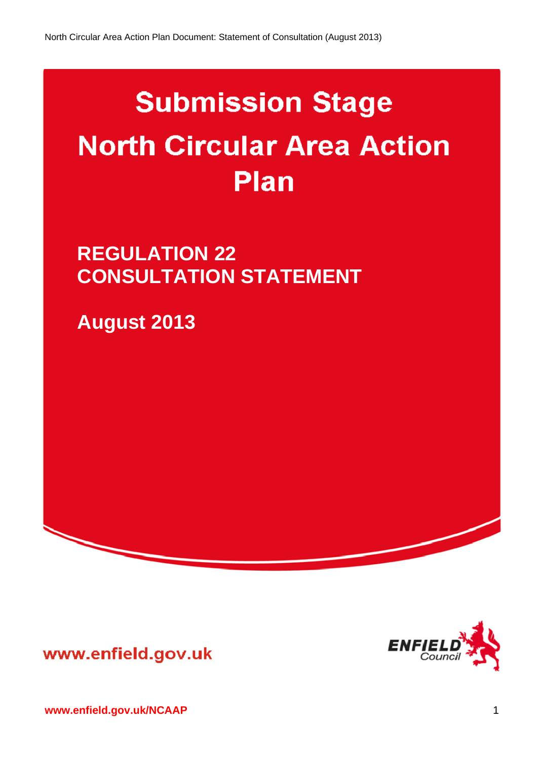# Submission Stage North Circular Area Action Plan

## REGULATION 22 CONSULTATION STATEMENT

## August 2013

www.enfield.gov.uk

ENFIELD Council

www.enfield.gov.uk/NCAAP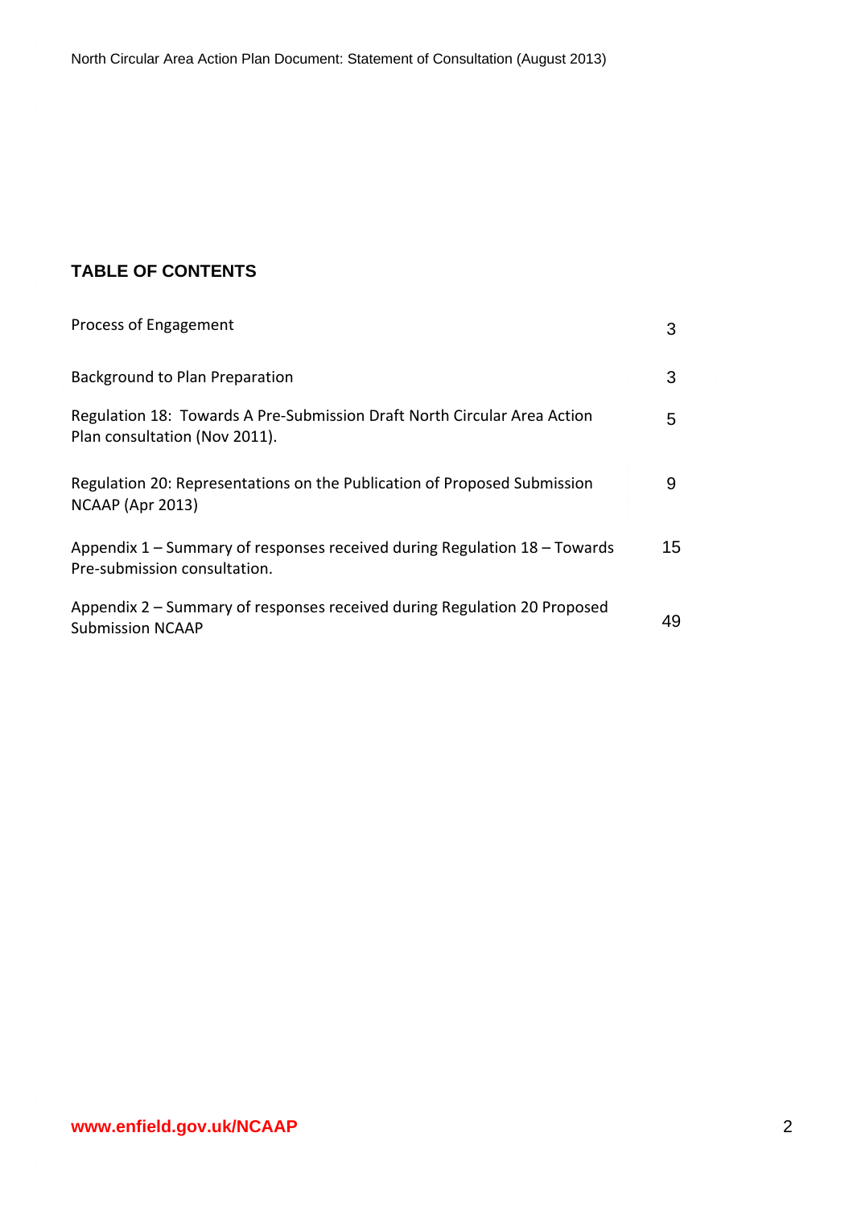## TABLE OF CONTENTS

| | |
|---|---|
| Process of Engagement | 3 |
| Background to Plan Preparation | 3 |
| Regulation 18: Towards A Pre-Submission Draft North Circular Area Action Plan consultation (Nov 2011). | 5 |
| Regulation 20: Representations on the Publication of Proposed Submission NCAAP (Apr 2013) | 9 |
| Appendix 1 – Summary of responses received during Regulation 18 – Towards Pre-submission consultation. | 15 |
| Appendix 2 – Summary of responses received during Regulation 20 Proposed Submission NCAAP | 49 |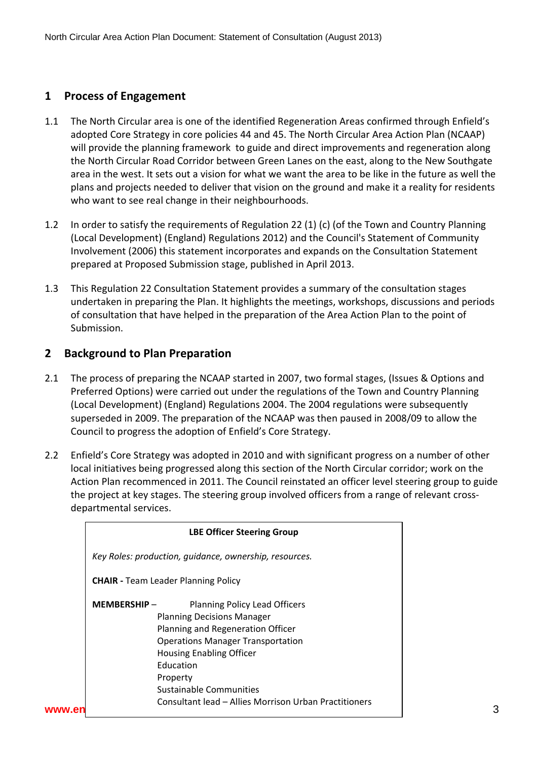## 1 Process of Engagement

1.1 The North Circular area is one of the identified Regeneration Areas confirmed through Enfield's adopted Core Strategy in core policies 44 and 45. The North Circular Area Action Plan (NCAAP) will provide the planning framework to guide and direct improvements and regeneration along the North Circular Road Corridor between Green Lanes on the east, along to the New Southgate area in the west. It sets out a vision for what we want the area to be like in the future as well the plans and projects needed to deliver that vision on the ground and make it a reality for residents who want to see real change in their neighbourhoods.

1.2 In order to satisfy the requirements of Regulation 22 (1) (c) (of the Town and Country Planning (Local Development) (England) Regulations 2012) and the Council's Statement of Community Involvement (2006) this statement incorporates and expands on the Consultation Statement prepared at Proposed Submission stage, published in April 2013.

1.3 This Regulation 22 Consultation Statement provides a summary of the consultation stages undertaken in preparing the Plan. It highlights the meetings, workshops, discussions and periods of consultation that have helped in the preparation of the Area Action Plan to the point of Submission.

## 2 Background to Plan Preparation

2.1 The process of preparing the NCAAP started in 2007, two formal stages, (Issues & Options and Preferred Options) were carried out under the regulations of the Town and Country Planning (Local Development) (England) Regulations 2004. The 2004 regulations were subsequently superseded in 2009. The preparation of the NCAAP was then paused in 2008/09 to allow the Council to progress the adoption of Enfield's Core Strategy.

2.2 Enfield's Core Strategy was adopted in 2010 and with significant progress on a number of other local initiatives being progressed along this section of the North Circular corridor; work on the Action Plan recommenced in 2011. The Council reinstated an officer level steering group to guide the project at key stages. The steering group involved officers from a range of relevant cross-departmental services.

**LBE Officer Steering Group**

*Key Roles: production, guidance, ownership, resources.*

**CHAIR -** Team Leader Planning Policy

**MEMBERSHIP** – Planning Policy Lead Officers
Planning Decisions Manager
Planning and Regeneration Officer
Operations Manager Transportation
Housing Enabling Officer
Education
Property
Sustainable Communities
Consultant lead – Allies Morrison Urban Practitioners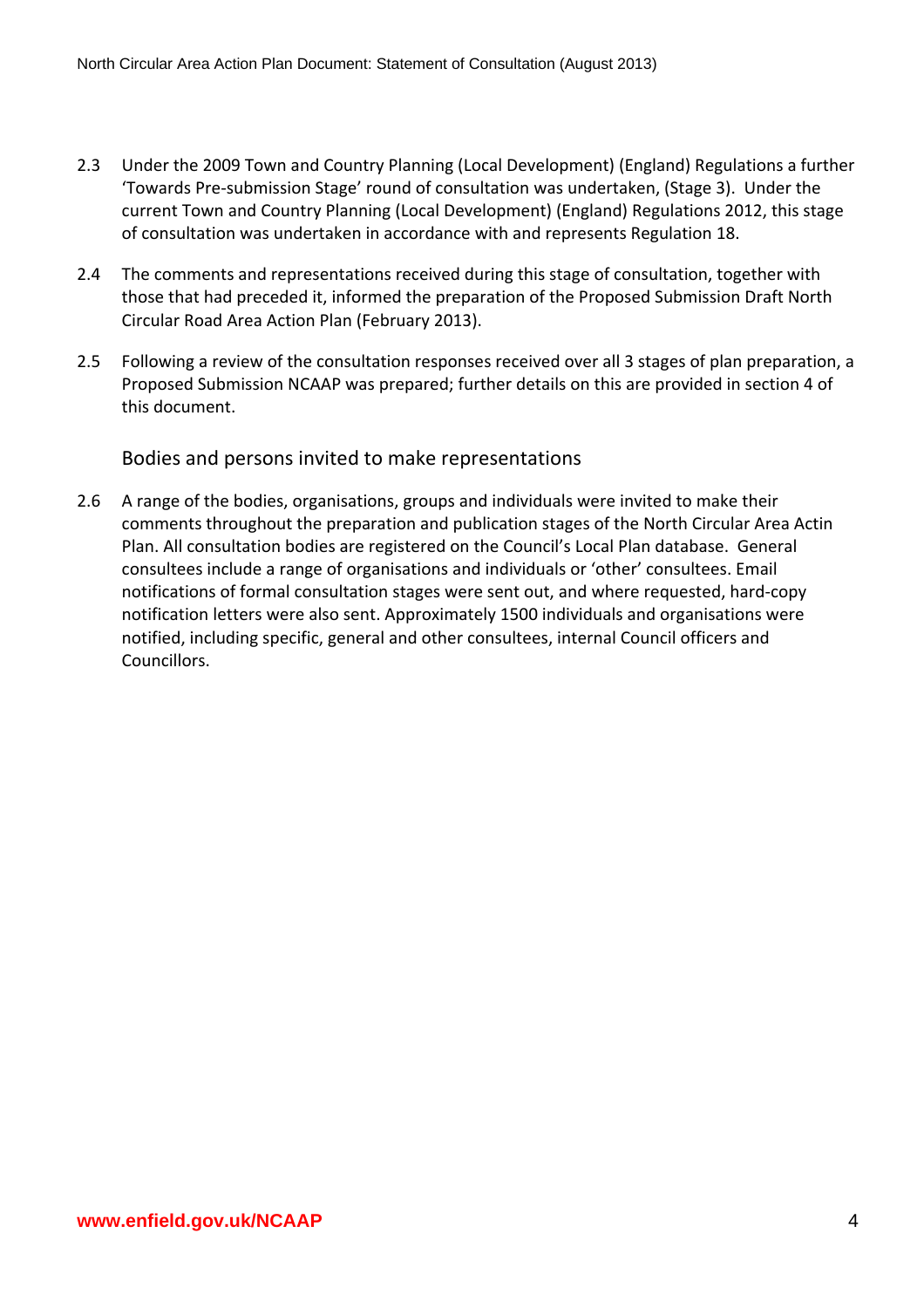2.3 Under the 2009 Town and Country Planning (Local Development) (England) Regulations a further 'Towards Pre-submission Stage' round of consultation was undertaken, (Stage 3). Under the current Town and Country Planning (Local Development) (England) Regulations 2012, this stage of consultation was undertaken in accordance with and represents Regulation 18.

2.4 The comments and representations received during this stage of consultation, together with those that had preceded it, informed the preparation of the Proposed Submission Draft North Circular Road Area Action Plan (February 2013).

2.5 Following a review of the consultation responses received over all 3 stages of plan preparation, a Proposed Submission NCAAP was prepared; further details on this are provided in section 4 of this document.

### Bodies and persons invited to make representations

2.6 A range of the bodies, organisations, groups and individuals were invited to make their comments throughout the preparation and publication stages of the North Circular Area Actin Plan. All consultation bodies are registered on the Council's Local Plan database. General consultees include a range of organisations and individuals or 'other' consultees. Email notifications of formal consultation stages were sent out, and where requested, hard-copy notification letters were also sent. Approximately 1500 individuals and organisations were notified, including specific, general and other consultees, internal Council officers and Councillors.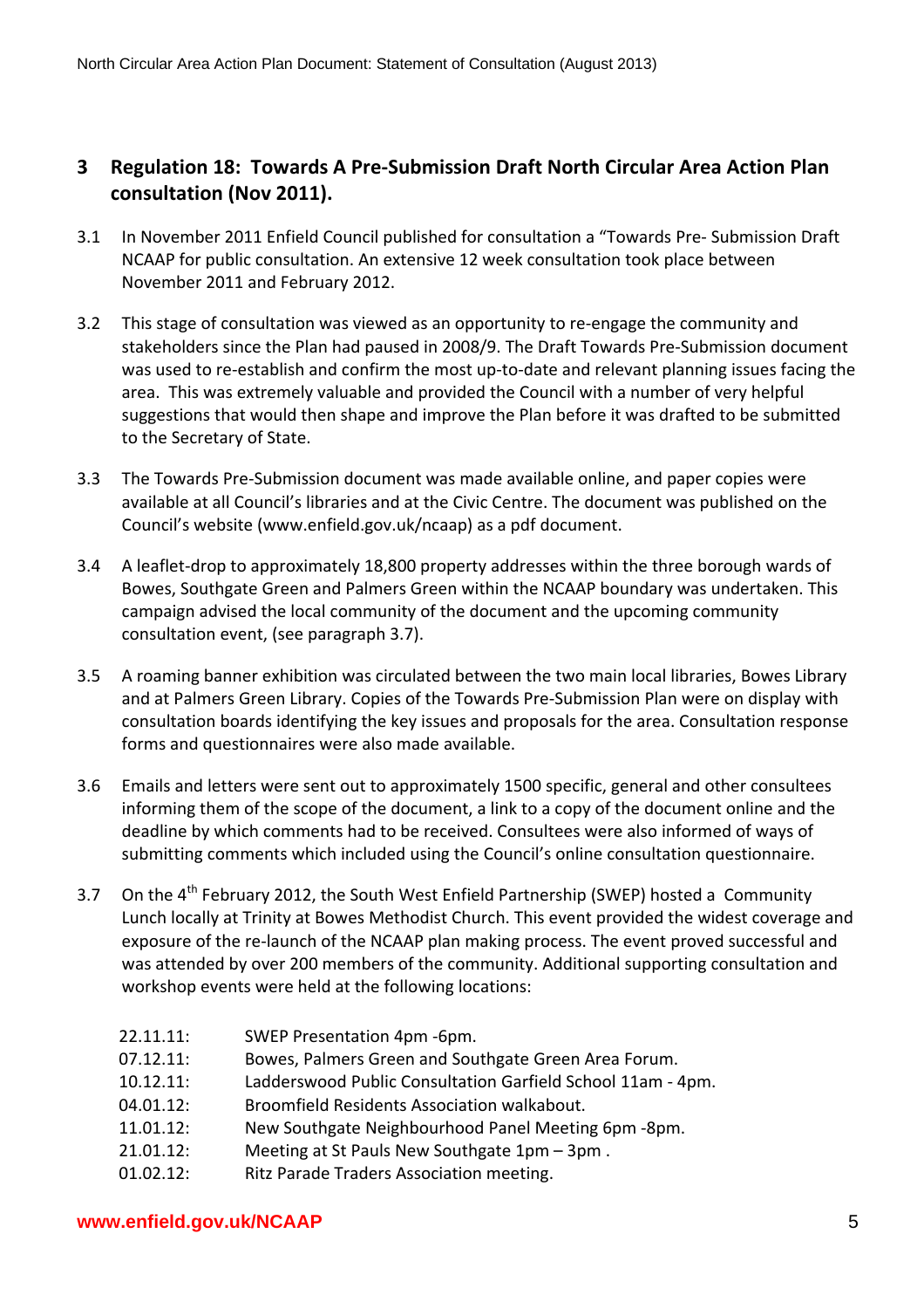## 3 Regulation 18: Towards A Pre-Submission Draft North Circular Area Action Plan consultation (Nov 2011).

3.1 In November 2011 Enfield Council published for consultation a "Towards Pre- Submission Draft NCAAP for public consultation. An extensive 12 week consultation took place between November 2011 and February 2012.

3.2 This stage of consultation was viewed as an opportunity to re-engage the community and stakeholders since the Plan had paused in 2008/9. The Draft Towards Pre-Submission document was used to re-establish and confirm the most up-to-date and relevant planning issues facing the area. This was extremely valuable and provided the Council with a number of very helpful suggestions that would then shape and improve the Plan before it was drafted to be submitted to the Secretary of State.

3.3 The Towards Pre-Submission document was made available online, and paper copies were available at all Council's libraries and at the Civic Centre. The document was published on the Council's website (www.enfield.gov.uk/ncaap) as a pdf document.

3.4 A leaflet-drop to approximately 18,800 property addresses within the three borough wards of Bowes, Southgate Green and Palmers Green within the NCAAP boundary was undertaken. This campaign advised the local community of the document and the upcoming community consultation event, (see paragraph 3.7).

3.5 A roaming banner exhibition was circulated between the two main local libraries, Bowes Library and at Palmers Green Library. Copies of the Towards Pre-Submission Plan were on display with consultation boards identifying the key issues and proposals for the area. Consultation response forms and questionnaires were also made available.

3.6 Emails and letters were sent out to approximately 1500 specific, general and other consultees informing them of the scope of the document, a link to a copy of the document online and the deadline by which comments had to be received. Consultees were also informed of ways of submitting comments which included using the Council's online consultation questionnaire.

3.7 On the 4th February 2012, the South West Enfield Partnership (SWEP) hosted a Community Lunch locally at Trinity at Bowes Methodist Church. This event provided the widest coverage and exposure of the re-launch of the NCAAP plan making process. The event proved successful and was attended by over 200 members of the community. Additional supporting consultation and workshop events were held at the following locations:

| | |
|---|---|
| 22.11.11: | SWEP Presentation 4pm -6pm. |
| 07.12.11: | Bowes, Palmers Green and Southgate Green Area Forum. |
| 10.12.11: | Ladderswood Public Consultation Garfield School 11am - 4pm. |
| 04.01.12: | Broomfield Residents Association walkabout. |
| 11.01.12: | New Southgate Neighbourhood Panel Meeting 6pm -8pm. |
| 21.01.12: | Meeting at St Pauls New Southgate 1pm – 3pm . |
| 01.02.12: | Ritz Parade Traders Association meeting. |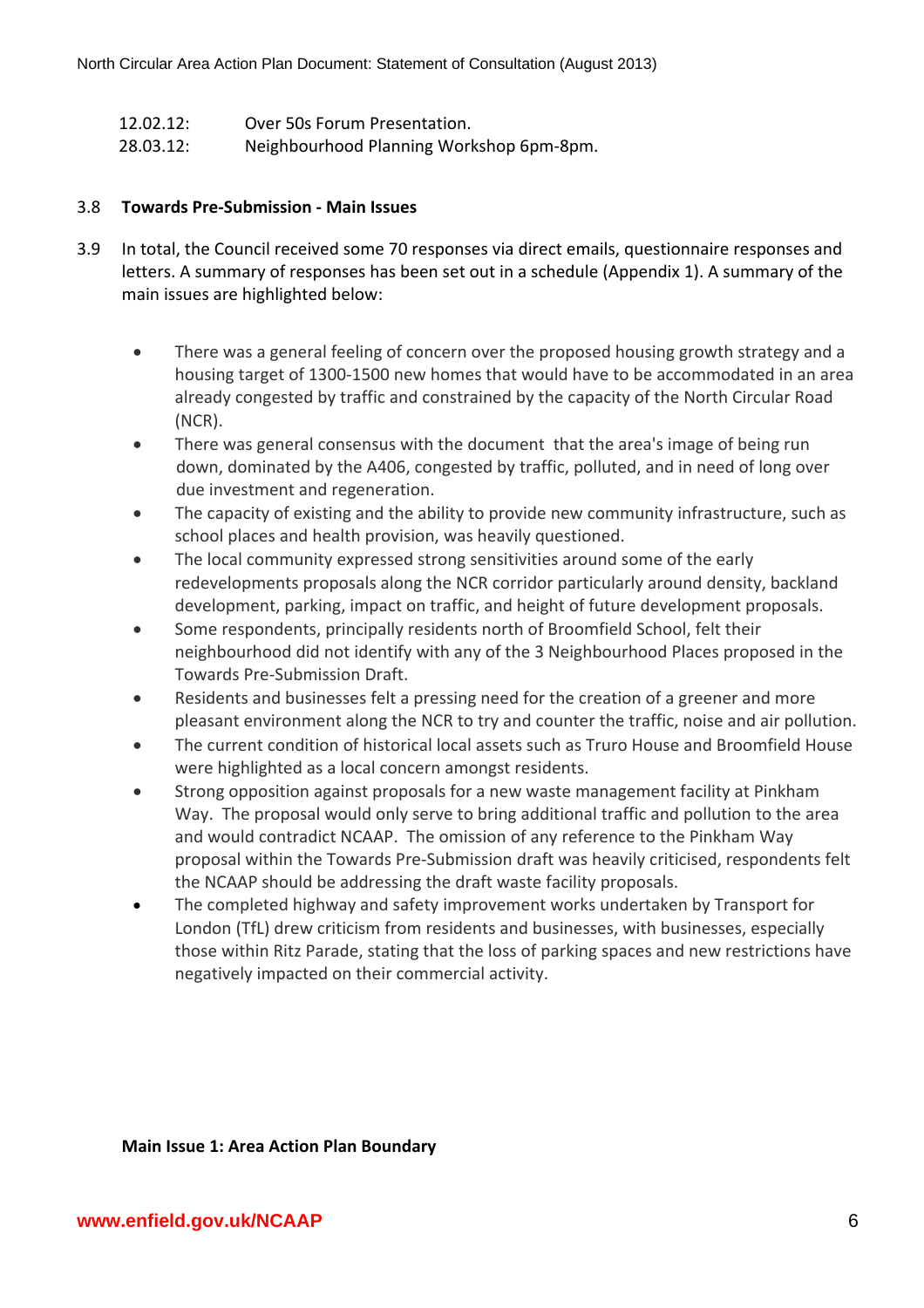12.02.12: Over 50s Forum Presentation.
28.03.12: Neighbourhood Planning Workshop 6pm-8pm.

3.8 **Towards Pre-Submission - Main Issues**

3.9 In total, the Council received some 70 responses via direct emails, questionnaire responses and letters. A summary of responses has been set out in a schedule (Appendix 1). A summary of the main issues are highlighted below:

- There was a general feeling of concern over the proposed housing growth strategy and a housing target of 1300-1500 new homes that would have to be accommodated in an area already congested by traffic and constrained by the capacity of the North Circular Road (NCR).
- There was general consensus with the document that the area's image of being run down, dominated by the A406, congested by traffic, polluted, and in need of long over due investment and regeneration.
- The capacity of existing and the ability to provide new community infrastructure, such as school places and health provision, was heavily questioned.
- The local community expressed strong sensitivities around some of the early redevelopments proposals along the NCR corridor particularly around density, backland development, parking, impact on traffic, and height of future development proposals.
- Some respondents, principally residents north of Broomfield School, felt their neighbourhood did not identify with any of the 3 Neighbourhood Places proposed in the Towards Pre-Submission Draft.
- Residents and businesses felt a pressing need for the creation of a greener and more pleasant environment along the NCR to try and counter the traffic, noise and air pollution.
- The current condition of historical local assets such as Truro House and Broomfield House were highlighted as a local concern amongst residents.
- Strong opposition against proposals for a new waste management facility at Pinkham Way. The proposal would only serve to bring additional traffic and pollution to the area and would contradict NCAAP. The omission of any reference to the Pinkham Way proposal within the Towards Pre-Submission draft was heavily criticised, respondents felt the NCAAP should be addressing the draft waste facility proposals.
- The completed highway and safety improvement works undertaken by Transport for London (TfL) drew criticism from residents and businesses, with businesses, especially those within Ritz Parade, stating that the loss of parking spaces and new restrictions have negatively impacted on their commercial activity.

**Main Issue 1: Area Action Plan Boundary**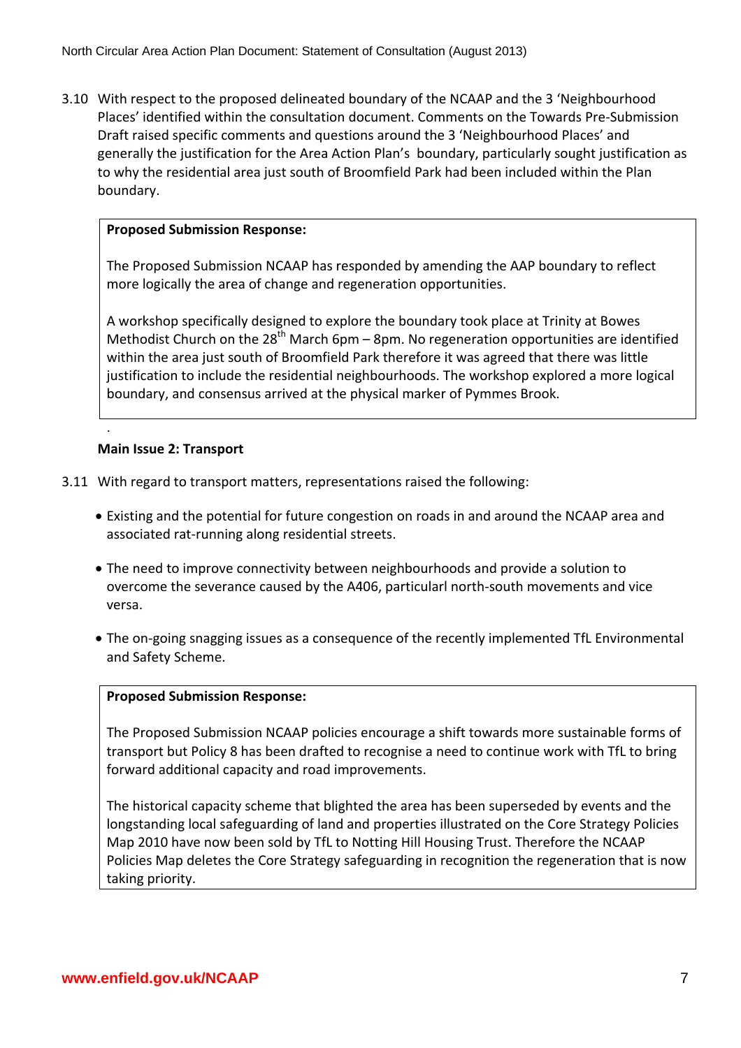3.10 With respect to the proposed delineated boundary of the NCAAP and the 3 'Neighbourhood Places' identified within the consultation document. Comments on the Towards Pre-Submission Draft raised specific comments and questions around the 3 'Neighbourhood Places' and generally the justification for the Area Action Plan's boundary, particularly sought justification as to why the residential area just south of Broomfield Park had been included within the Plan boundary.

> **Proposed Submission Response:**
>
> The Proposed Submission NCAAP has responded by amending the AAP boundary to reflect more logically the area of change and regeneration opportunities.
>
> A workshop specifically designed to explore the boundary took place at Trinity at Bowes Methodist Church on the 28th March 6pm – 8pm. No regeneration opportunities are identified within the area just south of Broomfield Park therefore it was agreed that there was little justification to include the residential neighbourhoods. The workshop explored a more logical boundary, and consensus arrived at the physical marker of Pymmes Brook.

.

**Main Issue 2: Transport**

3.11 With regard to transport matters, representations raised the following:

- Existing and the potential for future congestion on roads in and around the NCAAP area and associated rat-running along residential streets.
- The need to improve connectivity between neighbourhoods and provide a solution to overcome the severance caused by the A406, particularl north-south movements and vice versa.
- The on-going snagging issues as a consequence of the recently implemented TfL Environmental and Safety Scheme.

> **Proposed Submission Response:**
>
> The Proposed Submission NCAAP policies encourage a shift towards more sustainable forms of transport but Policy 8 has been drafted to recognise a need to continue work with TfL to bring forward additional capacity and road improvements.
>
> The historical capacity scheme that blighted the area has been superseded by events and the longstanding local safeguarding of land and properties illustrated on the Core Strategy Policies Map 2010 have now been sold by TfL to Notting Hill Housing Trust. Therefore the NCAAP Policies Map deletes the Core Strategy safeguarding in recognition the regeneration that is now taking priority.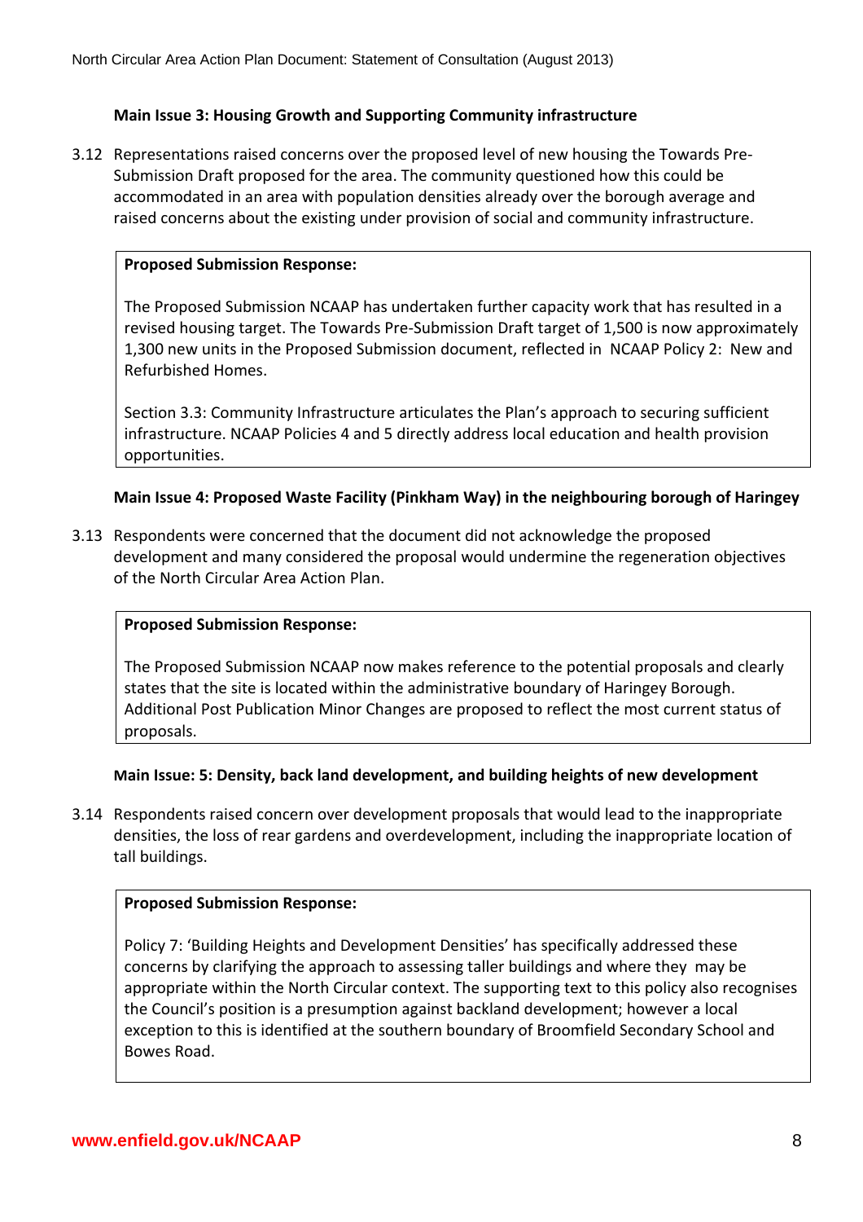### Main Issue 3: Housing Growth and Supporting Community infrastructure

3.12 Representations raised concerns over the proposed level of new housing the Towards Pre-Submission Draft proposed for the area. The community questioned how this could be accommodated in an area with population densities already over the borough average and raised concerns about the existing under provision of social and community infrastructure.

> **Proposed Submission Response:**
>
> The Proposed Submission NCAAP has undertaken further capacity work that has resulted in a revised housing target. The Towards Pre-Submission Draft target of 1,500 is now approximately 1,300 new units in the Proposed Submission document, reflected in NCAAP Policy 2: New and Refurbished Homes.
>
> Section 3.3: Community Infrastructure articulates the Plan's approach to securing sufficient infrastructure. NCAAP Policies 4 and 5 directly address local education and health provision opportunities.

### Main Issue 4: Proposed Waste Facility (Pinkham Way) in the neighbouring borough of Haringey

3.13 Respondents were concerned that the document did not acknowledge the proposed development and many considered the proposal would undermine the regeneration objectives of the North Circular Area Action Plan.

> **Proposed Submission Response:**
>
> The Proposed Submission NCAAP now makes reference to the potential proposals and clearly states that the site is located within the administrative boundary of Haringey Borough. Additional Post Publication Minor Changes are proposed to reflect the most current status of proposals.

### Main Issue: 5: Density, back land development, and building heights of new development

3.14 Respondents raised concern over development proposals that would lead to the inappropriate densities, the loss of rear gardens and overdevelopment, including the inappropriate location of tall buildings.

> **Proposed Submission Response:**
>
> Policy 7: 'Building Heights and Development Densities' has specifically addressed these concerns by clarifying the approach to assessing taller buildings and where they may be appropriate within the North Circular context. The supporting text to this policy also recognises the Council's position is a presumption against backland development; however a local exception to this is identified at the southern boundary of Broomfield Secondary School and Bowes Road.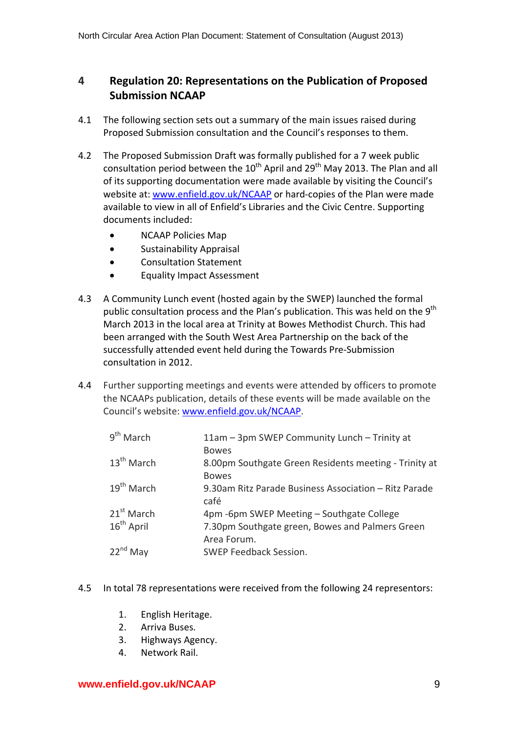## 4 Regulation 20: Representations on the Publication of Proposed Submission NCAAP

4.1 The following section sets out a summary of the main issues raised during Proposed Submission consultation and the Council's responses to them.

4.2 The Proposed Submission Draft was formally published for a 7 week public consultation period between the 10th April and 29th May 2013. The Plan and all of its supporting documentation were made available by visiting the Council's website at: www.enfield.gov.uk/NCAAP or hard-copies of the Plan were made available to view in all of Enfield's Libraries and the Civic Centre. Supporting documents included:

- NCAAP Policies Map
- Sustainability Appraisal
- Consultation Statement
- Equality Impact Assessment

4.3 A Community Lunch event (hosted again by the SWEP) launched the formal public consultation process and the Plan's publication. This was held on the 9th March 2013 in the local area at Trinity at Bowes Methodist Church. This had been arranged with the South West Area Partnership on the back of the successfully attended event held during the Towards Pre-Submission consultation in 2012.

4.4 Further supporting meetings and events were attended by officers to promote the NCAAPs publication, details of these events will be made available on the Council's website: www.enfield.gov.uk/NCAAP.

| | |
|---|---|
| 9th March | 11am – 3pm SWEP Community Lunch – Trinity at Bowes |
| 13th March | 8.00pm Southgate Green Residents meeting - Trinity at Bowes |
| 19th March | 9.30am Ritz Parade Business Association – Ritz Parade café |
| 21st March | 4pm -6pm SWEP Meeting – Southgate College |
| 16th April | 7.30pm Southgate green, Bowes and Palmers Green Area Forum. |
| 22nd May | SWEP Feedback Session. |

4.5 In total 78 representations were received from the following 24 representors:

1. English Heritage.
2. Arriva Buses.
3. Highways Agency.
4. Network Rail.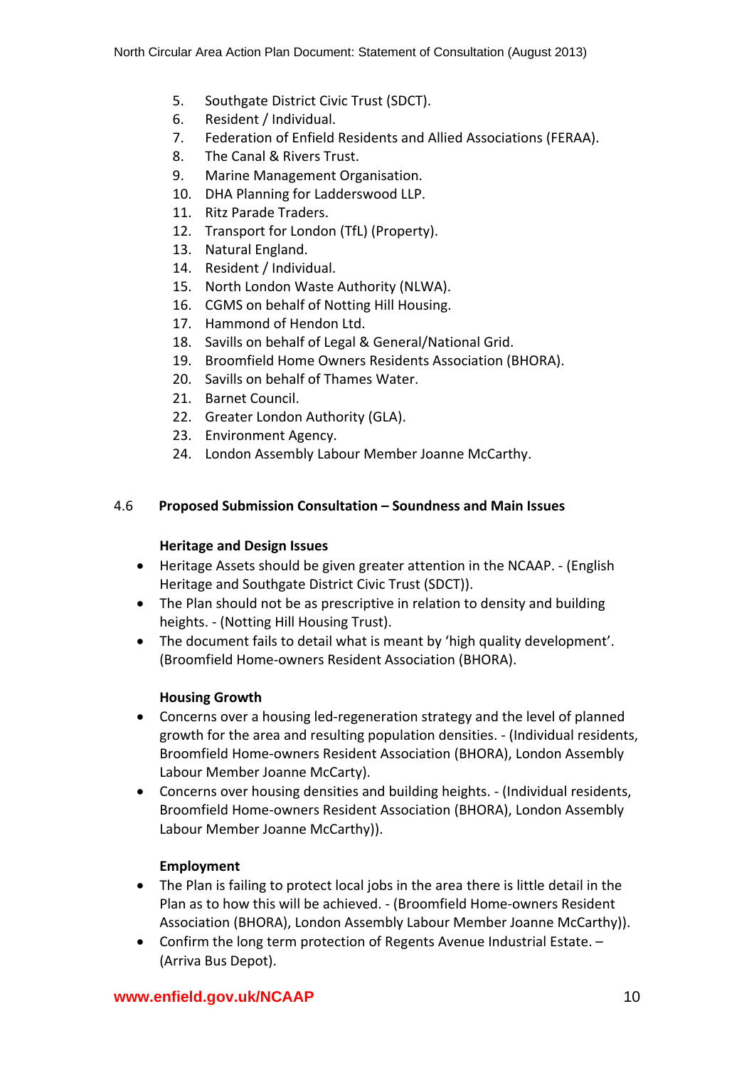5. Southgate District Civic Trust (SDCT).
6. Resident / Individual.
7. Federation of Enfield Residents and Allied Associations (FERAA).
8. The Canal & Rivers Trust.
9. Marine Management Organisation.
10. DHA Planning for Ladderswood LLP.
11. Ritz Parade Traders.
12. Transport for London (TfL) (Property).
13. Natural England.
14. Resident / Individual.
15. North London Waste Authority (NLWA).
16. CGMS on behalf of Notting Hill Housing.
17. Hammond of Hendon Ltd.
18. Savills on behalf of Legal & General/National Grid.
19. Broomfield Home Owners Residents Association (BHORA).
20. Savills on behalf of Thames Water.
21. Barnet Council.
22. Greater London Authority (GLA).
23. Environment Agency.
24. London Assembly Labour Member Joanne McCarthy.

4.6 **Proposed Submission Consultation – Soundness and Main Issues**

**Heritage and Design Issues**

- Heritage Assets should be given greater attention in the NCAAP. - (English Heritage and Southgate District Civic Trust (SDCT)).
- The Plan should not be as prescriptive in relation to density and building heights. - (Notting Hill Housing Trust).
- The document fails to detail what is meant by 'high quality development'. (Broomfield Home-owners Resident Association (BHORA).

**Housing Growth**

- Concerns over a housing led-regeneration strategy and the level of planned growth for the area and resulting population densities. - (Individual residents, Broomfield Home-owners Resident Association (BHORA), London Assembly Labour Member Joanne McCarty).
- Concerns over housing densities and building heights. - (Individual residents, Broomfield Home-owners Resident Association (BHORA), London Assembly Labour Member Joanne McCarthy)).

**Employment**

- The Plan is failing to protect local jobs in the area there is little detail in the Plan as to how this will be achieved. - (Broomfield Home-owners Resident Association (BHORA), London Assembly Labour Member Joanne McCarthy)).
- Confirm the long term protection of Regents Avenue Industrial Estate. – (Arriva Bus Depot).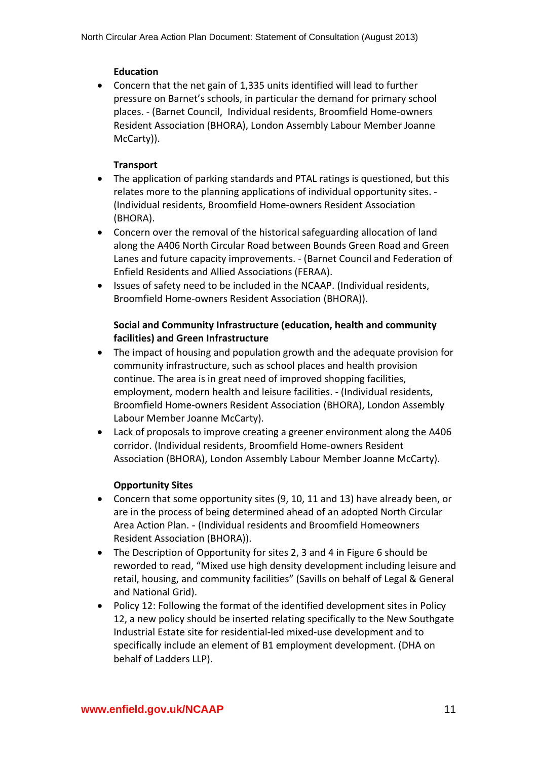**Education**

- Concern that the net gain of 1,335 units identified will lead to further pressure on Barnet's schools, in particular the demand for primary school places. - (Barnet Council, Individual residents, Broomfield Home-owners Resident Association (BHORA), London Assembly Labour Member Joanne McCarty)).

**Transport**

- The application of parking standards and PTAL ratings is questioned, but this relates more to the planning applications of individual opportunity sites. - (Individual residents, Broomfield Home-owners Resident Association (BHORA).
- Concern over the removal of the historical safeguarding allocation of land along the A406 North Circular Road between Bounds Green Road and Green Lanes and future capacity improvements. - (Barnet Council and Federation of Enfield Residents and Allied Associations (FERAA).
- Issues of safety need to be included in the NCAAP. (Individual residents, Broomfield Home-owners Resident Association (BHORA)).

**Social and Community Infrastructure (education, health and community facilities) and Green Infrastructure**

- The impact of housing and population growth and the adequate provision for community infrastructure, such as school places and health provision continue. The area is in great need of improved shopping facilities, employment, modern health and leisure facilities. - (Individual residents, Broomfield Home-owners Resident Association (BHORA), London Assembly Labour Member Joanne McCarty).
- Lack of proposals to improve creating a greener environment along the A406 corridor. (Individual residents, Broomfield Home-owners Resident Association (BHORA), London Assembly Labour Member Joanne McCarty).

**Opportunity Sites**

- Concern that some opportunity sites (9, 10, 11 and 13) have already been, or are in the process of being determined ahead of an adopted North Circular Area Action Plan. - (Individual residents and Broomfield Homeowners Resident Association (BHORA)).
- The Description of Opportunity for sites 2, 3 and 4 in Figure 6 should be reworded to read, "Mixed use high density development including leisure and retail, housing, and community facilities" (Savills on behalf of Legal & General and National Grid).
- Policy 12: Following the format of the identified development sites in Policy 12, a new policy should be inserted relating specifically to the New Southgate Industrial Estate site for residential-led mixed-use development and to specifically include an element of B1 employment development. (DHA on behalf of Ladders LLP).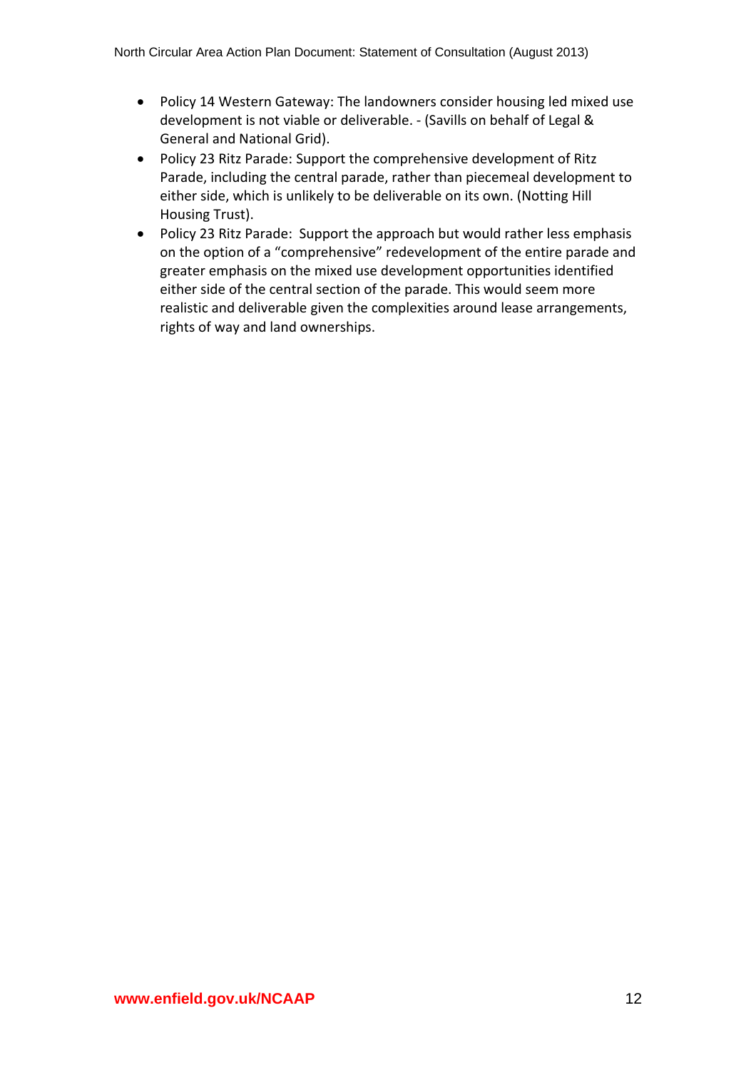- Policy 14 Western Gateway: The landowners consider housing led mixed use development is not viable or deliverable. - (Savills on behalf of Legal & General and National Grid).
- Policy 23 Ritz Parade: Support the comprehensive development of Ritz Parade, including the central parade, rather than piecemeal development to either side, which is unlikely to be deliverable on its own. (Notting Hill Housing Trust).
- Policy 23 Ritz Parade: Support the approach but would rather less emphasis on the option of a "comprehensive" redevelopment of the entire parade and greater emphasis on the mixed use development opportunities identified either side of the central section of the parade. This would seem more realistic and deliverable given the complexities around lease arrangements, rights of way and land ownerships.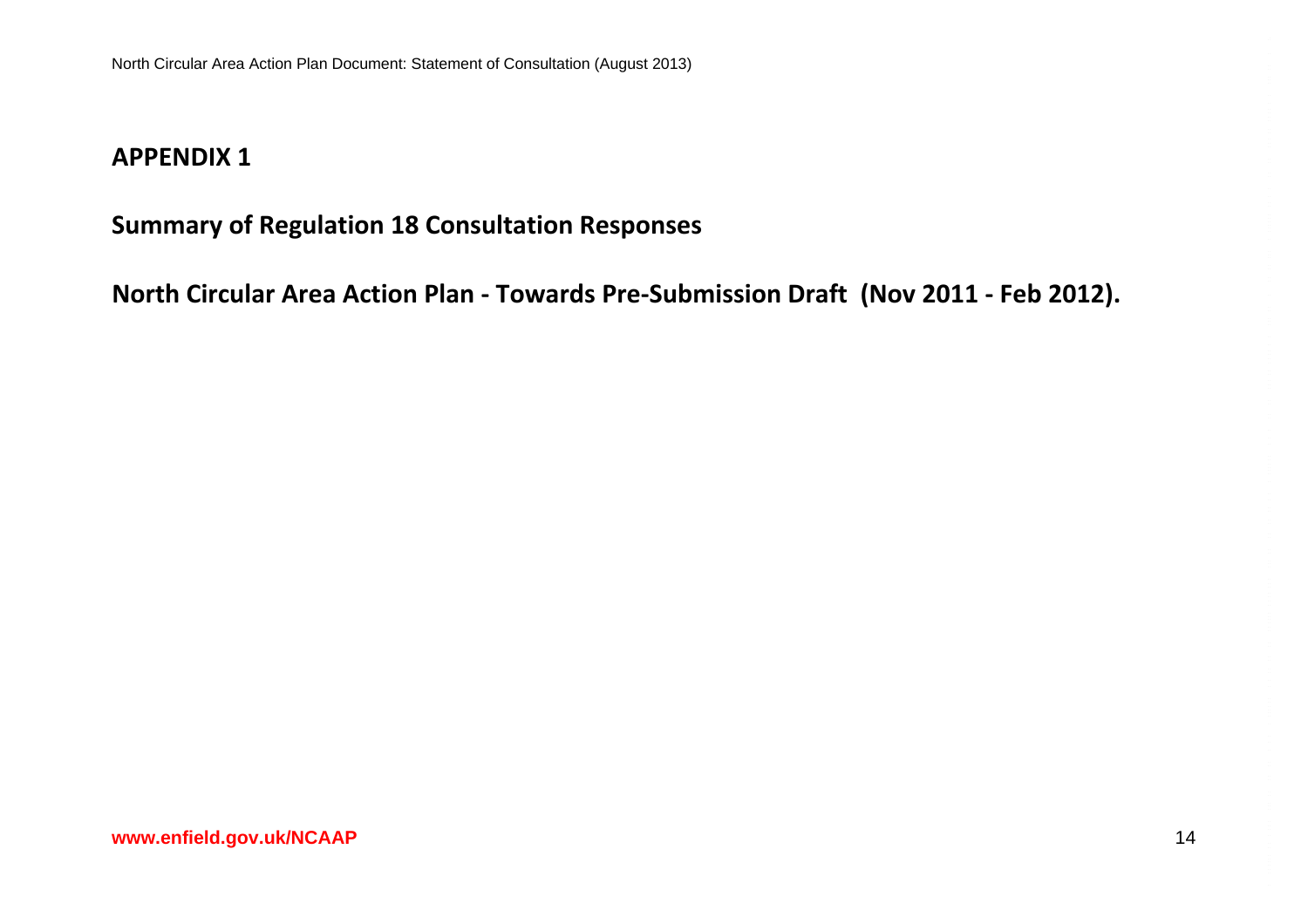# APPENDIX 1

## Summary of Regulation 18 Consultation Responses

## North Circular Area Action Plan - Towards Pre-Submission Draft (Nov 2011 - Feb 2012).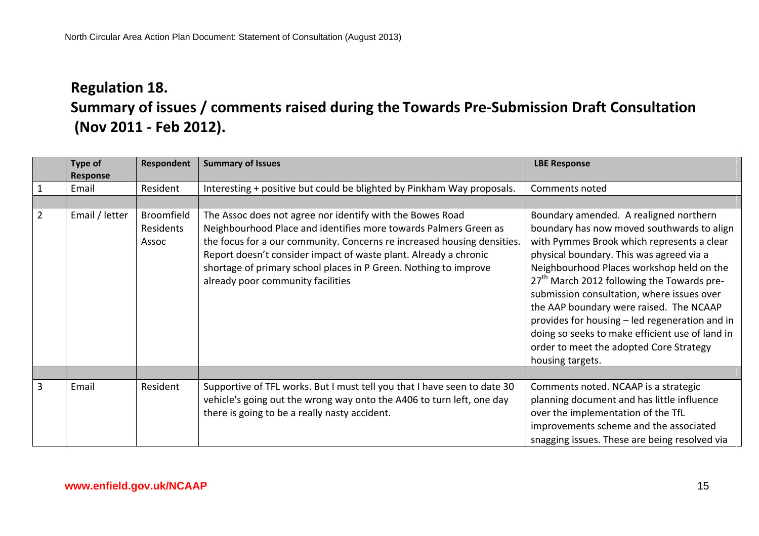## Regulation 18.

## Summary of issues / comments raised during the Towards Pre-Submission Draft Consultation (Nov 2011 - Feb 2012).

| | Type of Response | Respondent | Summary of Issues | LBE Response |
|---|---|---|---|---|
| 1 | Email | Resident | Interesting + positive but could be blighted by Pinkham Way proposals. | Comments noted |
| | | | | |
| 2 | Email / letter | Broomfield Residents Assoc | The Assoc does not agree nor identify with the Bowes Road Neighbourhood Place and identifies more towards Palmers Green as the focus for a our community. Concerns re increased housing densities. Report doesn't consider impact of waste plant. Already a chronic shortage of primary school places in P Green. Nothing to improve already poor community facilities | Boundary amended. A realigned northern boundary has now moved southwards to align with Pymmes Brook which represents a clear physical boundary. This was agreed via a Neighbourhood Places workshop held on the 27th March 2012 following the Towards pre-submission consultation, where issues over the AAP boundary were raised. The NCAAP provides for housing – led regeneration and in doing so seeks to make efficient use of land in order to meet the adopted Core Strategy housing targets. |
| | | | | |
| 3 | Email | Resident | Supportive of TFL works. But I must tell you that I have seen to date 30 vehicle's going out the wrong way onto the A406 to turn left, one day there is going to be a really nasty accident. | Comments noted. NCAAP is a strategic planning document and has little influence over the implementation of the TfL improvements scheme and the associated snagging issues. These are being resolved via |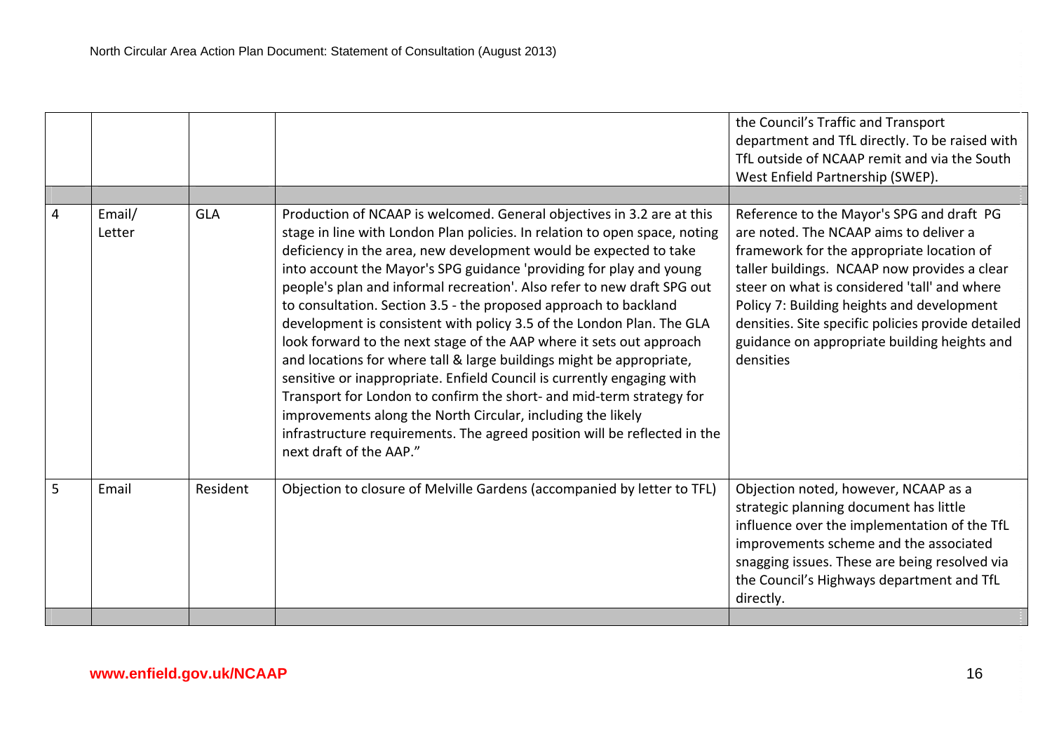| | | | | |
|---|---|---|---|---|
| | | | | the Council's Traffic and Transport department and TfL directly. To be raised with TfL outside of NCAAP remit and via the South West Enfield Partnership (SWEP). |
| | | | | |
| 4 | Email/ Letter | GLA | Production of NCAAP is welcomed. General objectives in 3.2 are at this stage in line with London Plan policies. In relation to open space, noting deficiency in the area, new development would be expected to take into account the Mayor's SPG guidance 'providing for play and young people's plan and informal recreation'. Also refer to new draft SPG out to consultation. Section 3.5 - the proposed approach to backland development is consistent with policy 3.5 of the London Plan. The GLA look forward to the next stage of the AAP where it sets out approach and locations for where tall & large buildings might be appropriate, sensitive or inappropriate. Enfield Council is currently engaging with Transport for London to confirm the short- and mid-term strategy for improvements along the North Circular, including the likely infrastructure requirements. The agreed position will be reflected in the next draft of the AAP." | Reference to the Mayor's SPG and draft PG are noted. The NCAAP aims to deliver a framework for the appropriate location of taller buildings. NCAAP now provides a clear steer on what is considered 'tall' and where Policy 7: Building heights and development densities. Site specific policies provide detailed guidance on appropriate building heights and densities |
| 5 | Email | Resident | Objection to closure of Melville Gardens (accompanied by letter to TFL) | Objection noted, however, NCAAP as a strategic planning document has little influence over the implementation of the TfL improvements scheme and the associated snagging issues. These are being resolved via the Council's Highways department and TfL directly. |
| | | | | |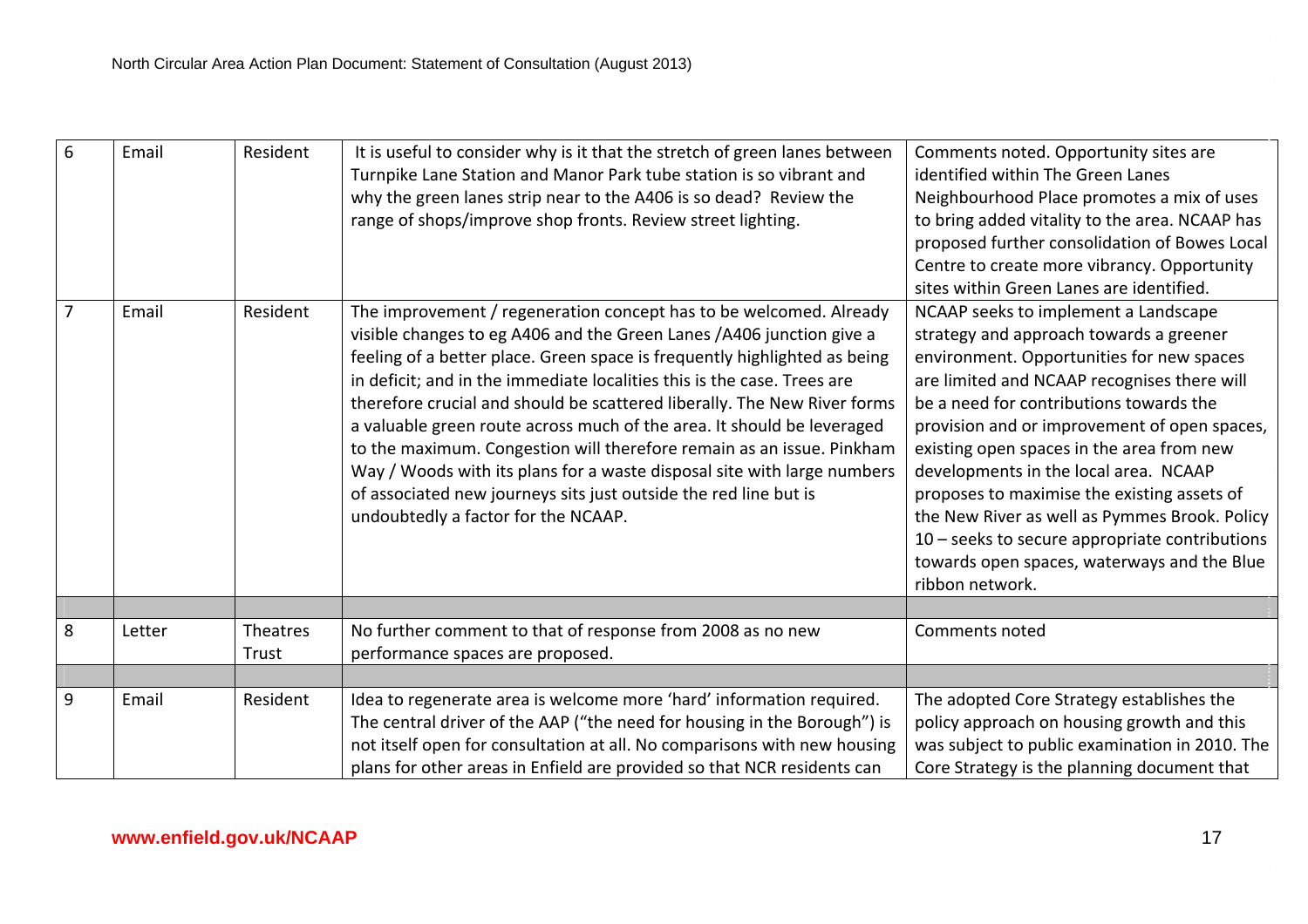| 6 | Email | Resident | It is useful to consider why is it that the stretch of green lanes between Turnpike Lane Station and Manor Park tube station is so vibrant and why the green lanes strip near to the A406 is so dead? Review the range of shops/improve shop fronts. Review street lighting. | Comments noted. Opportunity sites are identified within The Green Lanes Neighbourhood Place promotes a mix of uses to bring added vitality to the area. NCAAP has proposed further consolidation of Bowes Local Centre to create more vibrancy. Opportunity sites within Green Lanes are identified. |
|---|---|---|---|---|
| 7 | Email | Resident | The improvement / regeneration concept has to be welcomed. Already visible changes to eg A406 and the Green Lanes /A406 junction give a feeling of a better place. Green space is frequently highlighted as being in deficit; and in the immediate localities this is the case. Trees are therefore crucial and should be scattered liberally. The New River forms a valuable green route across much of the area. It should be leveraged to the maximum. Congestion will therefore remain as an issue. Pinkham Way / Woods with its plans for a waste disposal site with large numbers of associated new journeys sits just outside the red line but is undoubtedly a factor for the NCAAP. | NCAAP seeks to implement a Landscape strategy and approach towards a greener environment. Opportunities for new spaces are limited and NCAAP recognises there will be a need for contributions towards the provision and or improvement of open spaces, existing open spaces in the area from new developments in the local area. NCAAP proposes to maximise the existing assets of the New River as well as Pymmes Brook. Policy 10 – seeks to secure appropriate contributions towards open spaces, waterways and the Blue ribbon network. |
| | | | | |
| 8 | Letter | Theatres Trust | No further comment to that of response from 2008 as no new performance spaces are proposed. | Comments noted |
| | | | | |
| 9 | Email | Resident | Idea to regenerate area is welcome more 'hard' information required. The central driver of the AAP ("the need for housing in the Borough") is not itself open for consultation at all. No comparisons with new housing plans for other areas in Enfield are provided so that NCR residents can | The adopted Core Strategy establishes the policy approach on housing growth and this was subject to public examination in 2010. The Core Strategy is the planning document that |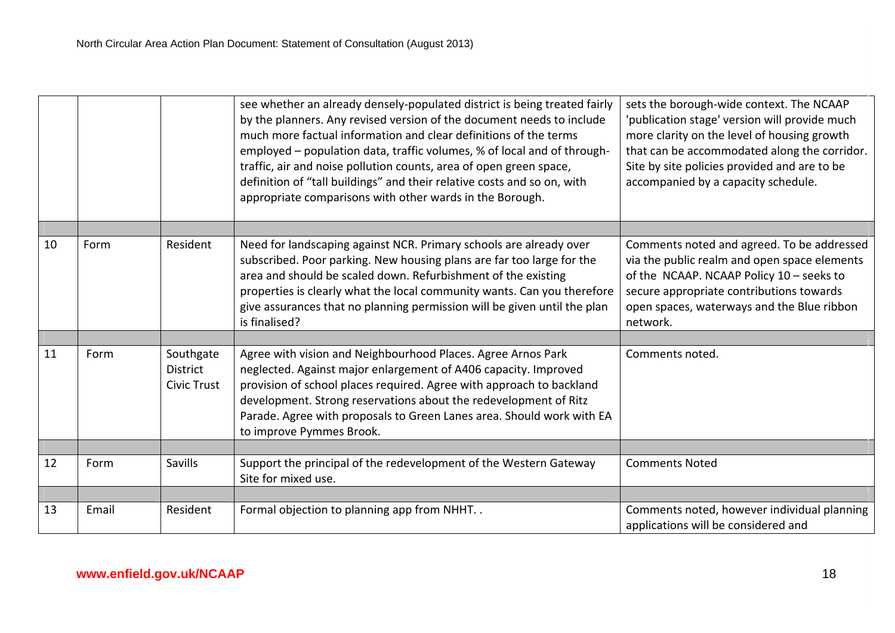| | | | | |
|---|---|---|---|---|
| | | | see whether an already densely-populated district is being treated fairly by the planners. Any revised version of the document needs to include much more factual information and clear definitions of the terms employed – population data, traffic volumes, % of local and of through-traffic, air and noise pollution counts, area of open green space, definition of "tall buildings" and their relative costs and so on, with appropriate comparisons with other wards in the Borough. | sets the borough-wide context. The NCAAP 'publication stage' version will provide much more clarity on the level of housing growth that can be accommodated along the corridor. Site by site policies provided and are to be accompanied by a capacity schedule. |
| | | | | |
| 10 | Form | Resident | Need for landscaping against NCR. Primary schools are already over subscribed. Poor parking. New housing plans are far too large for the area and should be scaled down. Refurbishment of the existing properties is clearly what the local community wants. Can you therefore give assurances that no planning permission will be given until the plan is finalised? | Comments noted and agreed. To be addressed via the public realm and open space elements of the NCAAP. NCAAP Policy 10 – seeks to secure appropriate contributions towards open spaces, waterways and the Blue ribbon network. |
| | | | | |
| 11 | Form | Southgate District Civic Trust | Agree with vision and Neighbourhood Places. Agree Arnos Park neglected. Against major enlargement of A406 capacity. Improved provision of school places required. Agree with approach to backland development. Strong reservations about the redevelopment of Ritz Parade. Agree with proposals to Green Lanes area. Should work with EA to improve Pymmes Brook. | Comments noted. |
| | | | | |
| 12 | Form | Savills | Support the principal of the redevelopment of the Western Gateway Site for mixed use. | Comments Noted |
| | | | | |
| 13 | Email | Resident | Formal objection to planning app from NHHT. . | Comments noted, however individual planning applications will be considered and |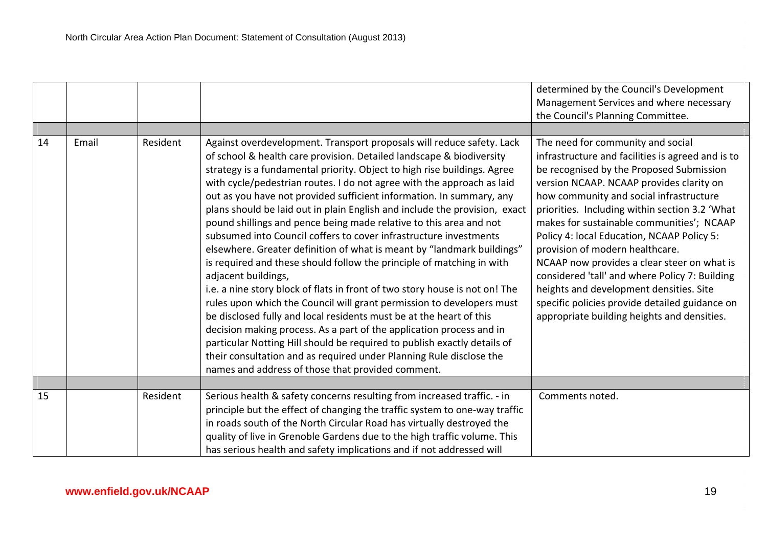| | | | | |
|---|---|---|---|---|
| | | | | determined by the Council's Development Management Services and where necessary the Council's Planning Committee. |
| | | | | |
| 14 | Email | Resident | Against overdevelopment. Transport proposals will reduce safety. Lack of school & health care provision. Detailed landscape & biodiversity strategy is a fundamental priority. Object to high rise buildings. Agree with cycle/pedestrian routes. I do not agree with the approach as laid out as you have not provided sufficient information. In summary, any plans should be laid out in plain English and include the provision, exact pound shillings and pence being made relative to this area and not subsumed into Council coffers to cover infrastructure investments elsewhere. Greater definition of what is meant by "landmark buildings" is required and these should follow the principle of matching in with adjacent buildings, i.e. a nine story block of flats in front of two story house is not on! The rules upon which the Council will grant permission to developers must be disclosed fully and local residents must be at the heart of this decision making process. As a part of the application process and in particular Notting Hill should be required to publish exactly details of their consultation and as required under Planning Rule disclose the names and address of those that provided comment. | The need for community and social infrastructure and facilities is agreed and is to be recognised by the Proposed Submission version NCAAP. NCAAP provides clarity on how community and social infrastructure priorities. Including within section 3.2 'What makes for sustainable communities'; NCAAP Policy 4: local Education, NCAAP Policy 5: provision of modern healthcare. NCAAP now provides a clear steer on what is considered 'tall' and where Policy 7: Building heights and development densities. Site specific policies provide detailed guidance on appropriate building heights and densities. |
| | | | | |
| 15 | | Resident | Serious health & safety concerns resulting from increased traffic. - in principle but the effect of changing the traffic system to one-way traffic in roads south of the North Circular Road has virtually destroyed the quality of live in Grenoble Gardens due to the high traffic volume. This has serious health and safety implications and if not addressed will | Comments noted. |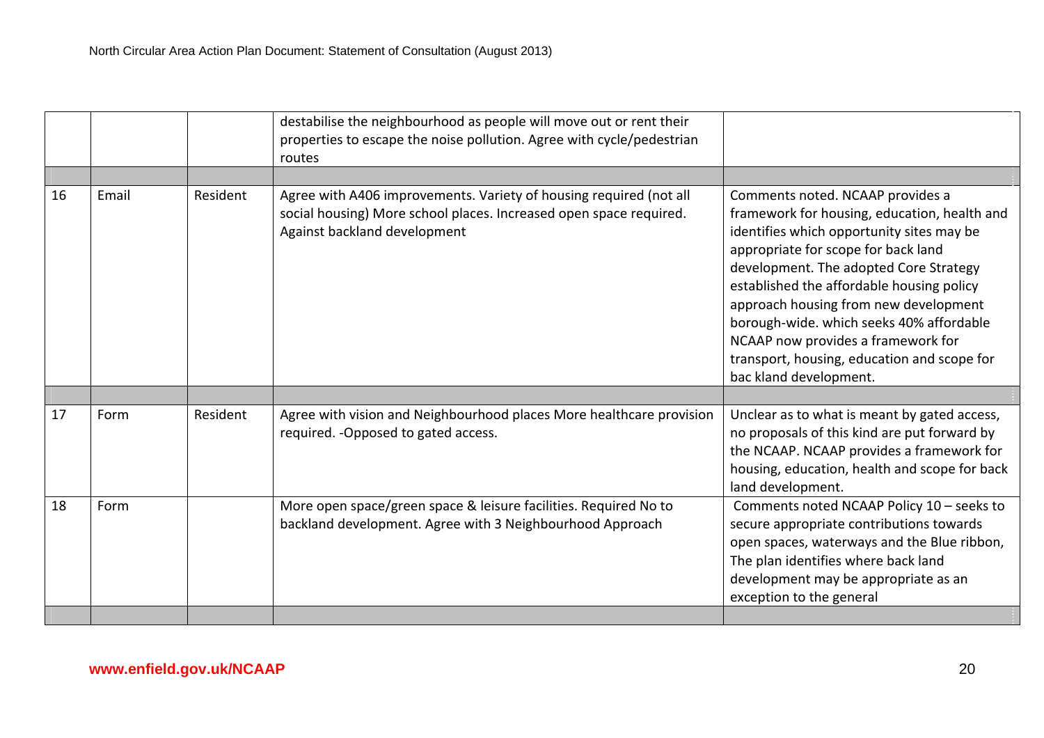| | | | | |
|---|---|---|---|---|
| | | | destabilise the neighbourhood as people will move out or rent their properties to escape the noise pollution. Agree with cycle/pedestrian routes | |
| | | | | |
| 16 | Email | Resident | Agree with A406 improvements. Variety of housing required (not all social housing) More school places. Increased open space required. Against backland development | Comments noted. NCAAP provides a framework for housing, education, health and identifies which opportunity sites may be appropriate for scope for back land development. The adopted Core Strategy established the affordable housing policy approach housing from new development borough-wide. which seeks 40% affordable NCAAP now provides a framework for transport, housing, education and scope for bac kland development. |
| | | | | |
| 17 | Form | Resident | Agree with vision and Neighbourhood places More healthcare provision required. -Opposed to gated access. | Unclear as to what is meant by gated access, no proposals of this kind are put forward by the NCAAP. NCAAP provides a framework for housing, education, health and scope for back land development. |
| 18 | Form | | More open space/green space & leisure facilities. Required No to backland development. Agree with 3 Neighbourhood Approach | Comments noted NCAAP Policy 10 – seeks to secure appropriate contributions towards open spaces, waterways and the Blue ribbon, The plan identifies where back land development may be appropriate as an exception to the general |
| | | | | |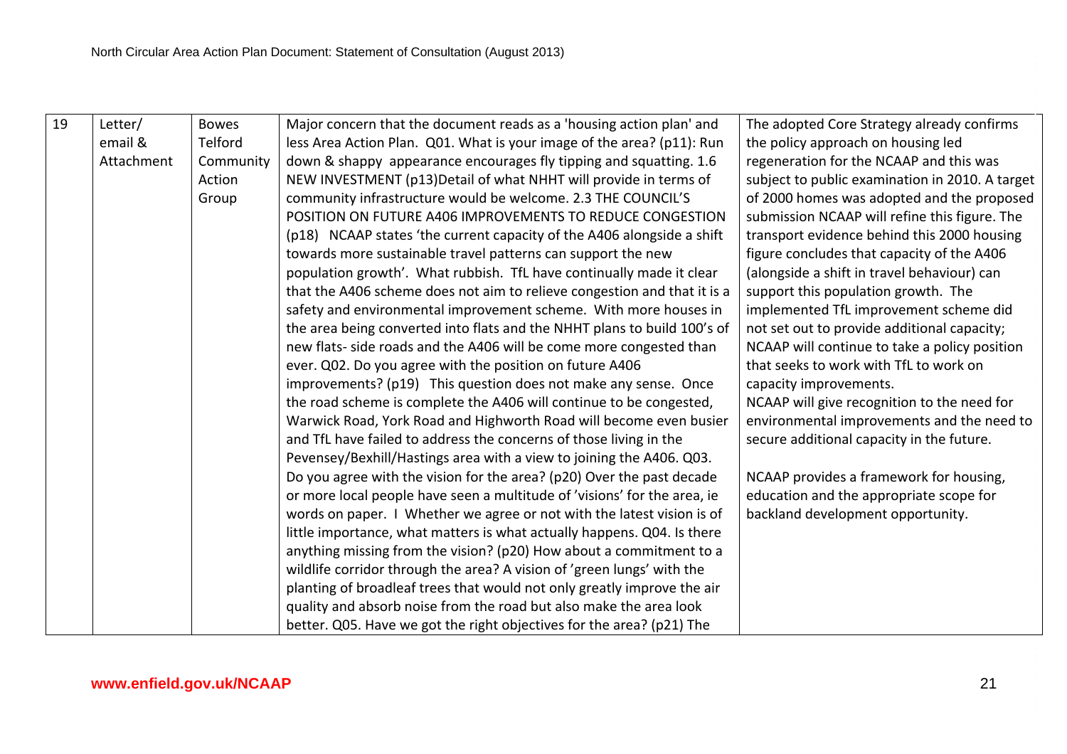| 19 | Letter/ email & Attachment | Bowes Telford Community Action Group | Major concern that the document reads as a 'housing action plan' and less Area Action Plan. Q01. What is your image of the area? (p11): Run down & shappy appearance encourages fly tipping and squatting. 1.6 NEW INVESTMENT (p13)Detail of what NHHT will provide in terms of community infrastructure would be welcome. 2.3 THE COUNCIL'S POSITION ON FUTURE A406 IMPROVEMENTS TO REDUCE CONGESTION (p18) NCAAP states 'the current capacity of the A406 alongside a shift towards more sustainable travel patterns can support the new population growth'. What rubbish. TfL have continually made it clear that the A406 scheme does not aim to relieve congestion and that it is a safety and environmental improvement scheme. With more houses in the area being converted into flats and the NHHT plans to build 100's of new flats- side roads and the A406 will be come more congested than ever. Q02. Do you agree with the position on future A406 improvements? (p19) This question does not make any sense. Once the road scheme is complete the A406 will continue to be congested, Warwick Road, York Road and Highworth Road will become even busier and TfL have failed to address the concerns of those living in the Pevensey/Bexhill/Hastings area with a view to joining the A406. Q03. Do you agree with the vision for the area? (p20) Over the past decade or more local people have seen a multitude of 'visions' for the area, ie words on paper. I Whether we agree or not with the latest vision is of little importance, what matters is what actually happens. Q04. Is there anything missing from the vision? (p20) How about a commitment to a wildlife corridor through the area? A vision of 'green lungs' with the planting of broadleaf trees that would not only greatly improve the air quality and absorb noise from the road but also make the area look better. Q05. Have we got the right objectives for the area? (p21) The | The adopted Core Strategy already confirms the policy approach on housing led regeneration for the NCAAP and this was subject to public examination in 2010. A target of 2000 homes was adopted and the proposed submission NCAAP will refine this figure. The transport evidence behind this 2000 housing figure concludes that capacity of the A406 (alongside a shift in travel behaviour) can support this population growth. The implemented TfL improvement scheme did not set out to provide additional capacity; NCAAP will continue to take a policy position that seeks to work with TfL to work on capacity improvements. NCAAP will give recognition to the need for environmental improvements and the need to secure additional capacity in the future.<br><br>NCAAP provides a framework for housing, education and the appropriate scope for backland development opportunity. |
|---|---|---|---|---|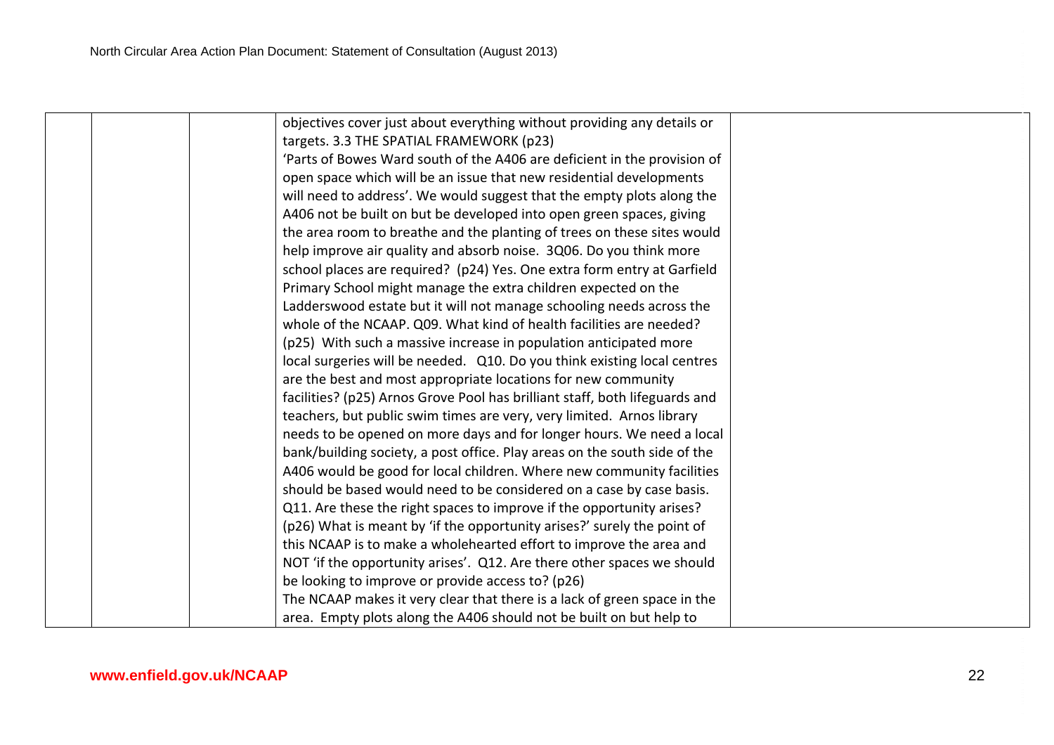| | | | | |
|---|---|---|---|---|
| | | | objectives cover just about everything without providing any details or targets. 3.3 THE SPATIAL FRAMEWORK (p23)<br>'Parts of Bowes Ward south of the A406 are deficient in the provision of open space which will be an issue that new residential developments will need to address'. We would suggest that the empty plots along the A406 not be built on but be developed into open green spaces, giving the area room to breathe and the planting of trees on these sites would help improve air quality and absorb noise. 3Q06. Do you think more school places are required? (p24) Yes. One extra form entry at Garfield Primary School might manage the extra children expected on the Ladderswood estate but it will not manage schooling needs across the whole of the NCAAP. Q09. What kind of health facilities are needed? (p25) With such a massive increase in population anticipated more local surgeries will be needed. Q10. Do you think existing local centres are the best and most appropriate locations for new community facilities? (p25) Arnos Grove Pool has brilliant staff, both lifeguards and teachers, but public swim times are very, very limited. Arnos library needs to be opened on more days and for longer hours. We need a local bank/building society, a post office. Play areas on the south side of the A406 would be good for local children. Where new community facilities should be based would need to be considered on a case by case basis. Q11. Are these the right spaces to improve if the opportunity arises? (p26) What is meant by 'if the opportunity arises?' surely the point of this NCAAP is to make a wholehearted effort to improve the area and NOT 'if the opportunity arises'. Q12. Are there other spaces we should be looking to improve or provide access to? (p26)<br>The NCAAP makes it very clear that there is a lack of green space in the area. Empty plots along the A406 should not be built on but help to | |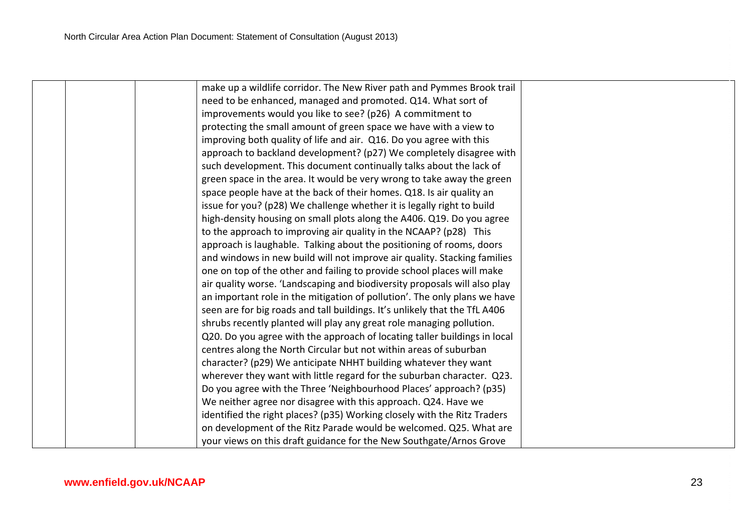| | | | | |
|---|---|---|---|---|
| | | | make up a wildlife corridor. The New River path and Pymmes Brook trail need to be enhanced, managed and promoted. Q14. What sort of improvements would you like to see? (p26) A commitment to protecting the small amount of green space we have with a view to improving both quality of life and air. Q16. Do you agree with this approach to backland development? (p27) We completely disagree with such development. This document continually talks about the lack of green space in the area. It would be very wrong to take away the green space people have at the back of their homes. Q18. Is air quality an issue for you? (p28) We challenge whether it is legally right to build high-density housing on small plots along the A406. Q19. Do you agree to the approach to improving air quality in the NCAAP? (p28) This approach is laughable. Talking about the positioning of rooms, doors and windows in new build will not improve air quality. Stacking families one on top of the other and failing to provide school places will make air quality worse. 'Landscaping and biodiversity proposals will also play an important role in the mitigation of pollution'. The only plans we have seen are for big roads and tall buildings. It's unlikely that the TfL A406 shrubs recently planted will play any great role managing pollution. Q20. Do you agree with the approach of locating taller buildings in local centres along the North Circular but not within areas of suburban character? (p29) We anticipate NHHT building whatever they want wherever they want with little regard for the suburban character. Q23. Do you agree with the Three 'Neighbourhood Places' approach? (p35) We neither agree nor disagree with this approach. Q24. Have we identified the right places? (p35) Working closely with the Ritz Traders on development of the Ritz Parade would be welcomed. Q25. What are your views on this draft guidance for the New Southgate/Arnos Grove | |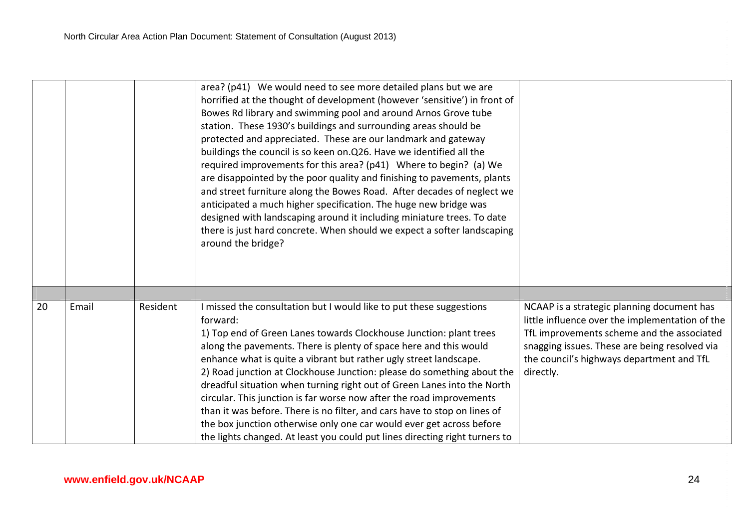| | | | | |
|---|---|---|---|---|
| | | | area? (p41) We would need to see more detailed plans but we are horrified at the thought of development (however 'sensitive') in front of Bowes Rd library and swimming pool and around Arnos Grove tube station. These 1930's buildings and surrounding areas should be protected and appreciated. These are our landmark and gateway buildings the council is so keen on.Q26. Have we identified all the required improvements for this area? (p41) Where to begin? (a) We are disappointed by the poor quality and finishing to pavements, plants and street furniture along the Bowes Road. After decades of neglect we anticipated a much higher specification. The huge new bridge was designed with landscaping around it including miniature trees. To date there is just hard concrete. When should we expect a softer landscaping around the bridge? | |
| | | | | |
| 20 | Email | Resident | I missed the consultation but I would like to put these suggestions forward:<br>1) Top end of Green Lanes towards Clockhouse Junction: plant trees along the pavements. There is plenty of space here and this would enhance what is quite a vibrant but rather ugly street landscape.<br>2) Road junction at Clockhouse Junction: please do something about the dreadful situation when turning right out of Green Lanes into the North circular. This junction is far worse now after the road improvements than it was before. There is no filter, and cars have to stop on lines of the box junction otherwise only one car would ever get across before the lights changed. At least you could put lines directing right turners to | NCAAP is a strategic planning document has little influence over the implementation of the TfL improvements scheme and the associated snagging issues. These are being resolved via the council's highways department and TfL directly. |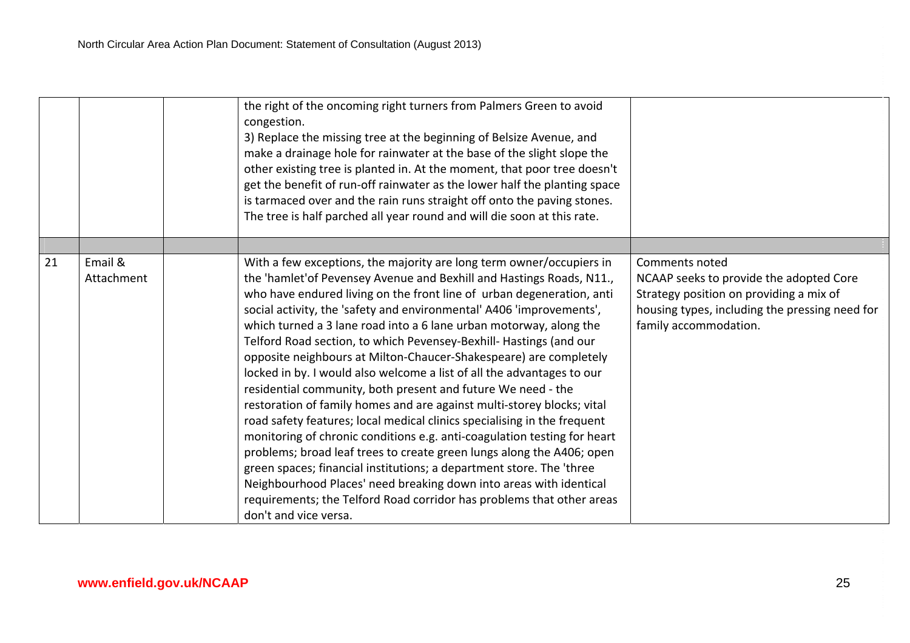|  |  |  |  |  |
|---|---|---|---|---|
|  |  |  | the right of the oncoming right turners from Palmers Green to avoid congestion.<br>3) Replace the missing tree at the beginning of Belsize Avenue, and make a drainage hole for rainwater at the base of the slight slope the other existing tree is planted in. At the moment, that poor tree doesn't get the benefit of run-off rainwater as the lower half the planting space is tarmaced over and the rain runs straight off onto the paving stones. The tree is half parched all year round and will die soon at this rate. |  |
|  |  |  |  |  |
| 21 | Email & Attachment |  | With a few exceptions, the majority are long term owner/occupiers in the 'hamlet'of Pevensey Avenue and Bexhill and Hastings Roads, N11., who have endured living on the front line of urban degeneration, anti social activity, the 'safety and environmental' A406 'improvements', which turned a 3 lane road into a 6 lane urban motorway, along the Telford Road section, to which Pevensey-Bexhill- Hastings (and our opposite neighbours at Milton-Chaucer-Shakespeare) are completely locked in by. I would also welcome a list of all the advantages to our residential community, both present and future We need - the restoration of family homes and are against multi-storey blocks; vital road safety features; local medical clinics specialising in the frequent monitoring of chronic conditions e.g. anti-coagulation testing for heart problems; broad leaf trees to create green lungs along the A406; open green spaces; financial institutions; a department store. The 'three Neighbourhood Places' need breaking down into areas with identical requirements; the Telford Road corridor has problems that other areas don't and vice versa. | Comments noted<br>NCAAP seeks to provide the adopted Core Strategy position on providing a mix of housing types, including the pressing need for family accommodation. |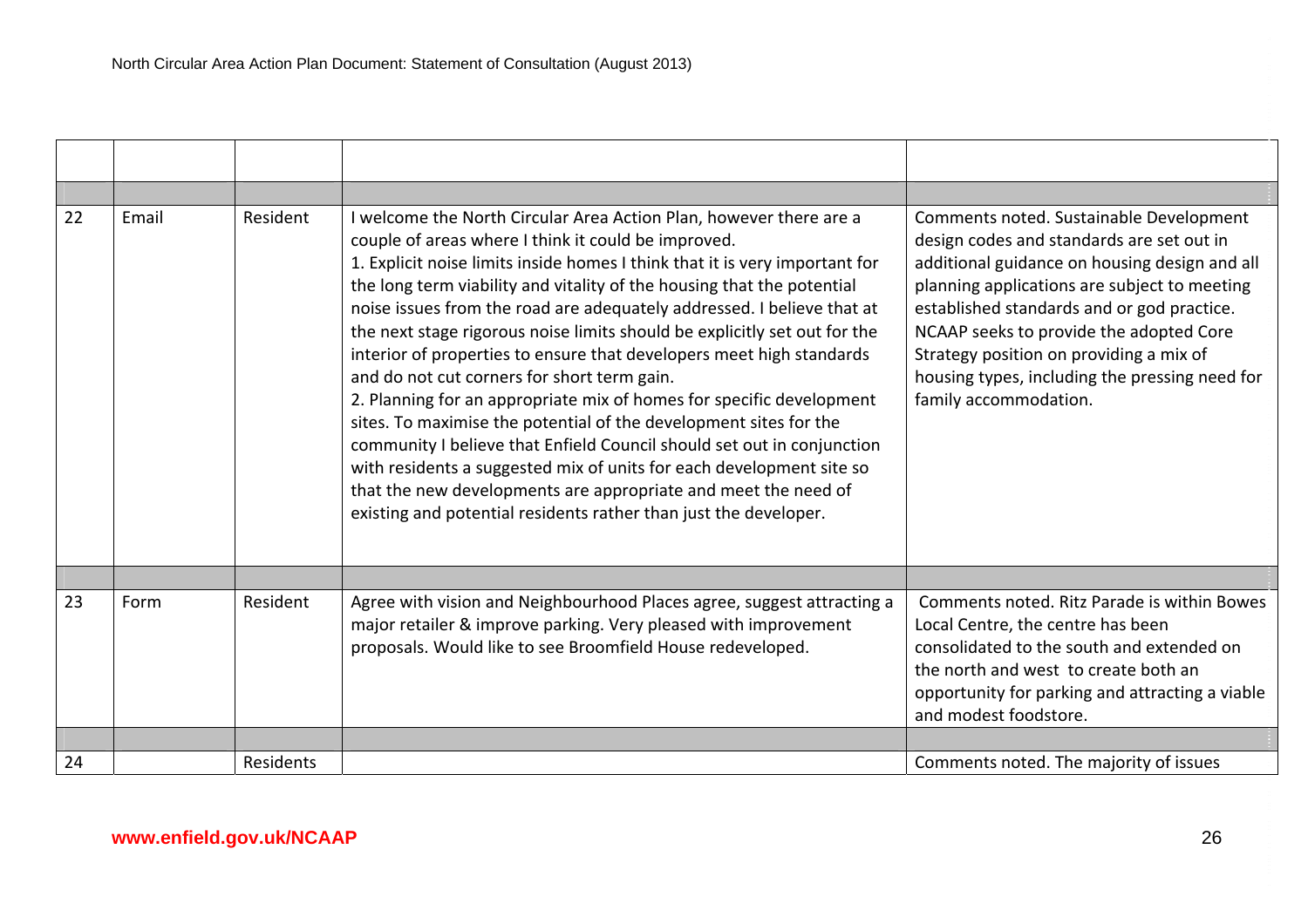| | | | | |
|---|---|---|---|---|
| | | | | |
| 22 | Email | Resident | I welcome the North Circular Area Action Plan, however there are a couple of areas where I think it could be improved.<br>1. Explicit noise limits inside homes I think that it is very important for the long term viability and vitality of the housing that the potential noise issues from the road are adequately addressed. I believe that at the next stage rigorous noise limits should be explicitly set out for the interior of properties to ensure that developers meet high standards and do not cut corners for short term gain.<br>2. Planning for an appropriate mix of homes for specific development sites. To maximise the potential of the development sites for the community I believe that Enfield Council should set out in conjunction with residents a suggested mix of units for each development site so that the new developments are appropriate and meet the need of existing and potential residents rather than just the developer. | Comments noted. Sustainable Development design codes and standards are set out in additional guidance on housing design and all planning applications are subject to meeting established standards and or god practice. NCAAP seeks to provide the adopted Core Strategy position on providing a mix of housing types, including the pressing need for family accommodation. |
| | | | | |
| 23 | Form | Resident | Agree with vision and Neighbourhood Places agree, suggest attracting a major retailer & improve parking. Very pleased with improvement proposals. Would like to see Broomfield House redeveloped. | Comments noted. Ritz Parade is within Bowes Local Centre, the centre has been consolidated to the south and extended on the north and west to create both an opportunity for parking and attracting a viable and modest foodstore. |
| | | | | |
| 24 | | Residents | | Comments noted. The majority of issues |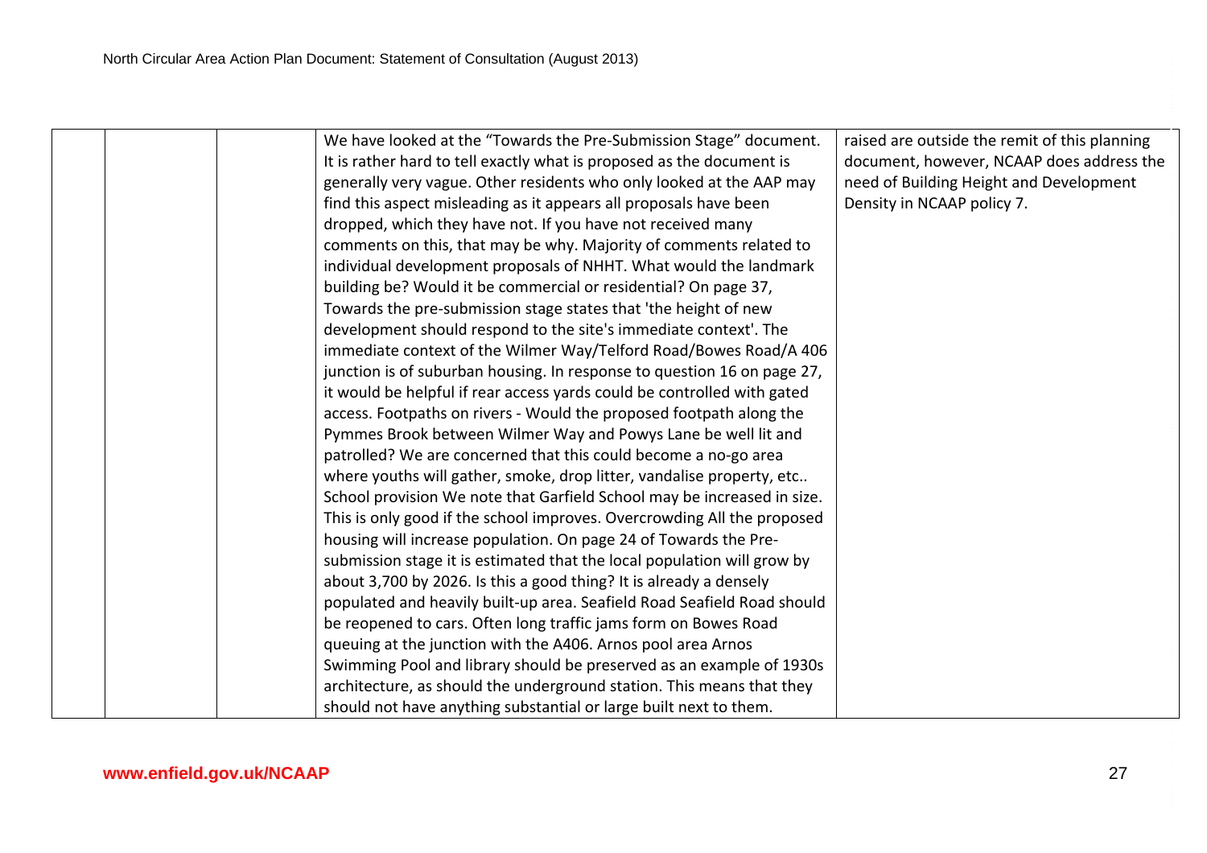| | | | | |
|---|---|---|---|---|
| | | | We have looked at the “Towards the Pre-Submission Stage” document. It is rather hard to tell exactly what is proposed as the document is generally very vague. Other residents who only looked at the AAP may find this aspect misleading as it appears all proposals have been dropped, which they have not. If you have not received many comments on this, that may be why. Majority of comments related to individual development proposals of NHHT. What would the landmark building be? Would it be commercial or residential? On page 37, Towards the pre-submission stage states that 'the height of new development should respond to the site's immediate context'. The immediate context of the Wilmer Way/Telford Road/Bowes Road/A 406 junction is of suburban housing. In response to question 16 on page 27, it would be helpful if rear access yards could be controlled with gated access. Footpaths on rivers - Would the proposed footpath along the Pymmes Brook between Wilmer Way and Powys Lane be well lit and patrolled? We are concerned that this could become a no-go area where youths will gather, smoke, drop litter, vandalise property, etc.. School provision We note that Garfield School may be increased in size. This is only good if the school improves. Overcrowding All the proposed housing will increase population. On page 24 of Towards the Pre-submission stage it is estimated that the local population will grow by about 3,700 by 2026. Is this a good thing? It is already a densely populated and heavily built-up area. Seafield Road Seafield Road should be reopened to cars. Often long traffic jams form on Bowes Road queuing at the junction with the A406. Arnos pool area Arnos Swimming Pool and library should be preserved as an example of 1930s architecture, as should the underground station. This means that they should not have anything substantial or large built next to them. | raised are outside the remit of this planning document, however, NCAAP does address the need of Building Height and Development Density in NCAAP policy 7. |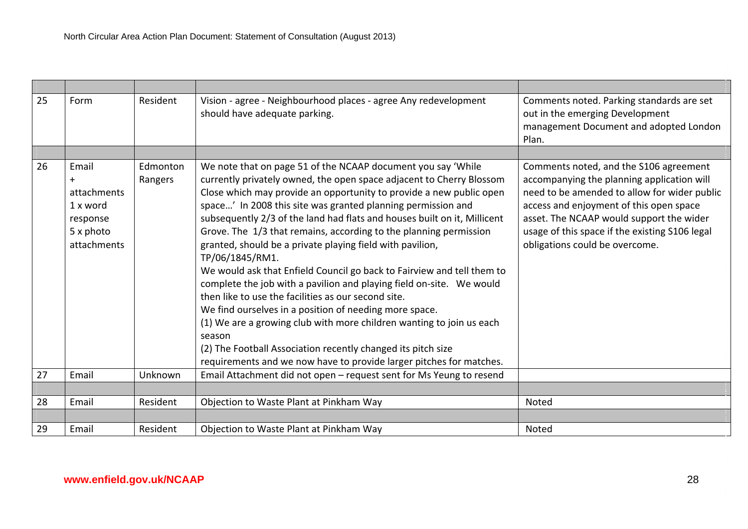| | | | | |
|---|---|---|---|---|
| 25 | Form | Resident | Vision - agree - Neighbourhood places - agree Any redevelopment should have adequate parking. | Comments noted. Parking standards are set out in the emerging Development management Document and adopted London Plan. |
| | | | | |
| 26 | Email + attachments 1 x word response 5 x photo attachments | Edmonton Rangers | We note that on page 51 of the NCAAP document you say 'While currently privately owned, the open space adjacent to Cherry Blossom Close which may provide an opportunity to provide a new public open space…' In 2008 this site was granted planning permission and subsequently 2/3 of the land had flats and houses built on it, Millicent Grove. The 1/3 that remains, according to the planning permission granted, should be a private playing field with pavilion, TP/06/1845/RM1.<br>We would ask that Enfield Council go back to Fairview and tell them to complete the job with a pavilion and playing field on-site. We would then like to use the facilities as our second site.<br>We find ourselves in a position of needing more space.<br>(1) We are a growing club with more children wanting to join us each season<br>(2) The Football Association recently changed its pitch size requirements and we now have to provide larger pitches for matches. | Comments noted, and the S106 agreement accompanying the planning application will need to be amended to allow for wider public access and enjoyment of this open space asset. The NCAAP would support the wider usage of this space if the existing S106 legal obligations could be overcome. |
| 27 | Email | Unknown | Email Attachment did not open – request sent for Ms Yeung to resend | |
| | | | | |
| 28 | Email | Resident | Objection to Waste Plant at Pinkham Way | Noted |
| | | | | |
| 29 | Email | Resident | Objection to Waste Plant at Pinkham Way | Noted |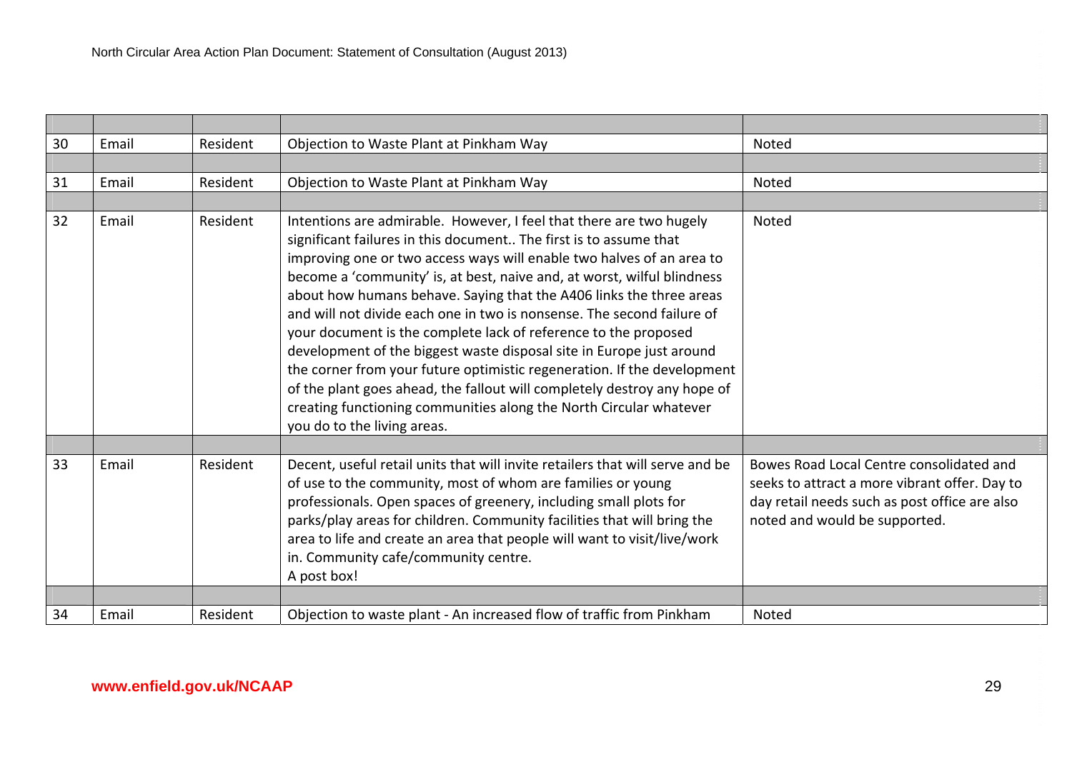| | | | | |
|---|---|---|---|---|
| 30 | Email | Resident | Objection to Waste Plant at Pinkham Way | Noted |
| | | | | |
| 31 | Email | Resident | Objection to Waste Plant at Pinkham Way | Noted |
| | | | | |
| 32 | Email | Resident | Intentions are admirable. However, I feel that there are two hugely significant failures in this document.. The first is to assume that improving one or two access ways will enable two halves of an area to become a 'community' is, at best, naive and, at worst, wilful blindness about how humans behave. Saying that the A406 links the three areas and will not divide each one in two is nonsense. The second failure of your document is the complete lack of reference to the proposed development of the biggest waste disposal site in Europe just around the corner from your future optimistic regeneration. If the development of the plant goes ahead, the fallout will completely destroy any hope of creating functioning communities along the North Circular whatever you do to the living areas. | Noted |
| | | | | |
| 33 | Email | Resident | Decent, useful retail units that will invite retailers that will serve and be of use to the community, most of whom are families or young professionals. Open spaces of greenery, including small plots for parks/play areas for children. Community facilities that will bring the area to life and create an area that people will want to visit/live/work in. Community cafe/community centre.<br>A post box! | Bowes Road Local Centre consolidated and seeks to attract a more vibrant offer. Day to day retail needs such as post office are also noted and would be supported. |
| | | | | |
| 34 | Email | Resident | Objection to waste plant - An increased flow of traffic from Pinkham | Noted |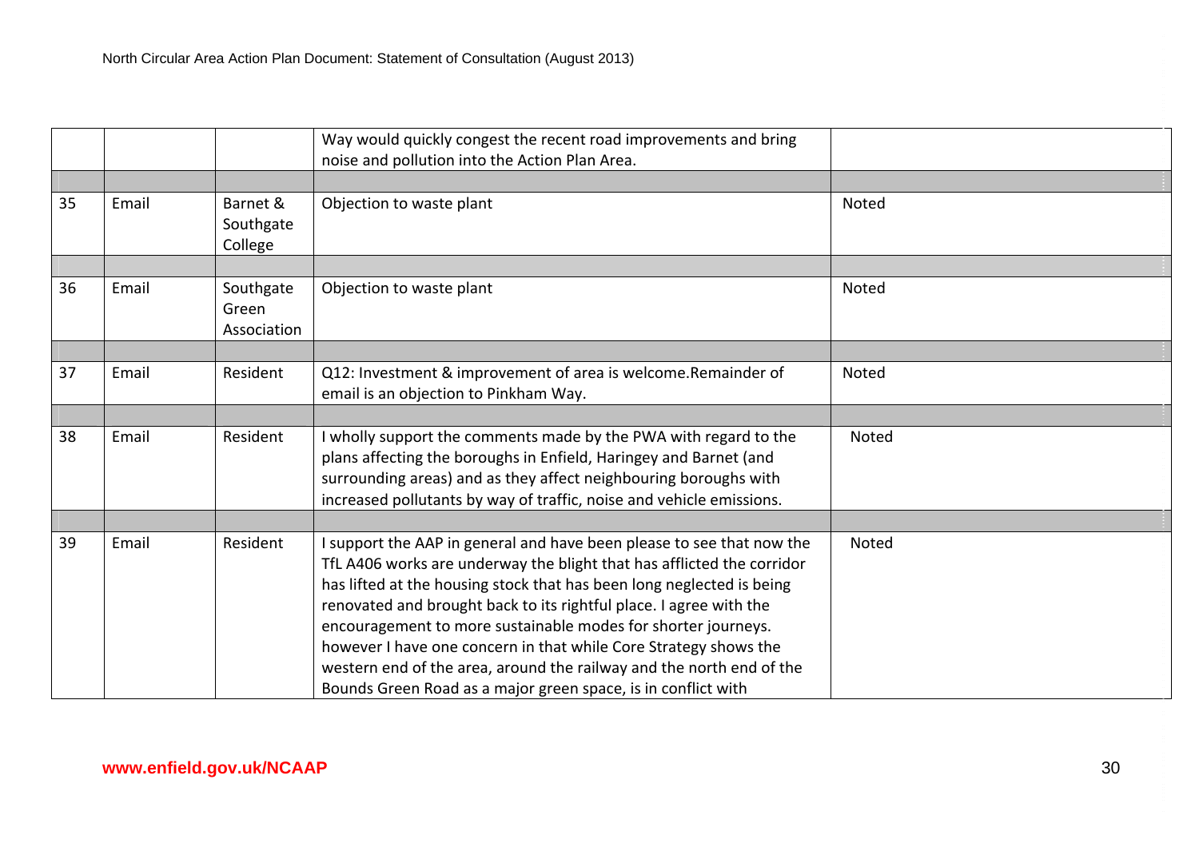| | | | | |
|---|---|---|---|---|
| | | | Way would quickly congest the recent road improvements and bring noise and pollution into the Action Plan Area. | |
| | | | | |
| 35 | Email | Barnet & Southgate College | Objection to waste plant | Noted |
| | | | | |
| 36 | Email | Southgate Green Association | Objection to waste plant | Noted |
| | | | | |
| 37 | Email | Resident | Q12: Investment & improvement of area is welcome.Remainder of email is an objection to Pinkham Way. | Noted |
| | | | | |
| 38 | Email | Resident | I wholly support the comments made by the PWA with regard to the plans affecting the boroughs in Enfield, Haringey and Barnet (and surrounding areas) and as they affect neighbouring boroughs with increased pollutants by way of traffic, noise and vehicle emissions. | Noted |
| | | | | |
| 39 | Email | Resident | I support the AAP in general and have been please to see that now the TfL A406 works are underway the blight that has afflicted the corridor has lifted at the housing stock that has been long neglected is being renovated and brought back to its rightful place. I agree with the encouragement to more sustainable modes for shorter journeys. however I have one concern in that while Core Strategy shows the western end of the area, around the railway and the north end of the Bounds Green Road as a major green space, is in conflict with | Noted |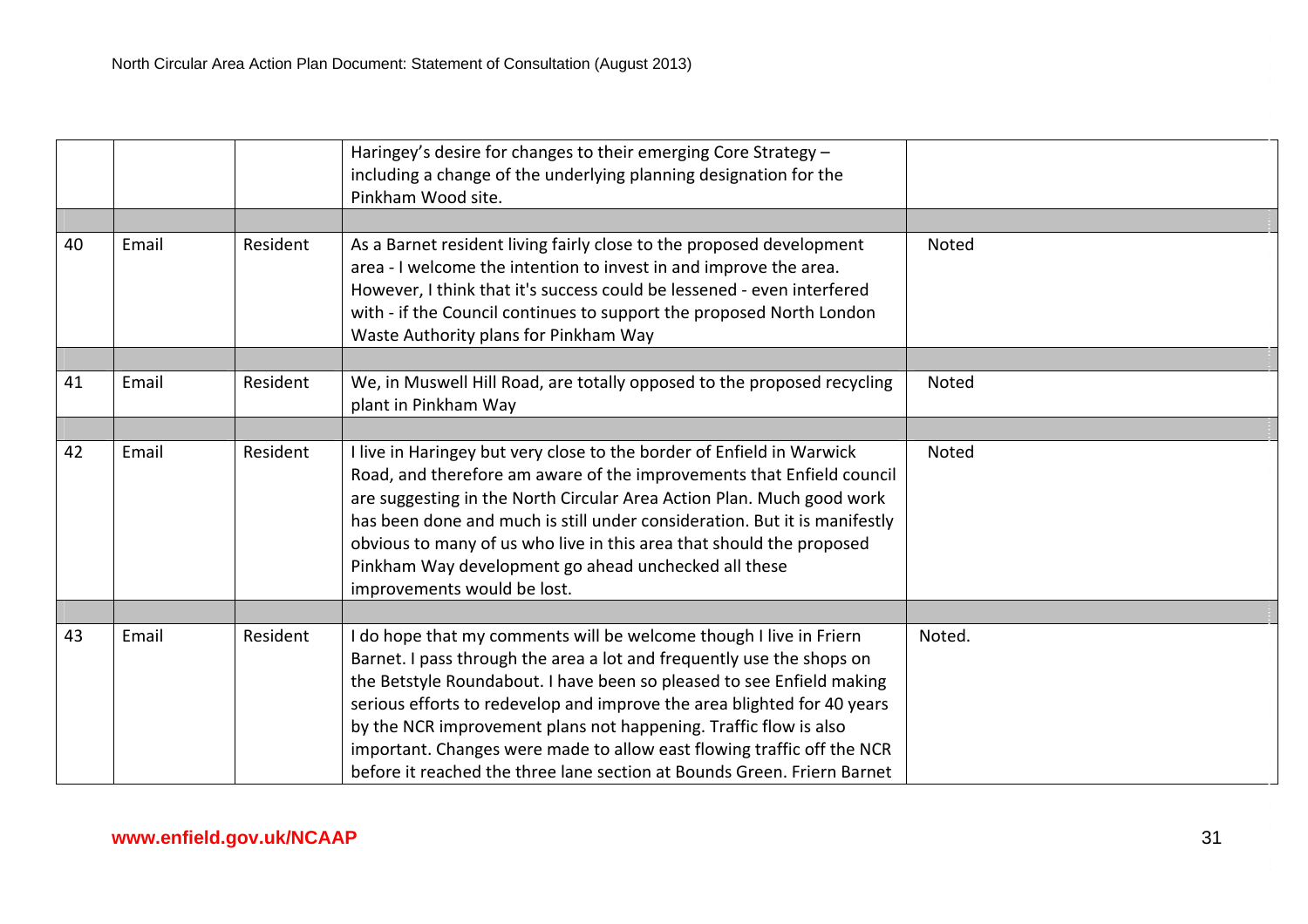| | | | | |
|---|---|---|---|---|
| | | | Haringey's desire for changes to their emerging Core Strategy – including a change of the underlying planning designation for the Pinkham Wood site. | |
| | | | | |
| 40 | Email | Resident | As a Barnet resident living fairly close to the proposed development area - I welcome the intention to invest in and improve the area. However, I think that it's success could be lessened - even interfered with - if the Council continues to support the proposed North London Waste Authority plans for Pinkham Way | Noted |
| | | | | |
| 41 | Email | Resident | We, in Muswell Hill Road, are totally opposed to the proposed recycling plant in Pinkham Way | Noted |
| | | | | |
| 42 | Email | Resident | I live in Haringey but very close to the border of Enfield in Warwick Road, and therefore am aware of the improvements that Enfield council are suggesting in the North Circular Area Action Plan. Much good work has been done and much is still under consideration. But it is manifestly obvious to many of us who live in this area that should the proposed Pinkham Way development go ahead unchecked all these improvements would be lost. | Noted |
| | | | | |
| 43 | Email | Resident | I do hope that my comments will be welcome though I live in Friern Barnet. I pass through the area a lot and frequently use the shops on the Betstyle Roundabout. I have been so pleased to see Enfield making serious efforts to redevelop and improve the area blighted for 40 years by the NCR improvement plans not happening. Traffic flow is also important. Changes were made to allow east flowing traffic off the NCR before it reached the three lane section at Bounds Green. Friern Barnet | Noted. |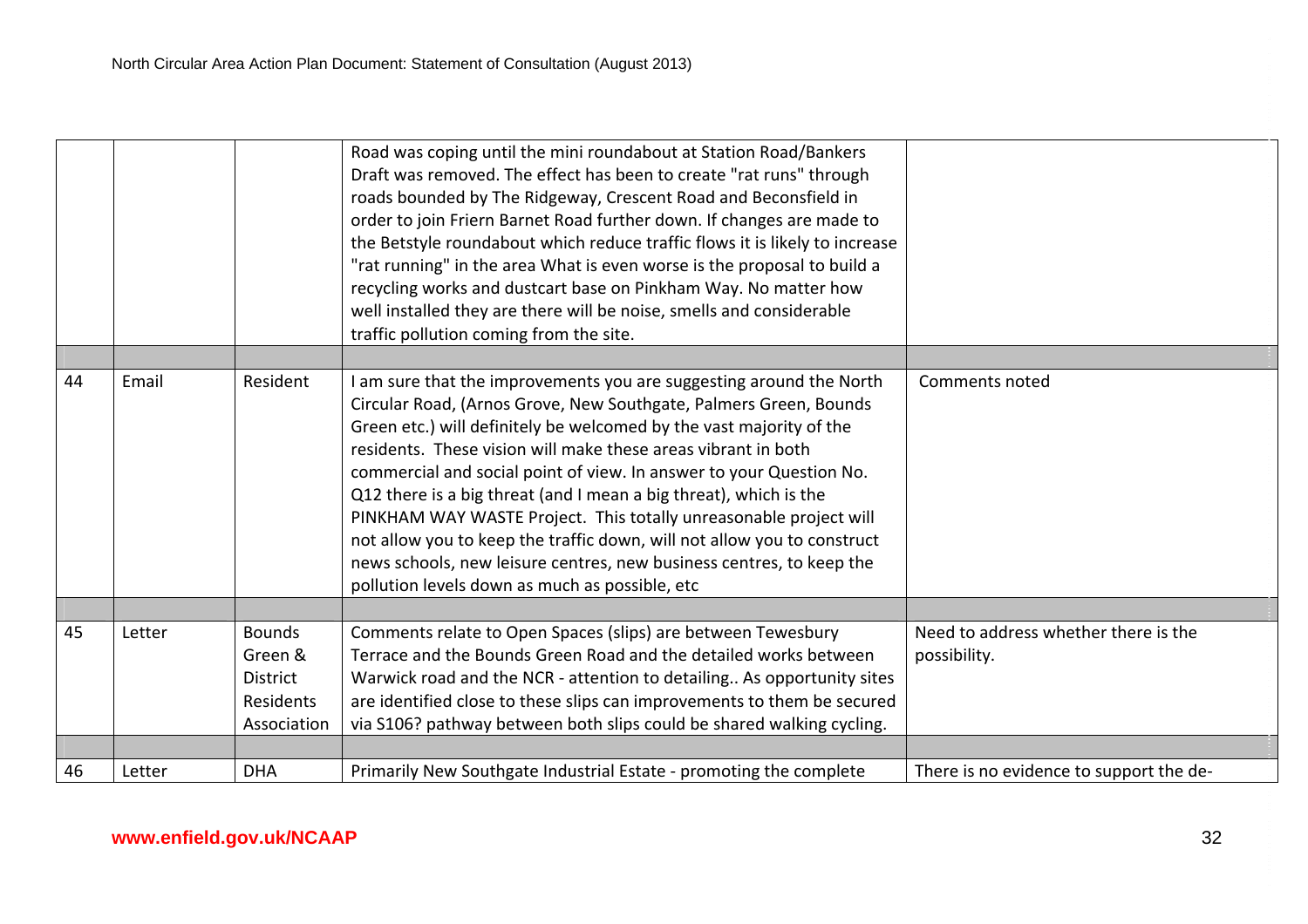|  |  |  |  |  |
|---|---|---|---|---|
|  |  |  | Road was coping until the mini roundabout at Station Road/Bankers Draft was removed. The effect has been to create "rat runs" through roads bounded by The Ridgeway, Crescent Road and Beconsfield in order to join Friern Barnet Road further down. If changes are made to the Betstyle roundabout which reduce traffic flows it is likely to increase "rat running" in the area What is even worse is the proposal to build a recycling works and dustcart base on Pinkham Way. No matter how well installed they are there will be noise, smells and considerable traffic pollution coming from the site. |  |
|  |  |  |  |  |
| 44 | Email | Resident | I am sure that the improvements you are suggesting around the North Circular Road, (Arnos Grove, New Southgate, Palmers Green, Bounds Green etc.) will definitely be welcomed by the vast majority of the residents. These vision will make these areas vibrant in both commercial and social point of view. In answer to your Question No. Q12 there is a big threat (and I mean a big threat), which is the PINKHAM WAY WASTE Project. This totally unreasonable project will not allow you to keep the traffic down, will not allow you to construct news schools, new leisure centres, new business centres, to keep the pollution levels down as much as possible, etc | Comments noted |
|  |  |  |  |  |
| 45 | Letter | Bounds Green & District Residents Association | Comments relate to Open Spaces (slips) are between Tewesbury Terrace and the Bounds Green Road and the detailed works between Warwick road and the NCR - attention to detailing.. As opportunity sites are identified close to these slips can improvements to them be secured via S106? pathway between both slips could be shared walking cycling. | Need to address whether there is the possibility. |
|  |  |  |  |  |
| 46 | Letter | DHA | Primarily New Southgate Industrial Estate - promoting the complete | There is no evidence to support the de- |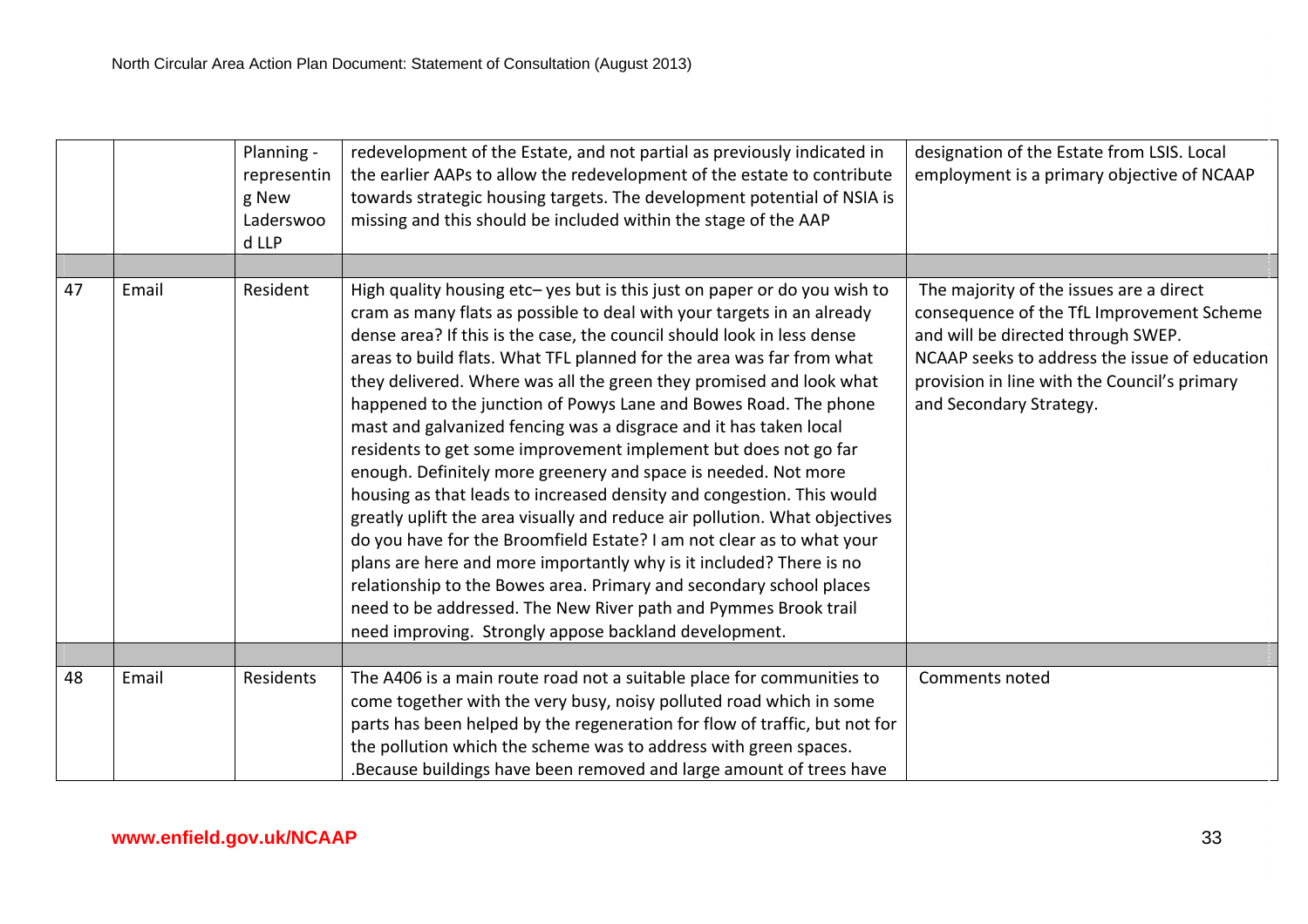| | | | | |
|---|---|---|---|---|
| | | Planning - representing New Laderswood LLP | redevelopment of the Estate, and not partial as previously indicated in the earlier AAPs to allow the redevelopment of the estate to contribute towards strategic housing targets. The development potential of NSIA is missing and this should be included within the stage of the AAP | designation of the Estate from LSIS. Local employment is a primary objective of NCAAP |
| | | | | |
| 47 | Email | Resident | High quality housing etc– yes but is this just on paper or do you wish to cram as many flats as possible to deal with your targets in an already dense area? If this is the case, the council should look in less dense areas to build flats. What TFL planned for the area was far from what they delivered. Where was all the green they promised and look what happened to the junction of Powys Lane and Bowes Road. The phone mast and galvanized fencing was a disgrace and it has taken local residents to get some improvement implement but does not go far enough. Definitely more greenery and space is needed. Not more housing as that leads to increased density and congestion. This would greatly uplift the area visually and reduce air pollution. What objectives do you have for the Broomfield Estate? I am not clear as to what your plans are here and more importantly why is it included? There is no relationship to the Bowes area. Primary and secondary school places need to be addressed. The New River path and Pymmes Brook trail need improving. Strongly appose backland development. | The majority of the issues are a direct consequence of the TfL Improvement Scheme and will be directed through SWEP. NCAAP seeks to address the issue of education provision in line with the Council's primary and Secondary Strategy. |
| | | | | |
| 48 | Email | Residents | The A406 is a main route road not a suitable place for communities to come together with the very busy, noisy polluted road which in some parts has been helped by the regeneration for flow of traffic, but not for the pollution which the scheme was to address with green spaces. .Because buildings have been removed and large amount of trees have | Comments noted |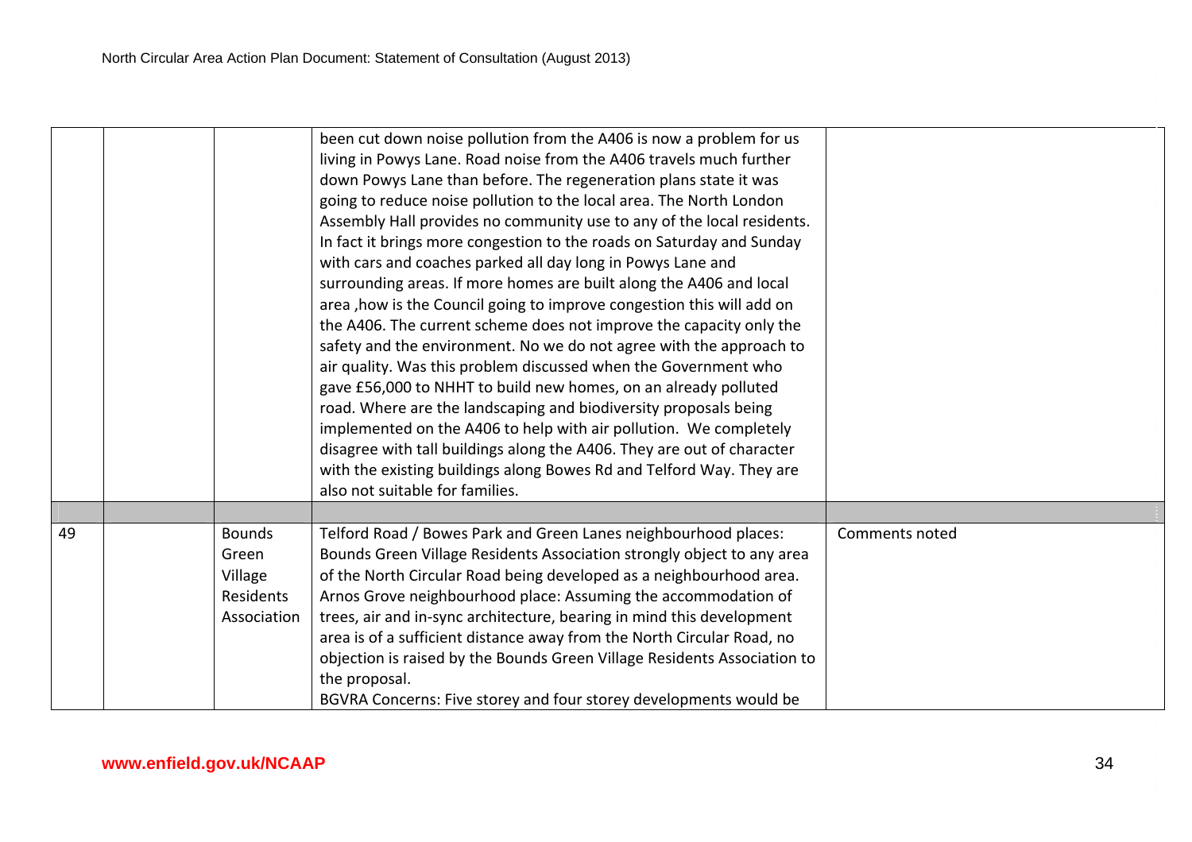| | | | | |
|---|---|---|---|---|
| | | | been cut down noise pollution from the A406 is now a problem for us living in Powys Lane. Road noise from the A406 travels much further down Powys Lane than before. The regeneration plans state it was going to reduce noise pollution to the local area. The North London Assembly Hall provides no community use to any of the local residents. In fact it brings more congestion to the roads on Saturday and Sunday with cars and coaches parked all day long in Powys Lane and surrounding areas. If more homes are built along the A406 and local area ,how is the Council going to improve congestion this will add on the A406. The current scheme does not improve the capacity only the safety and the environment. No we do not agree with the approach to air quality. Was this problem discussed when the Government who gave £56,000 to NHHT to build new homes, on an already polluted road. Where are the landscaping and biodiversity proposals being implemented on the A406 to help with air pollution. We completely disagree with tall buildings along the A406. They are out of character with the existing buildings along Bowes Rd and Telford Way. They are also not suitable for families. | |
| | | | | |
| 49 | | Bounds Green Village Residents Association | Telford Road / Bowes Park and Green Lanes neighbourhood places: Bounds Green Village Residents Association strongly object to any area of the North Circular Road being developed as a neighbourhood area. Arnos Grove neighbourhood place: Assuming the accommodation of trees, air and in-sync architecture, bearing in mind this development area is of a sufficient distance away from the North Circular Road, no objection is raised by the Bounds Green Village Residents Association to the proposal.<br>BGVRA Concerns: Five storey and four storey developments would be | Comments noted |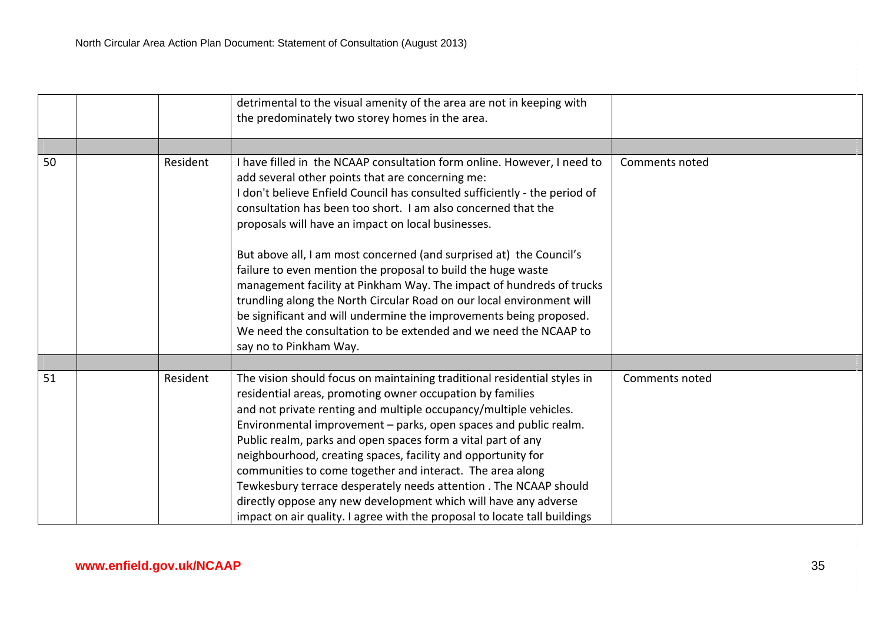| | | | | |
|---|---|---|---|---|
| | | | detrimental to the visual amenity of the area are not in keeping with the predominately two storey homes in the area. | |
| | | | | |
| 50 | | Resident | I have filled in the NCAAP consultation form online. However, I need to add several other points that are concerning me:<br>I don't believe Enfield Council has consulted sufficiently - the period of consultation has been too short. I am also concerned that the proposals will have an impact on local businesses.<br><br>But above all, I am most concerned (and surprised at) the Council's failure to even mention the proposal to build the huge waste management facility at Pinkham Way. The impact of hundreds of trucks trundling along the North Circular Road on our local environment will be significant and will undermine the improvements being proposed. We need the consultation to be extended and we need the NCAAP to say no to Pinkham Way. | Comments noted |
| | | | | |
| 51 | | Resident | The vision should focus on maintaining traditional residential styles in residential areas, promoting owner occupation by families and not private renting and multiple occupancy/multiple vehicles.<br>Environmental improvement – parks, open spaces and public realm. Public realm, parks and open spaces form a vital part of any neighbourhood, creating spaces, facility and opportunity for communities to come together and interact. The area along Tewkesbury terrace desperately needs attention . The NCAAP should directly oppose any new development which will have any adverse impact on air quality. I agree with the proposal to locate tall buildings | Comments noted |

www.enfield.gov.uk/NCAAP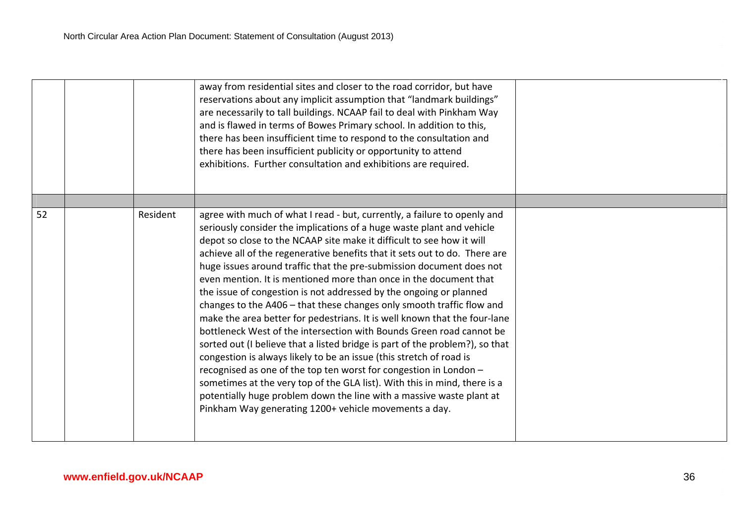|  |  |  |  |  |
|---|---|---|---|---|
|  |  |  | away from residential sites and closer to the road corridor, but have reservations about any implicit assumption that "landmark buildings" are necessarily to tall buildings. NCAAP fail to deal with Pinkham Way and is flawed in terms of Bowes Primary school. In addition to this, there has been insufficient time to respond to the consultation and there has been insufficient publicity or opportunity to attend exhibitions. Further consultation and exhibitions are required. |  |
|  |  |  |  |  |
| 52 |  | Resident | agree with much of what I read - but, currently, a failure to openly and seriously consider the implications of a huge waste plant and vehicle depot so close to the NCAAP site make it difficult to see how it will achieve all of the regenerative benefits that it sets out to do. There are huge issues around traffic that the pre-submission document does not even mention. It is mentioned more than once in the document that the issue of congestion is not addressed by the ongoing or planned changes to the A406 – that these changes only smooth traffic flow and make the area better for pedestrians. It is well known that the four-lane bottleneck West of the intersection with Bounds Green road cannot be sorted out (I believe that a listed bridge is part of the problem?), so that congestion is always likely to be an issue (this stretch of road is recognised as one of the top ten worst for congestion in London – sometimes at the very top of the GLA list). With this in mind, there is a potentially huge problem down the line with a massive waste plant at Pinkham Way generating 1200+ vehicle movements a day. |  |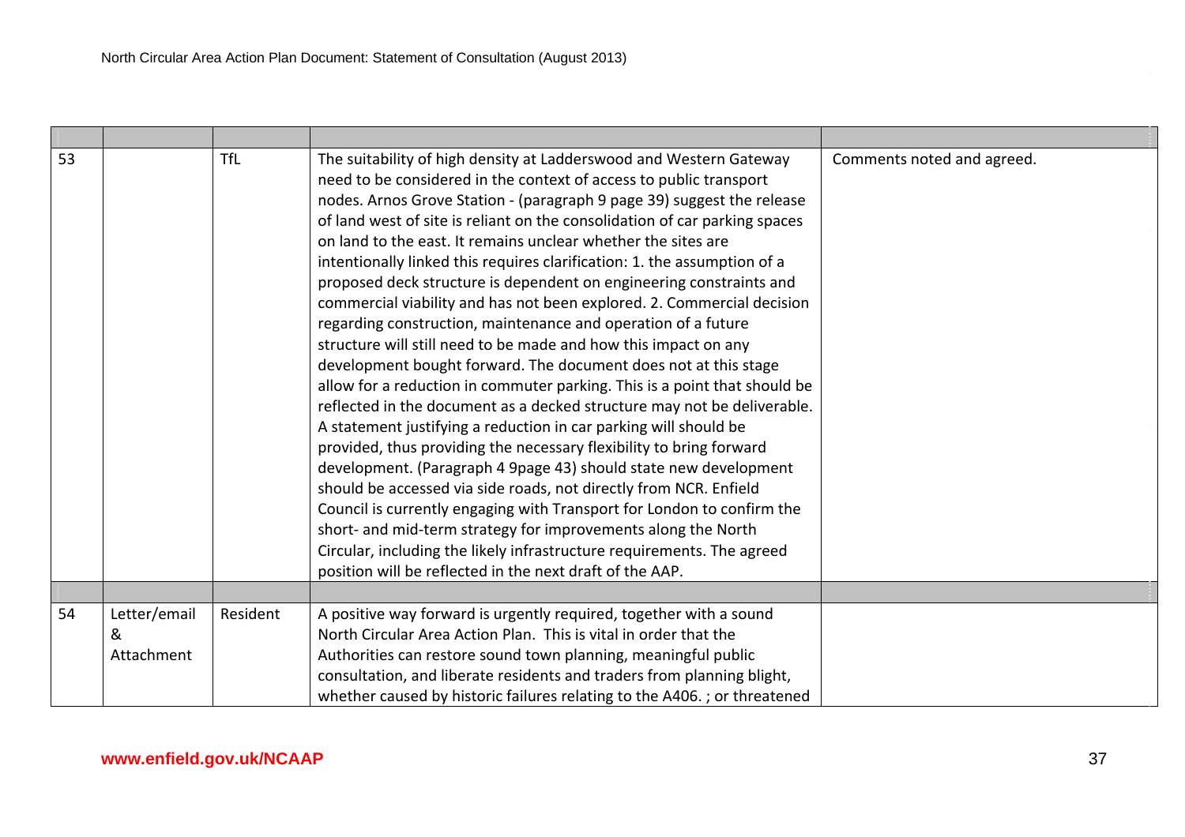| | | | | |
|---|---|---|---|---|
| 53 | | TfL | The suitability of high density at Ladderswood and Western Gateway need to be considered in the context of access to public transport nodes. Arnos Grove Station - (paragraph 9 page 39) suggest the release of land west of site is reliant on the consolidation of car parking spaces on land to the east. It remains unclear whether the sites are intentionally linked this requires clarification: 1. the assumption of a proposed deck structure is dependent on engineering constraints and commercial viability and has not been explored. 2. Commercial decision regarding construction, maintenance and operation of a future structure will still need to be made and how this impact on any development bought forward. The document does not at this stage allow for a reduction in commuter parking. This is a point that should be reflected in the document as a decked structure may not be deliverable. A statement justifying a reduction in car parking will should be provided, thus providing the necessary flexibility to bring forward development. (Paragraph 4 9page 43) should state new development should be accessed via side roads, not directly from NCR. Enfield Council is currently engaging with Transport for London to confirm the short- and mid-term strategy for improvements along the North Circular, including the likely infrastructure requirements. The agreed position will be reflected in the next draft of the AAP. | Comments noted and agreed. |
| | | | | |
| 54 | Letter/email & Attachment | Resident | A positive way forward is urgently required, together with a sound North Circular Area Action Plan. This is vital in order that the Authorities can restore sound town planning, meaningful public consultation, and liberate residents and traders from planning blight, whether caused by historic failures relating to the A406. ; or threatened | |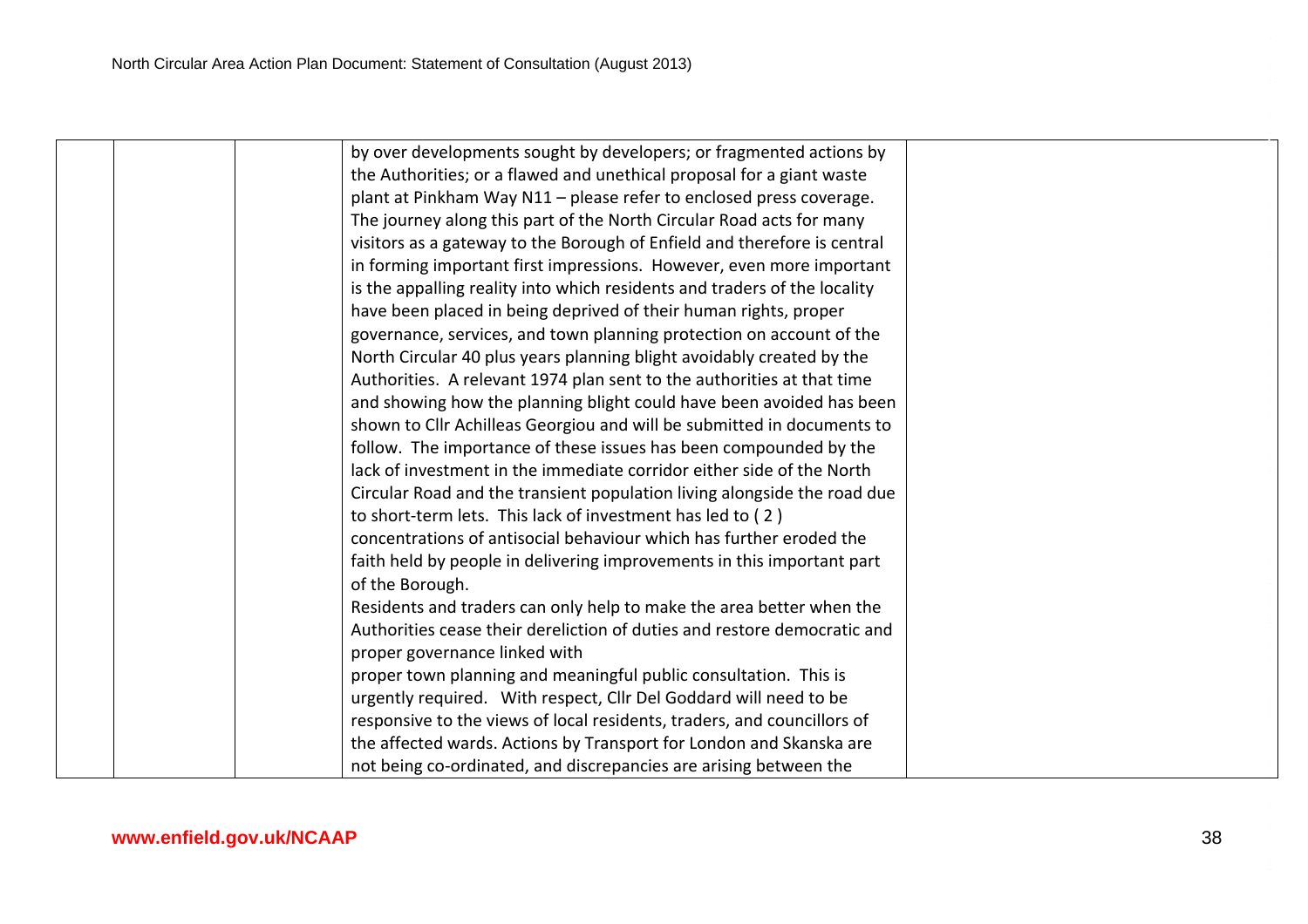|  |  |  | by over developments sought by developers; or fragmented actions by the Authorities; or a flawed and unethical proposal for a giant waste plant at Pinkham Way N11 – please refer to enclosed press coverage. The journey along this part of the North Circular Road acts for many visitors as a gateway to the Borough of Enfield and therefore is central in forming important first impressions. However, even more important is the appalling reality into which residents and traders of the locality have been placed in being deprived of their human rights, proper governance, services, and town planning protection on account of the North Circular 40 plus years planning blight avoidably created by the Authorities. A relevant 1974 plan sent to the authorities at that time and showing how the planning blight could have been avoided has been shown to Cllr Achilleas Georgiou and will be submitted in documents to follow. The importance of these issues has been compounded by the lack of investment in the immediate corridor either side of the North Circular Road and the transient population living alongside the road due to short-term lets. This lack of investment has led to ( 2 ) concentrations of antisocial behaviour which has further eroded the faith held by people in delivering improvements in this important part of the Borough.<br>Residents and traders can only help to make the area better when the Authorities cease their dereliction of duties and restore democratic and proper governance linked with<br>proper town planning and meaningful public consultation. This is urgently required. With respect, Cllr Del Goddard will need to be responsive to the views of local residents, traders, and councillors of the affected wards. Actions by Transport for London and Skanska are not being co-ordinated, and discrepancies are arising between the |  |
|---|---|---|---|---|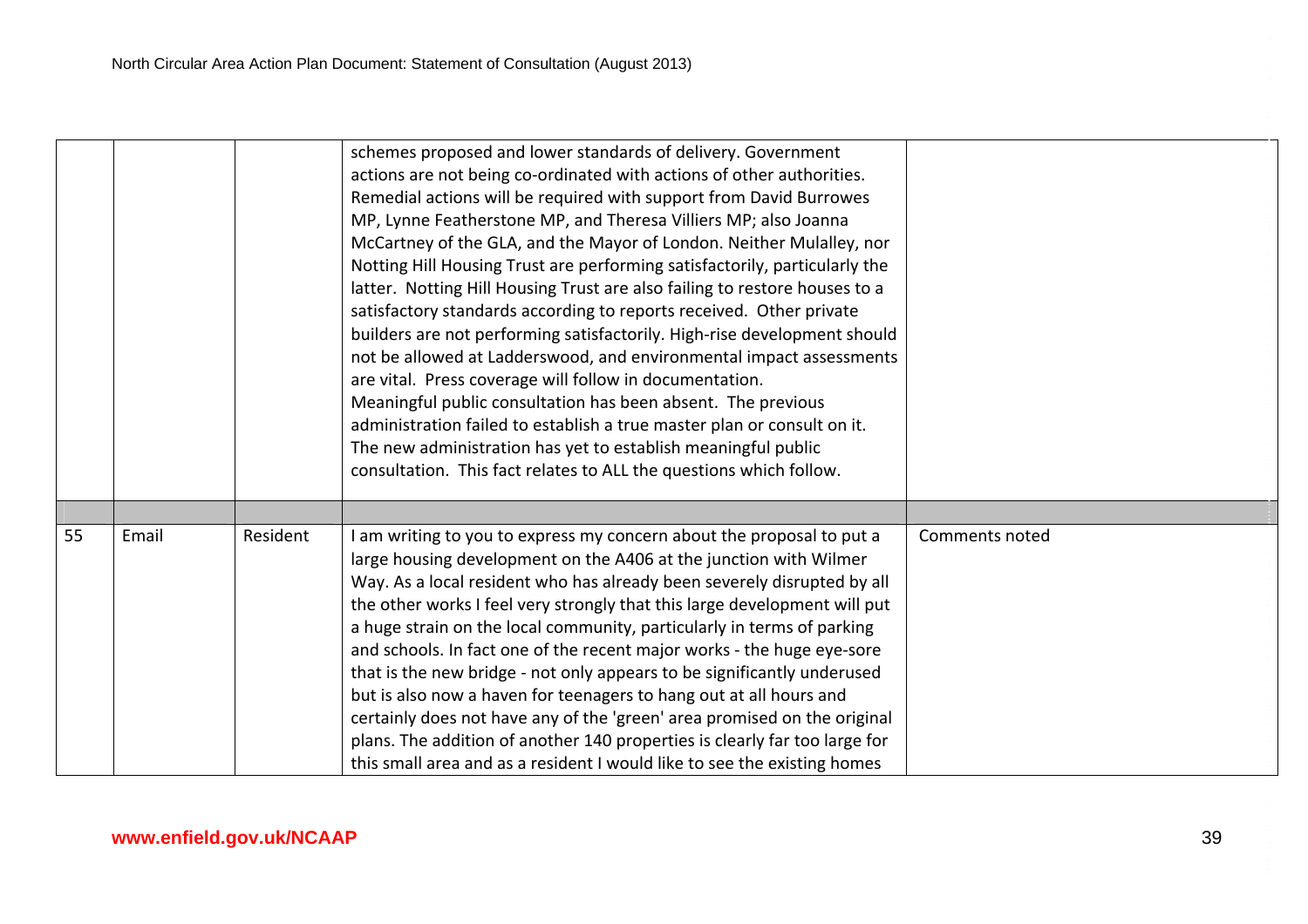| | | | | |
|---|---|---|---|---|
| | | | schemes proposed and lower standards of delivery. Government actions are not being co-ordinated with actions of other authorities. Remedial actions will be required with support from David Burrowes MP, Lynne Featherstone MP, and Theresa Villiers MP; also Joanna McCartney of the GLA, and the Mayor of London. Neither Mulalley, nor Notting Hill Housing Trust are performing satisfactorily, particularly the latter. Notting Hill Housing Trust are also failing to restore houses to a satisfactory standards according to reports received. Other private builders are not performing satisfactorily. High-rise development should not be allowed at Ladderswood, and environmental impact assessments are vital. Press coverage will follow in documentation. Meaningful public consultation has been absent. The previous administration failed to establish a true master plan or consult on it. The new administration has yet to establish meaningful public consultation. This fact relates to ALL the questions which follow. | |
| | | | | |
| 55 | Email | Resident | I am writing to you to express my concern about the proposal to put a large housing development on the A406 at the junction with Wilmer Way. As a local resident who has already been severely disrupted by all the other works I feel very strongly that this large development will put a huge strain on the local community, particularly in terms of parking and schools. In fact one of the recent major works - the huge eye-sore that is the new bridge - not only appears to be significantly underused but is also now a haven for teenagers to hang out at all hours and certainly does not have any of the 'green' area promised on the original plans. The addition of another 140 properties is clearly far too large for this small area and as a resident I would like to see the existing homes | Comments noted |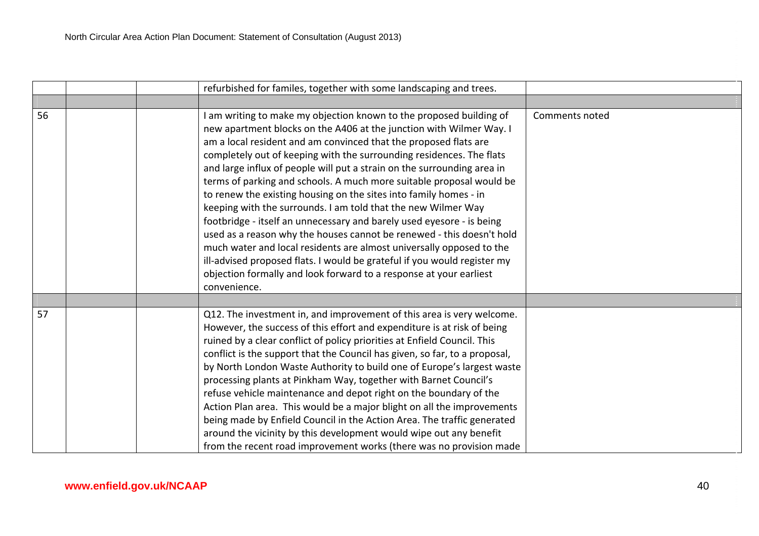| | | | | |
|---|---|---|---|---|
| | | | refurbished for familes, together with some landscaping and trees. | |
| | | | | |
| 56 | | | I am writing to make my objection known to the proposed building of new apartment blocks on the A406 at the junction with Wilmer Way. I am a local resident and am convinced that the proposed flats are completely out of keeping with the surrounding residences. The flats and large influx of people will put a strain on the surrounding area in terms of parking and schools. A much more suitable proposal would be to renew the existing housing on the sites into family homes - in keeping with the surrounds. I am told that the new Wilmer Way footbridge - itself an unnecessary and barely used eyesore - is being used as a reason why the houses cannot be renewed - this doesn't hold much water and local residents are almost universally opposed to the ill-advised proposed flats. I would be grateful if you would register my objection formally and look forward to a response at your earliest convenience. | Comments noted |
| | | | | |
| 57 | | | Q12. The investment in, and improvement of this area is very welcome. However, the success of this effort and expenditure is at risk of being ruined by a clear conflict of policy priorities at Enfield Council. This conflict is the support that the Council has given, so far, to a proposal, by North London Waste Authority to build one of Europe's largest waste processing plants at Pinkham Way, together with Barnet Council's refuse vehicle maintenance and depot right on the boundary of the Action Plan area. This would be a major blight on all the improvements being made by Enfield Council in the Action Area. The traffic generated around the vicinity by this development would wipe out any benefit from the recent road improvement works (there was no provision made | |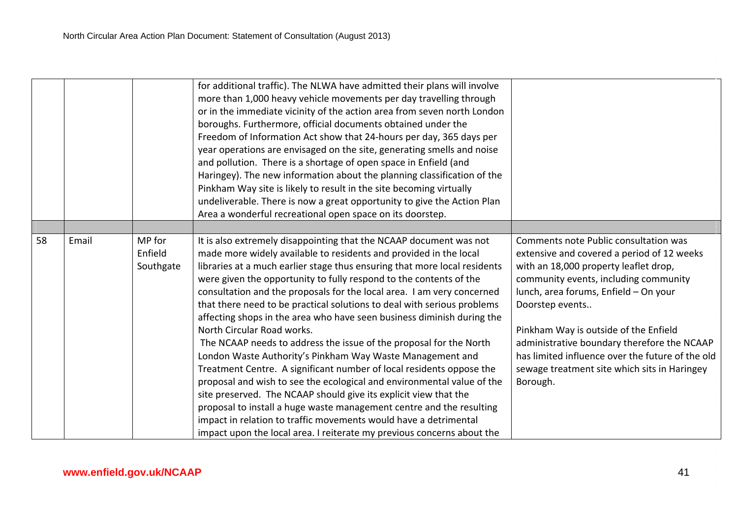| | | | | |
|---|---|---|---|---|
| | | | for additional traffic). The NLWA have admitted their plans will involve more than 1,000 heavy vehicle movements per day travelling through or in the immediate vicinity of the action area from seven north London boroughs. Furthermore, official documents obtained under the Freedom of Information Act show that 24-hours per day, 365 days per year operations are envisaged on the site, generating smells and noise and pollution. There is a shortage of open space in Enfield (and Haringey). The new information about the planning classification of the Pinkham Way site is likely to result in the site becoming virtually undeliverable. There is now a great opportunity to give the Action Plan Area a wonderful recreational open space on its doorstep. | |
| | | | | |
| 58 | Email | MP for Enfield Southgate | It is also extremely disappointing that the NCAAP document was not made more widely available to residents and provided in the local libraries at a much earlier stage thus ensuring that more local residents were given the opportunity to fully respond to the contents of the consultation and the proposals for the local area. I am very concerned that there need to be practical solutions to deal with serious problems affecting shops in the area who have seen business diminish during the North Circular Road works.<br>The NCAAP needs to address the issue of the proposal for the North London Waste Authority's Pinkham Way Waste Management and Treatment Centre. A significant number of local residents oppose the proposal and wish to see the ecological and environmental value of the site preserved. The NCAAP should give its explicit view that the proposal to install a huge waste management centre and the resulting impact in relation to traffic movements would have a detrimental impact upon the local area. I reiterate my previous concerns about the | Comments note Public consultation was extensive and covered a period of 12 weeks with an 18,000 property leaflet drop, community events, including community lunch, area forums, Enfield – On your Doorstep events..<br><br>Pinkham Way is outside of the Enfield administrative boundary therefore the NCAAP has limited influence over the future of the old sewage treatment site which sits in Haringey Borough. |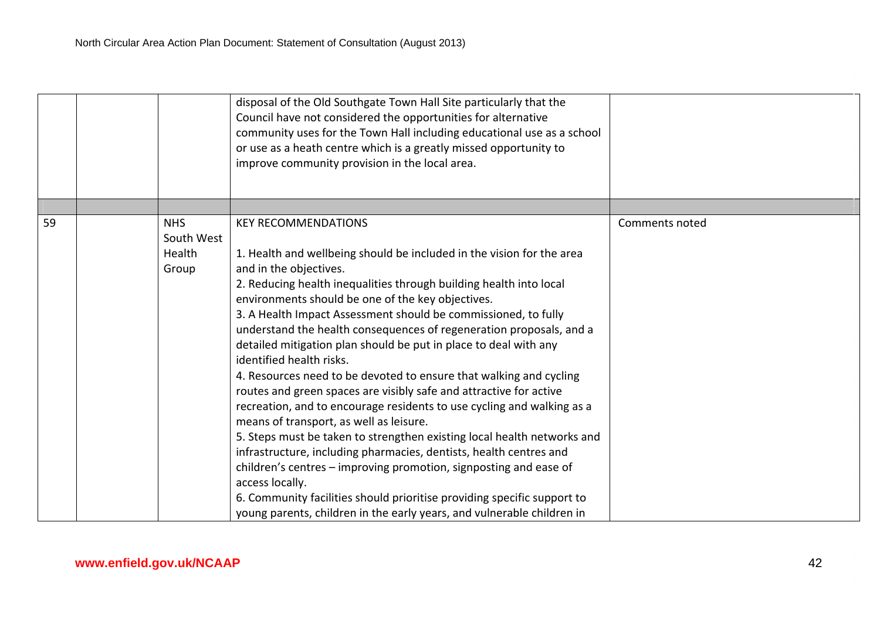| | | | | |
|---|---|---|---|---|
| | | | disposal of the Old Southgate Town Hall Site particularly that the Council have not considered the opportunities for alternative community uses for the Town Hall including educational use as a school or use as a heath centre which is a greatly missed opportunity to improve community provision in the local area. | |
| | | | | |
| 59 | | NHS South West Health Group | KEY RECOMMENDATIONS<br><br>1. Health and wellbeing should be included in the vision for the area and in the objectives.<br>2. Reducing health inequalities through building health into local environments should be one of the key objectives.<br>3. A Health Impact Assessment should be commissioned, to fully understand the health consequences of regeneration proposals, and a detailed mitigation plan should be put in place to deal with any identified health risks.<br>4. Resources need to be devoted to ensure that walking and cycling routes and green spaces are visibly safe and attractive for active recreation, and to encourage residents to use cycling and walking as a means of transport, as well as leisure.<br>5. Steps must be taken to strengthen existing local health networks and infrastructure, including pharmacies, dentists, health centres and children's centres – improving promotion, signposting and ease of access locally.<br>6. Community facilities should prioritise providing specific support to young parents, children in the early years, and vulnerable children in | Comments noted |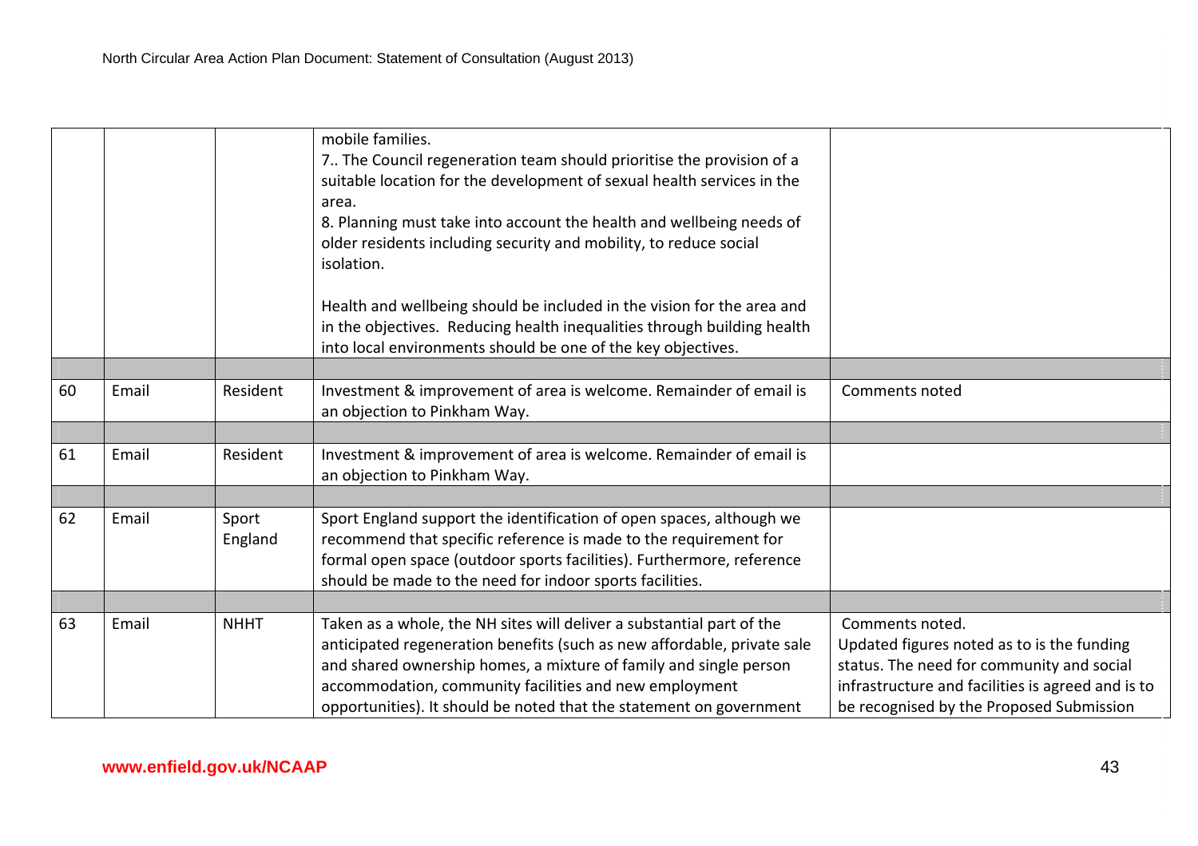| | | | | |
|---|---|---|---|---|
| | | | mobile families.<br>7.. The Council regeneration team should prioritise the provision of a suitable location for the development of sexual health services in the area.<br>8. Planning must take into account the health and wellbeing needs of older residents including security and mobility, to reduce social isolation.<br><br>Health and wellbeing should be included in the vision for the area and in the objectives. Reducing health inequalities through building health into local environments should be one of the key objectives. | |
| | | | | |
| 60 | Email | Resident | Investment & improvement of area is welcome. Remainder of email is an objection to Pinkham Way. | Comments noted |
| | | | | |
| 61 | Email | Resident | Investment & improvement of area is welcome. Remainder of email is an objection to Pinkham Way. | |
| | | | | |
| 62 | Email | Sport England | Sport England support the identification of open spaces, although we recommend that specific reference is made to the requirement for formal open space (outdoor sports facilities). Furthermore, reference should be made to the need for indoor sports facilities. | |
| | | | | |
| 63 | Email | NHHT | Taken as a whole, the NH sites will deliver a substantial part of the anticipated regeneration benefits (such as new affordable, private sale and shared ownership homes, a mixture of family and single person accommodation, community facilities and new employment opportunities). It should be noted that the statement on government | Comments noted.<br>Updated figures noted as to is the funding status. The need for community and social infrastructure and facilities is agreed and is to be recognised by the Proposed Submission |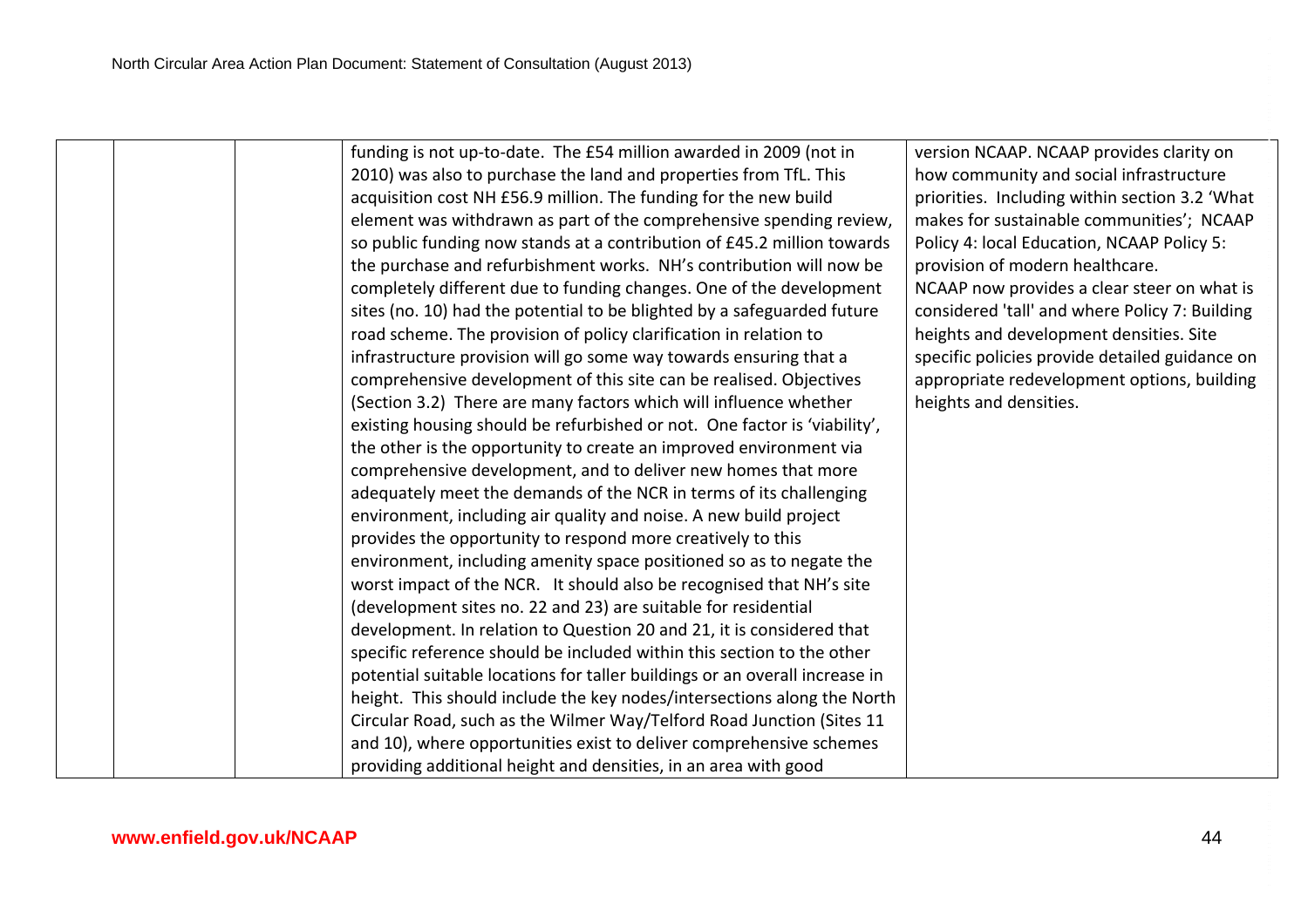| | | | | |
|---|---|---|---|---|
| | | | funding is not up-to-date. The £54 million awarded in 2009 (not in 2010) was also to purchase the land and properties from TfL. This acquisition cost NH £56.9 million. The funding for the new build element was withdrawn as part of the comprehensive spending review, so public funding now stands at a contribution of £45.2 million towards the purchase and refurbishment works. NH's contribution will now be completely different due to funding changes. One of the development sites (no. 10) had the potential to be blighted by a safeguarded future road scheme. The provision of policy clarification in relation to infrastructure provision will go some way towards ensuring that a comprehensive development of this site can be realised. Objectives (Section 3.2) There are many factors which will influence whether existing housing should be refurbished or not. One factor is 'viability', the other is the opportunity to create an improved environment via comprehensive development, and to deliver new homes that more adequately meet the demands of the NCR in terms of its challenging environment, including air quality and noise. A new build project provides the opportunity to respond more creatively to this environment, including amenity space positioned so as to negate the worst impact of the NCR. It should also be recognised that NH's site (development sites no. 22 and 23) are suitable for residential development. In relation to Question 20 and 21, it is considered that specific reference should be included within this section to the other potential suitable locations for taller buildings or an overall increase in height. This should include the key nodes/intersections along the North Circular Road, such as the Wilmer Way/Telford Road Junction (Sites 11 and 10), where opportunities exist to deliver comprehensive schemes providing additional height and densities, in an area with good | version NCAAP. NCAAP provides clarity on how community and social infrastructure priorities. Including within section 3.2 'What makes for sustainable communities'; NCAAP Policy 4: local Education, NCAAP Policy 5: provision of modern healthcare.<br>NCAAP now provides a clear steer on what is considered 'tall' and where Policy 7: Building heights and development densities. Site specific policies provide detailed guidance on appropriate redevelopment options, building heights and densities. |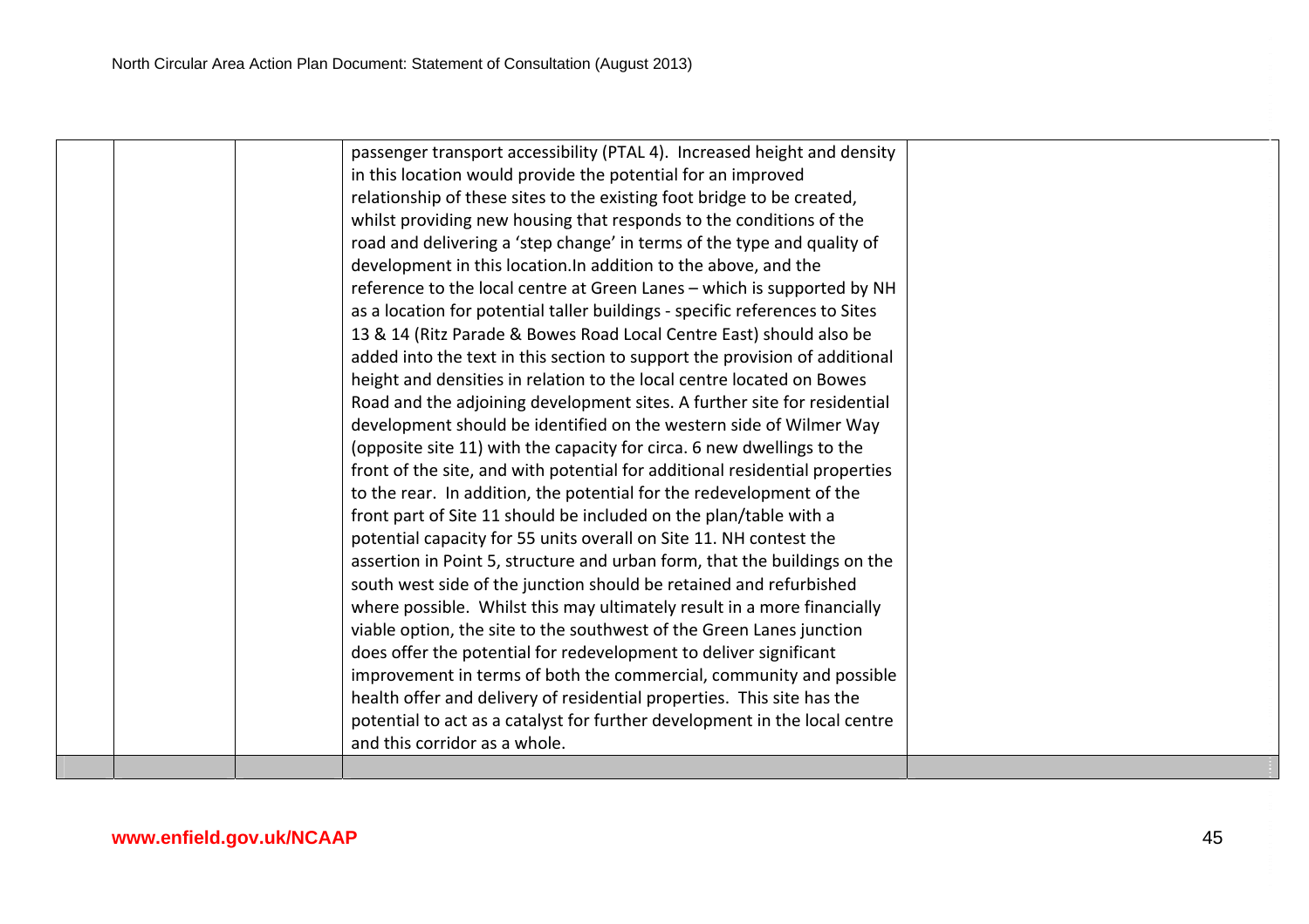| | | | | |
|---|---|---|---|---|
| | | | passenger transport accessibility (PTAL 4). Increased height and density in this location would provide the potential for an improved relationship of these sites to the existing foot bridge to be created, whilst providing new housing that responds to the conditions of the road and delivering a 'step change' in terms of the type and quality of development in this location.In addition to the above, and the reference to the local centre at Green Lanes – which is supported by NH as a location for potential taller buildings - specific references to Sites 13 & 14 (Ritz Parade & Bowes Road Local Centre East) should also be added into the text in this section to support the provision of additional height and densities in relation to the local centre located on Bowes Road and the adjoining development sites. A further site for residential development should be identified on the western side of Wilmer Way (opposite site 11) with the capacity for circa. 6 new dwellings to the front of the site, and with potential for additional residential properties to the rear. In addition, the potential for the redevelopment of the front part of Site 11 should be included on the plan/table with a potential capacity for 55 units overall on Site 11. NH contest the assertion in Point 5, structure and urban form, that the buildings on the south west side of the junction should be retained and refurbished where possible. Whilst this may ultimately result in a more financially viable option, the site to the southwest of the Green Lanes junction does offer the potential for redevelopment to deliver significant improvement in terms of both the commercial, community and possible health offer and delivery of residential properties. This site has the potential to act as a catalyst for further development in the local centre and this corridor as a whole. | |
| | | | | |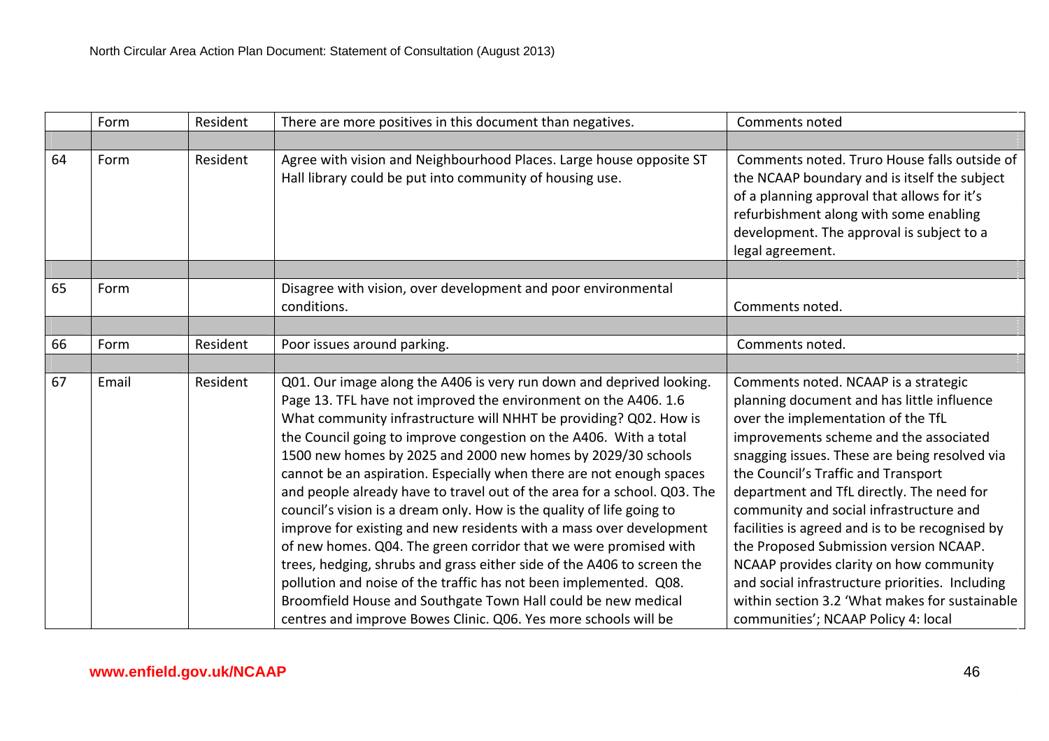| | | | | |
|---|---|---|---|---|
| | Form | Resident | There are more positives in this document than negatives. | Comments noted |
| | | | | |
| 64 | Form | Resident | Agree with vision and Neighbourhood Places. Large house opposite ST Hall library could be put into community of housing use. | Comments noted. Truro House falls outside of the NCAAP boundary and is itself the subject of a planning approval that allows for it's refurbishment along with some enabling development. The approval is subject to a legal agreement. |
| | | | | |
| 65 | Form | | Disagree with vision, over development and poor environmental conditions. | Comments noted. |
| | | | | |
| 66 | Form | Resident | Poor issues around parking. | Comments noted. |
| | | | | |
| 67 | Email | Resident | Q01. Our image along the A406 is very run down and deprived looking. Page 13. TFL have not improved the environment on the A406. 1.6 What community infrastructure will NHHT be providing? Q02. How is the Council going to improve congestion on the A406. With a total 1500 new homes by 2025 and 2000 new homes by 2029/30 schools cannot be an aspiration. Especially when there are not enough spaces and people already have to travel out of the area for a school. Q03. The council's vision is a dream only. How is the quality of life going to improve for existing and new residents with a mass over development of new homes. Q04. The green corridor that we were promised with trees, hedging, shrubs and grass either side of the A406 to screen the pollution and noise of the traffic has not been implemented. Q08. Broomfield House and Southgate Town Hall could be new medical centres and improve Bowes Clinic. Q06. Yes more schools will be | Comments noted. NCAAP is a strategic planning document and has little influence over the implementation of the TfL improvements scheme and the associated snagging issues. These are being resolved via the Council's Traffic and Transport department and TfL directly. The need for community and social infrastructure and facilities is agreed and is to be recognised by the Proposed Submission version NCAAP. NCAAP provides clarity on how community and social infrastructure priorities. Including within section 3.2 'What makes for sustainable communities'; NCAAP Policy 4: local |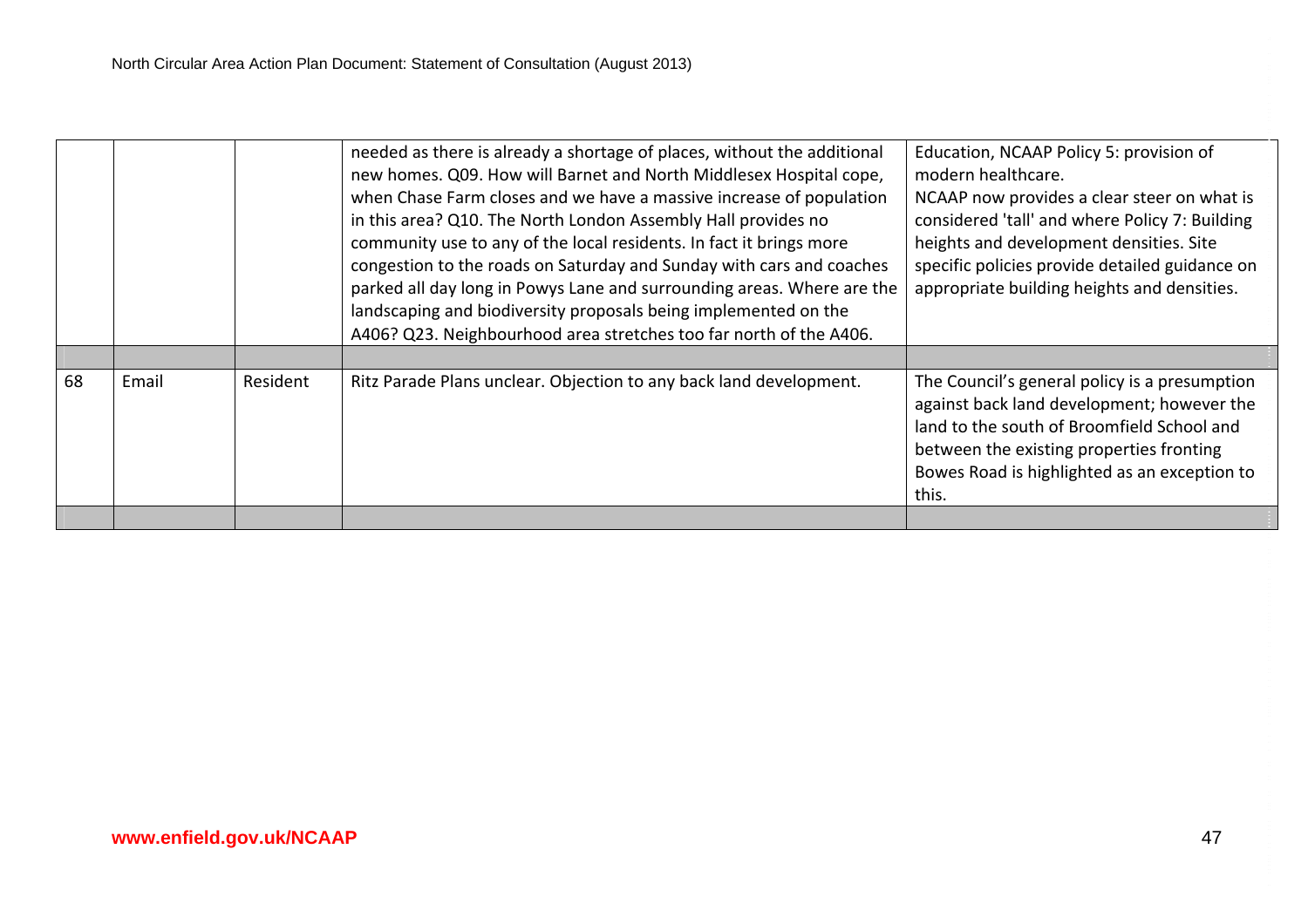| | | | | |
|---|---|---|---|---|
| | | | needed as there is already a shortage of places, without the additional new homes. Q09. How will Barnet and North Middlesex Hospital cope, when Chase Farm closes and we have a massive increase of population in this area? Q10. The North London Assembly Hall provides no community use to any of the local residents. In fact it brings more congestion to the roads on Saturday and Sunday with cars and coaches parked all day long in Powys Lane and surrounding areas. Where are the landscaping and biodiversity proposals being implemented on the A406? Q23. Neighbourhood area stretches too far north of the A406. | Education, NCAAP Policy 5: provision of modern healthcare. NCAAP now provides a clear steer on what is considered 'tall' and where Policy 7: Building heights and development densities. Site specific policies provide detailed guidance on appropriate building heights and densities. |
| | | | | |
| 68 | Email | Resident | Ritz Parade Plans unclear. Objection to any back land development. | The Council's general policy is a presumption against back land development; however the land to the south of Broomfield School and between the existing properties fronting Bowes Road is highlighted as an exception to this. |
| | | | | |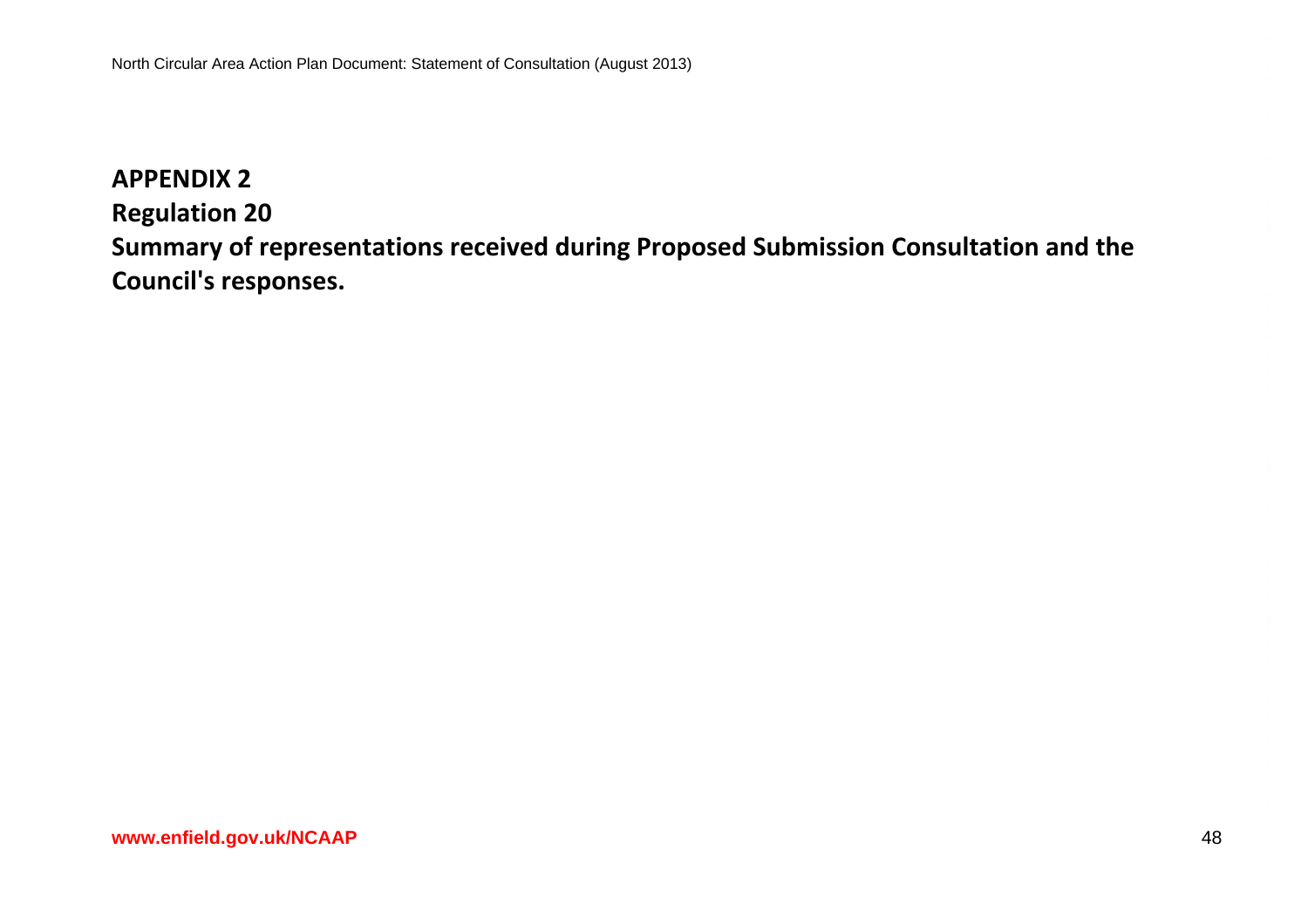# APPENDIX 2

## Regulation 20

## Summary of representations received during Proposed Submission Consultation and the Council's responses.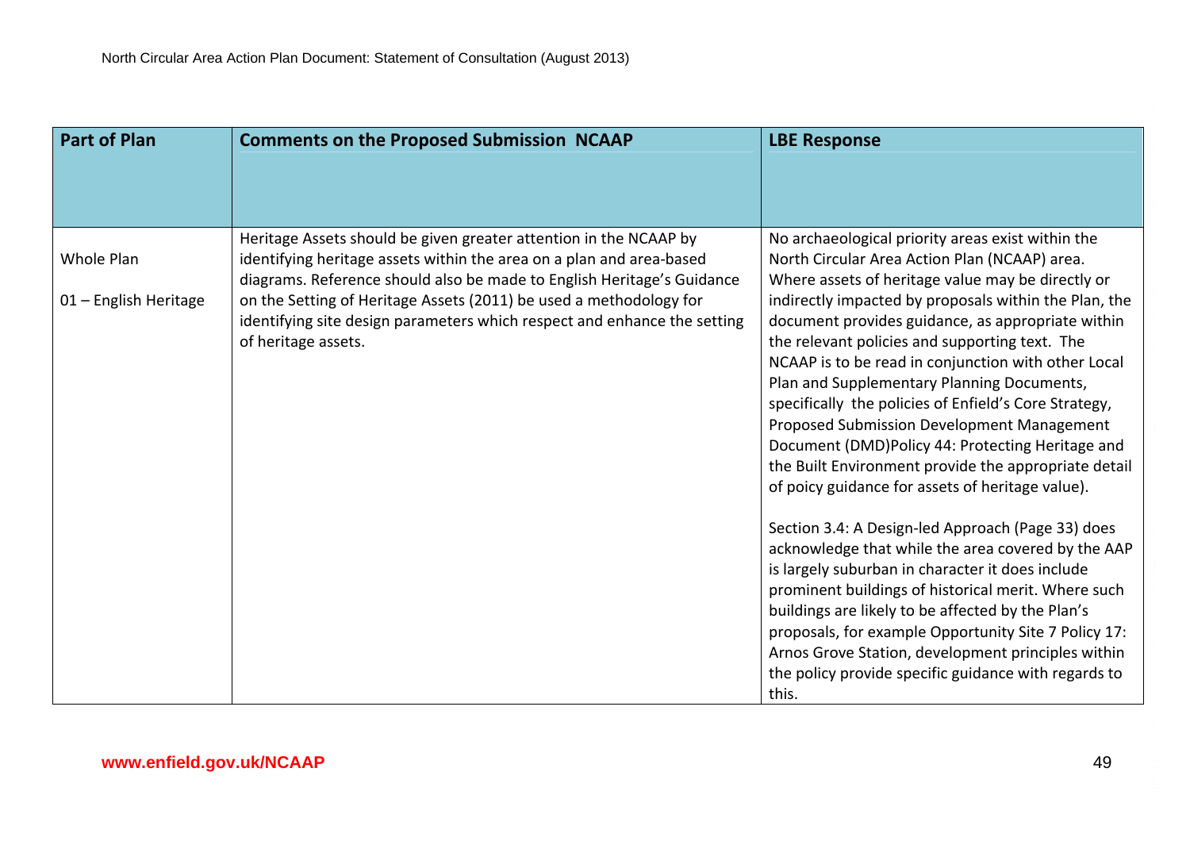| Part of Plan | Comments on the Proposed Submission NCAAP | LBE Response |
|---|---|---|
| Whole Plan<br><br>01 – English Heritage | Heritage Assets should be given greater attention in the NCAAP by identifying heritage assets within the area on a plan and area-based diagrams. Reference should also be made to English Heritage's Guidance on the Setting of Heritage Assets (2011) be used a methodology for identifying site design parameters which respect and enhance the setting of heritage assets. | No archaeological priority areas exist within the North Circular Area Action Plan (NCAAP) area. Where assets of heritage value may be directly or indirectly impacted by proposals within the Plan, the document provides guidance, as appropriate within the relevant policies and supporting text. The NCAAP is to be read in conjunction with other Local Plan and Supplementary Planning Documents, specifically the policies of Enfield's Core Strategy, Proposed Submission Development Management Document (DMD)Policy 44: Protecting Heritage and the Built Environment provide the appropriate detail of poicy guidance for assets of heritage value).<br><br>Section 3.4: A Design-led Approach (Page 33) does acknowledge that while the area covered by the AAP is largely suburban in character it does include prominent buildings of historical merit. Where such buildings are likely to be affected by the Plan's proposals, for example Opportunity Site 7 Policy 17: Arnos Grove Station, development principles within the policy provide specific guidance with regards to this. |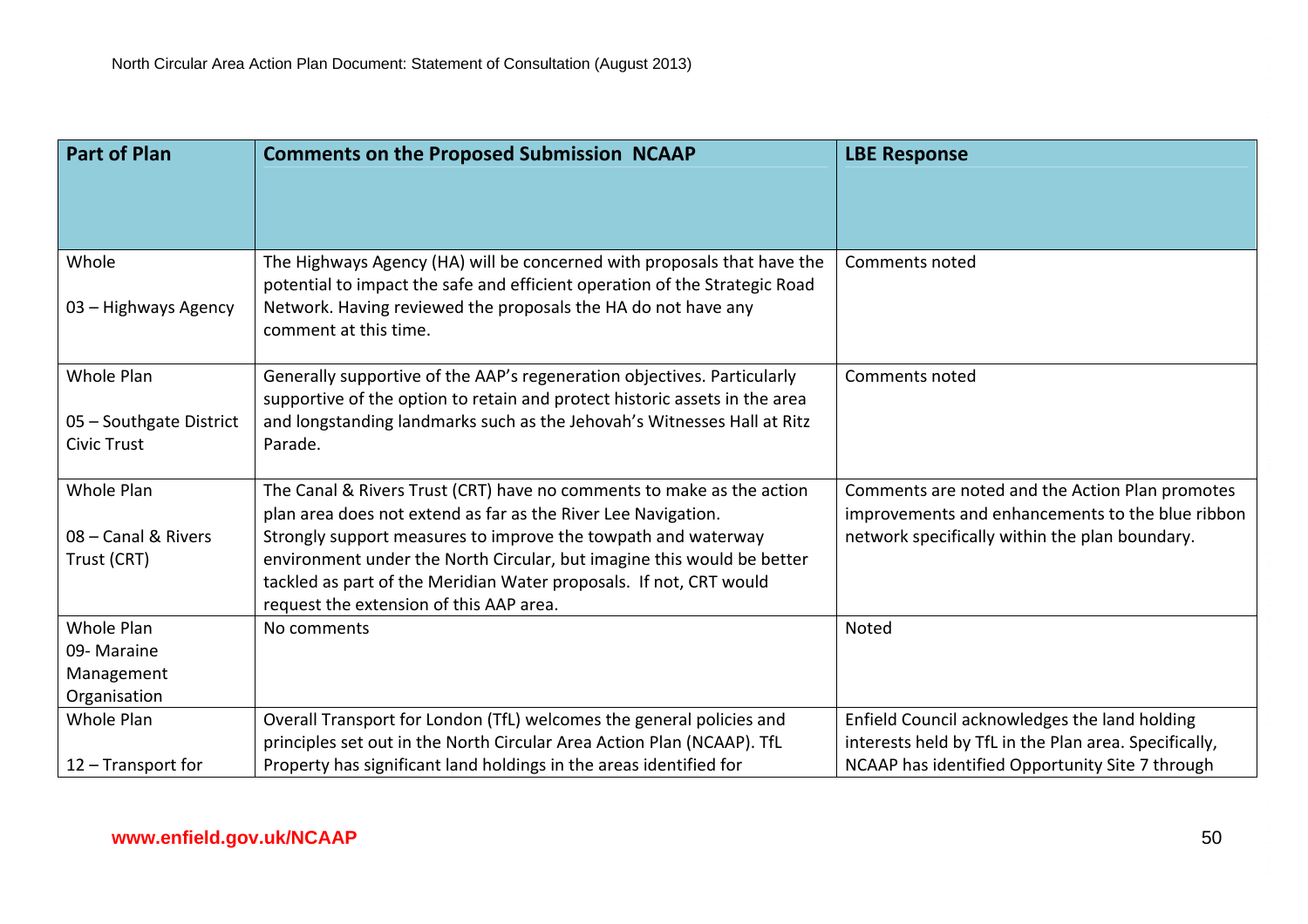| Part of Plan | Comments on the Proposed Submission NCAAP | LBE Response |
|---|---|---|
| Whole<br><br>03 – Highways Agency | The Highways Agency (HA) will be concerned with proposals that have the potential to impact the safe and efficient operation of the Strategic Road Network. Having reviewed the proposals the HA do not have any comment at this time. | Comments noted |
| Whole Plan<br><br>05 – Southgate District Civic Trust | Generally supportive of the AAP's regeneration objectives. Particularly supportive of the option to retain and protect historic assets in the area and longstanding landmarks such as the Jehovah's Witnesses Hall at Ritz Parade. | Comments noted |
| Whole Plan<br><br>08 – Canal & Rivers Trust (CRT) | The Canal & Rivers Trust (CRT) have no comments to make as the action plan area does not extend as far as the River Lee Navigation.<br>Strongly support measures to improve the towpath and waterway environment under the North Circular, but imagine this would be better tackled as part of the Meridian Water proposals. If not, CRT would request the extension of this AAP area. | Comments are noted and the Action Plan promotes improvements and enhancements to the blue ribbon network specifically within the plan boundary. |
| Whole Plan<br>09- Maraine Management Organisation | No comments | Noted |
| Whole Plan<br><br>12 – Transport for | Overall Transport for London (TfL) welcomes the general policies and principles set out in the North Circular Area Action Plan (NCAAP). TfL Property has significant land holdings in the areas identified for | Enfield Council acknowledges the land holding interests held by TfL in the Plan area. Specifically, NCAAP has identified Opportunity Site 7 through |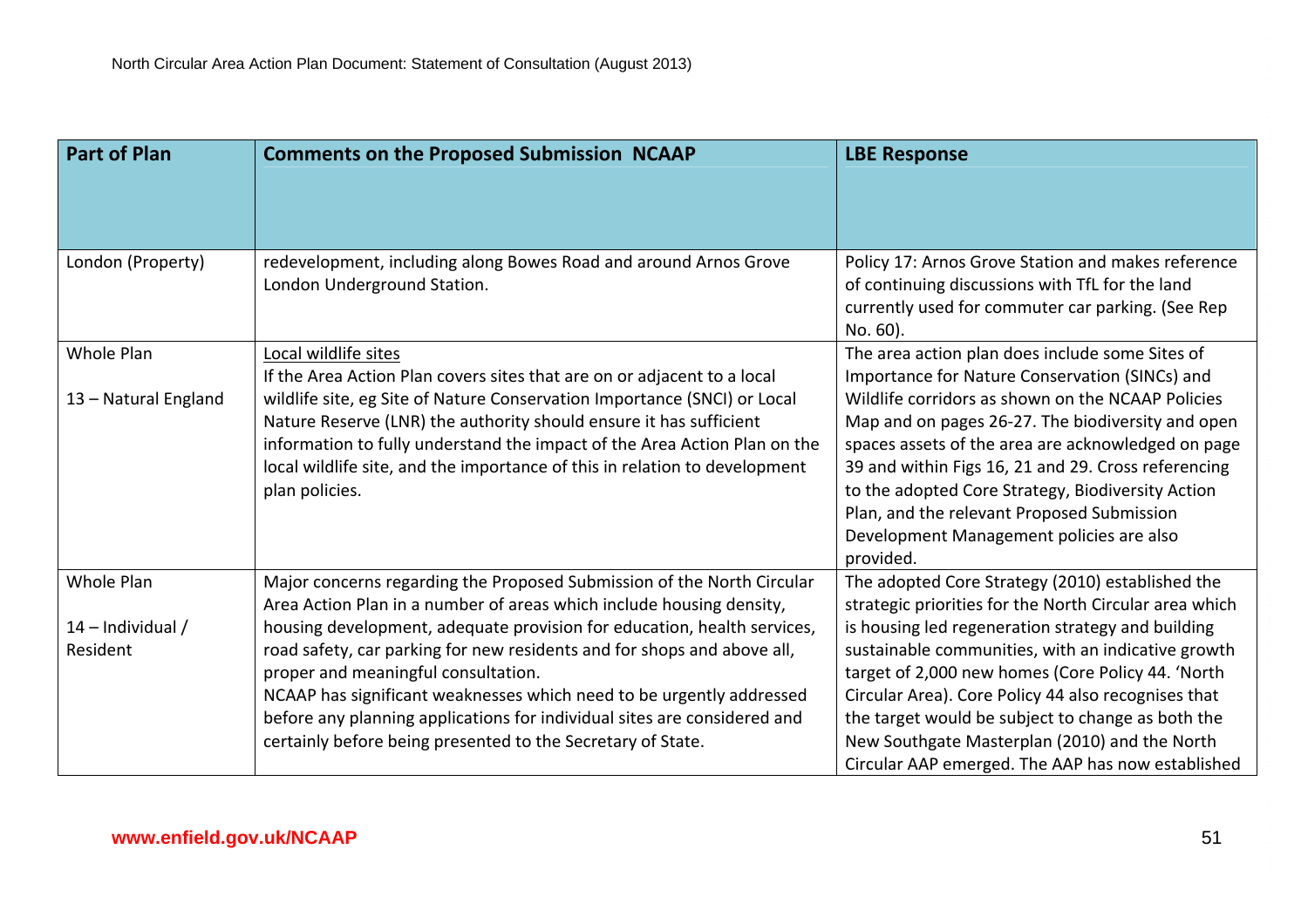| Part of Plan | Comments on the Proposed Submission NCAAP | LBE Response |
|---|---|---|
| London (Property) | redevelopment, including along Bowes Road and around Arnos Grove London Underground Station. | Policy 17: Arnos Grove Station and makes reference of continuing discussions with TfL for the land currently used for commuter car parking. (See Rep No. 60). |
| Whole Plan<br><br>13 – Natural England | <u>Local wildlife sites</u><br>If the Area Action Plan covers sites that are on or adjacent to a local wildlife site, eg Site of Nature Conservation Importance (SNCI) or Local Nature Reserve (LNR) the authority should ensure it has sufficient information to fully understand the impact of the Area Action Plan on the local wildlife site, and the importance of this in relation to development plan policies. | The area action plan does include some Sites of Importance for Nature Conservation (SINCs) and Wildlife corridors as shown on the NCAAP Policies Map and on pages 26-27. The biodiversity and open spaces assets of the area are acknowledged on page 39 and within Figs 16, 21 and 29. Cross referencing to the adopted Core Strategy, Biodiversity Action Plan, and the relevant Proposed Submission Development Management policies are also provided. |
| Whole Plan<br><br>14 – Individual / Resident | Major concerns regarding the Proposed Submission of the North Circular Area Action Plan in a number of areas which include housing density, housing development, adequate provision for education, health services, road safety, car parking for new residents and for shops and above all, proper and meaningful consultation.<br>NCAAP has significant weaknesses which need to be urgently addressed before any planning applications for individual sites are considered and certainly before being presented to the Secretary of State. | The adopted Core Strategy (2010) established the strategic priorities for the North Circular area which is housing led regeneration strategy and building sustainable communities, with an indicative growth target of 2,000 new homes (Core Policy 44. 'North Circular Area). Core Policy 44 also recognises that the target would be subject to change as both the New Southgate Masterplan (2010) and the North Circular AAP emerged. The AAP has now established |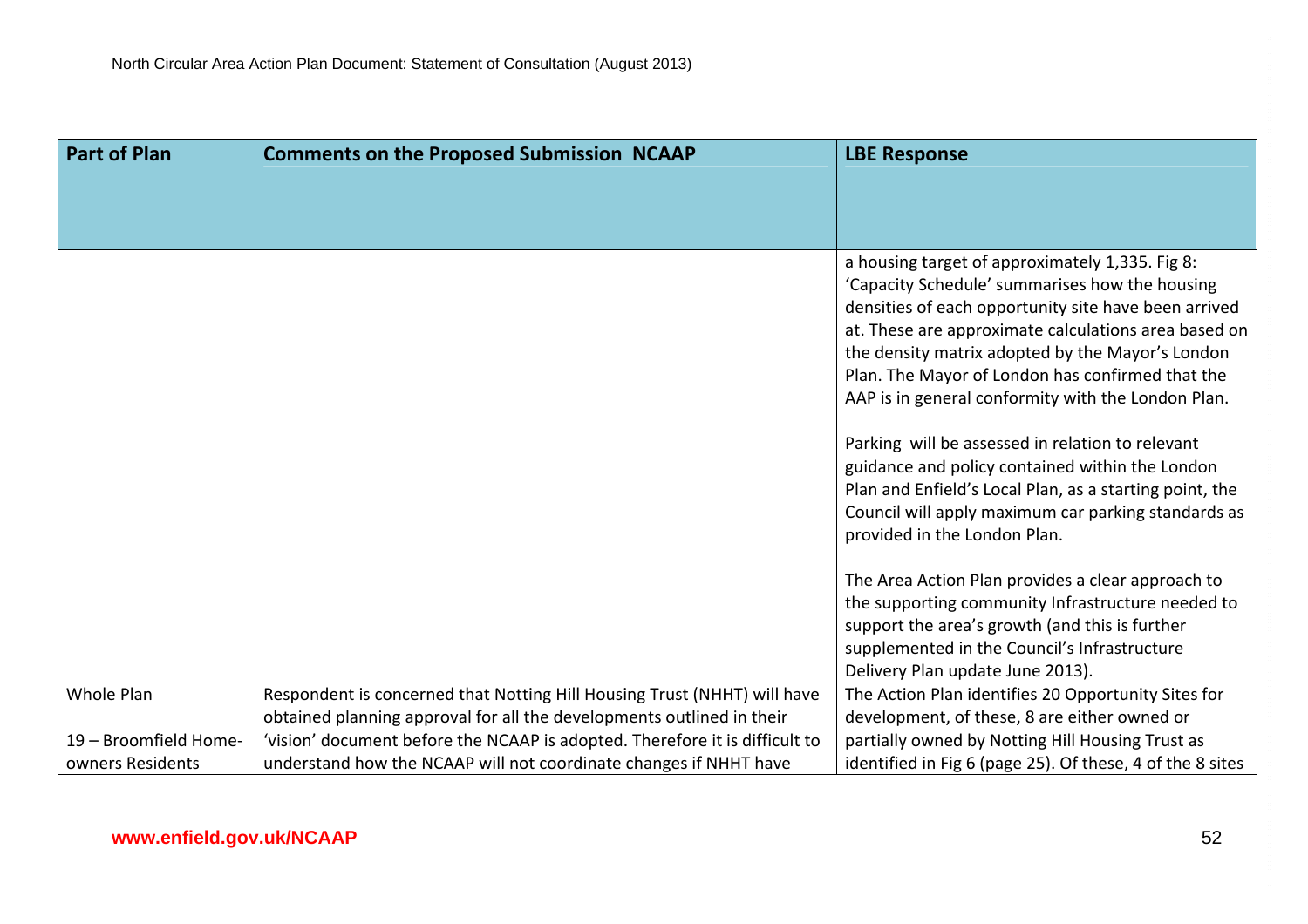| Part of Plan | Comments on the Proposed Submission NCAAP | LBE Response |
|---|---|---|
| | | a housing target of approximately 1,335. Fig 8: 'Capacity Schedule' summarises how the housing densities of each opportunity site have been arrived at. These are approximate calculations area based on the density matrix adopted by the Mayor's London Plan. The Mayor of London has confirmed that the AAP is in general conformity with the London Plan.<br><br>Parking will be assessed in relation to relevant guidance and policy contained within the London Plan and Enfield's Local Plan, as a starting point, the Council will apply maximum car parking standards as provided in the London Plan.<br><br>The Area Action Plan provides a clear approach to the supporting community Infrastructure needed to support the area's growth (and this is further supplemented in the Council's Infrastructure Delivery Plan update June 2013). |
| Whole Plan<br><br>19 – Broomfield Home-owners Residents | Respondent is concerned that Notting Hill Housing Trust (NHHT) will have obtained planning approval for all the developments outlined in their 'vision' document before the NCAAP is adopted. Therefore it is difficult to understand how the NCAAP will not coordinate changes if NHHT have | The Action Plan identifies 20 Opportunity Sites for development, of these, 8 are either owned or partially owned by Notting Hill Housing Trust as identified in Fig 6 (page 25). Of these, 4 of the 8 sites |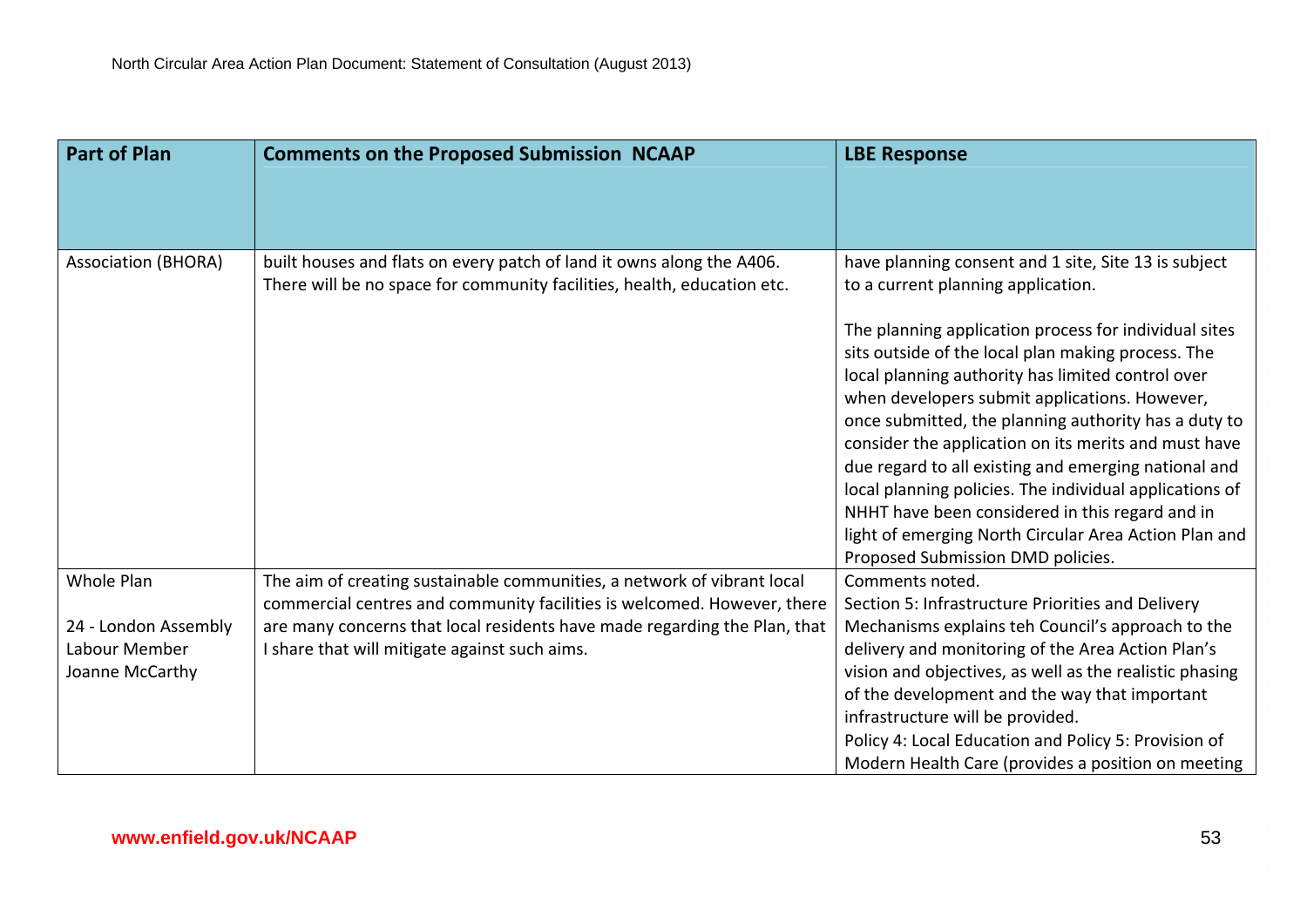| Part of Plan | Comments on the Proposed Submission NCAAP | LBE Response |
|---|---|---|
| Association (BHORA) | built houses and flats on every patch of land it owns along the A406. There will be no space for community facilities, health, education etc. | have planning consent and 1 site, Site 13 is subject to a current planning application.<br><br>The planning application process for individual sites sits outside of the local plan making process. The local planning authority has limited control over when developers submit applications. However, once submitted, the planning authority has a duty to consider the application on its merits and must have due regard to all existing and emerging national and local planning policies. The individual applications of NHHT have been considered in this regard and in light of emerging North Circular Area Action Plan and Proposed Submission DMD policies. |
| Whole Plan<br><br>24 - London Assembly Labour Member Joanne McCarthy | The aim of creating sustainable communities, a network of vibrant local commercial centres and community facilities is welcomed. However, there are many concerns that local residents have made regarding the Plan, that I share that will mitigate against such aims. | Comments noted.<br>Section 5: Infrastructure Priorities and Delivery Mechanisms explains teh Council's approach to the delivery and monitoring of the Area Action Plan's vision and objectives, as well as the realistic phasing of the development and the way that important infrastructure will be provided.<br>Policy 4: Local Education and Policy 5: Provision of Modern Health Care (provides a position on meeting |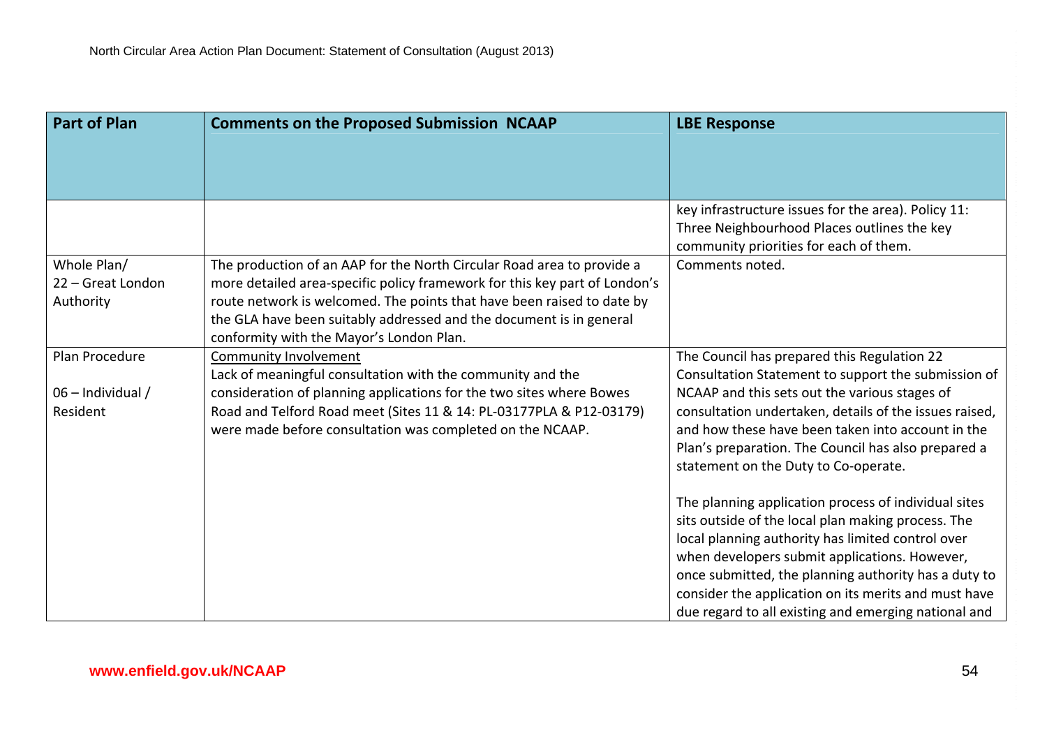| Part of Plan | Comments on the Proposed Submission NCAAP | LBE Response |
|---|---|---|
| | | key infrastructure issues for the area). Policy 11: Three Neighbourhood Places outlines the key community priorities for each of them. |
| Whole Plan/<br>22 – Great London Authority | The production of an AAP for the North Circular Road area to provide a more detailed area-specific policy framework for this key part of London's route network is welcomed. The points that have been raised to date by the GLA have been suitably addressed and the document is in general conformity with the Mayor's London Plan. | Comments noted. |
| Plan Procedure<br><br>06 – Individual / Resident | <u>Community Involvement</u><br>Lack of meaningful consultation with the community and the consideration of planning applications for the two sites where Bowes Road and Telford Road meet (Sites 11 & 14: PL-03177PLA & P12-03179) were made before consultation was completed on the NCAAP. | The Council has prepared this Regulation 22 Consultation Statement to support the submission of NCAAP and this sets out the various stages of consultation undertaken, details of the issues raised, and how these have been taken into account in the Plan's preparation. The Council has also prepared a statement on the Duty to Co-operate.<br><br>The planning application process of individual sites sits outside of the local plan making process. The local planning authority has limited control over when developers submit applications. However, once submitted, the planning authority has a duty to consider the application on its merits and must have due regard to all existing and emerging national and |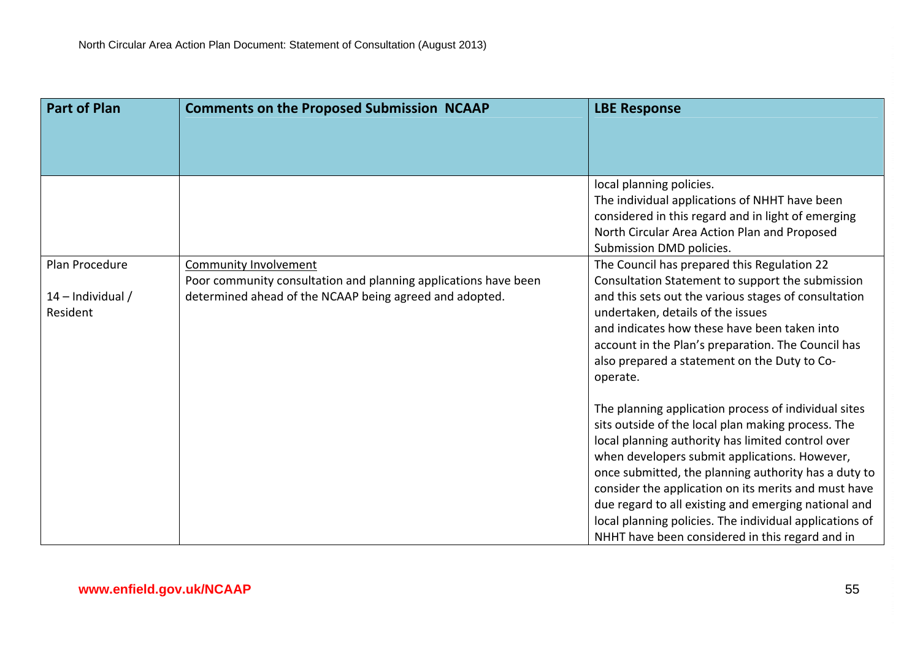| Part of Plan | Comments on the Proposed Submission NCAAP | LBE Response |
|---|---|---|
| | | local planning policies.<br>The individual applications of NHHT have been considered in this regard and in light of emerging North Circular Area Action Plan and Proposed Submission DMD policies. |
| Plan Procedure<br><br>14 – Individual / Resident | <u>Community Involvement</u><br>Poor community consultation and planning applications have been determined ahead of the NCAAP being agreed and adopted. | The Council has prepared this Regulation 22 Consultation Statement to support the submission and this sets out the various stages of consultation undertaken, details of the issues and indicates how these have been taken into account in the Plan's preparation. The Council has also prepared a statement on the Duty to Co-operate.<br><br>The planning application process of individual sites sits outside of the local plan making process. The local planning authority has limited control over when developers submit applications. However, once submitted, the planning authority has a duty to consider the application on its merits and must have due regard to all existing and emerging national and local planning policies. The individual applications of NHHT have been considered in this regard and in |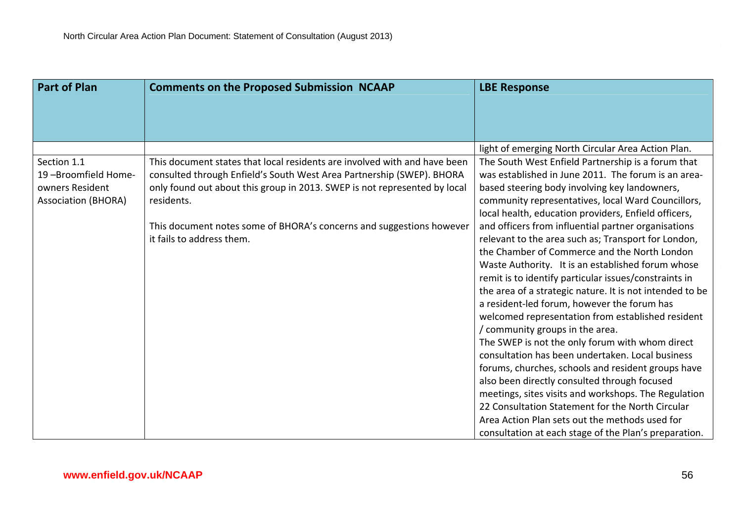| Part of Plan | Comments on the Proposed Submission NCAAP | LBE Response |
|---|---|---|
| | | light of emerging North Circular Area Action Plan. |
| Section 1.1<br>19 –Broomfield Home-owners Resident Association (BHORA) | This document states that local residents are involved with and have been consulted through Enfield's South West Area Partnership (SWEP). BHORA only found out about this group in 2013. SWEP is not represented by local residents.<br><br>This document notes some of BHORA's concerns and suggestions however it fails to address them. | The South West Enfield Partnership is a forum that was established in June 2011. The forum is an area-based steering body involving key landowners, community representatives, local Ward Councillors, local health, education providers, Enfield officers, and officers from influential partner organisations relevant to the area such as; Transport for London, the Chamber of Commerce and the North London Waste Authority. It is an established forum whose remit is to identify particular issues/constraints in the area of a strategic nature. It is not intended to be a resident-led forum, however the forum has welcomed representation from established resident / community groups in the area.<br>The SWEP is not the only forum with whom direct consultation has been undertaken. Local business forums, churches, schools and resident groups have also been directly consulted through focused meetings, sites visits and workshops. The Regulation 22 Consultation Statement for the North Circular Area Action Plan sets out the methods used for consultation at each stage of the Plan's preparation. |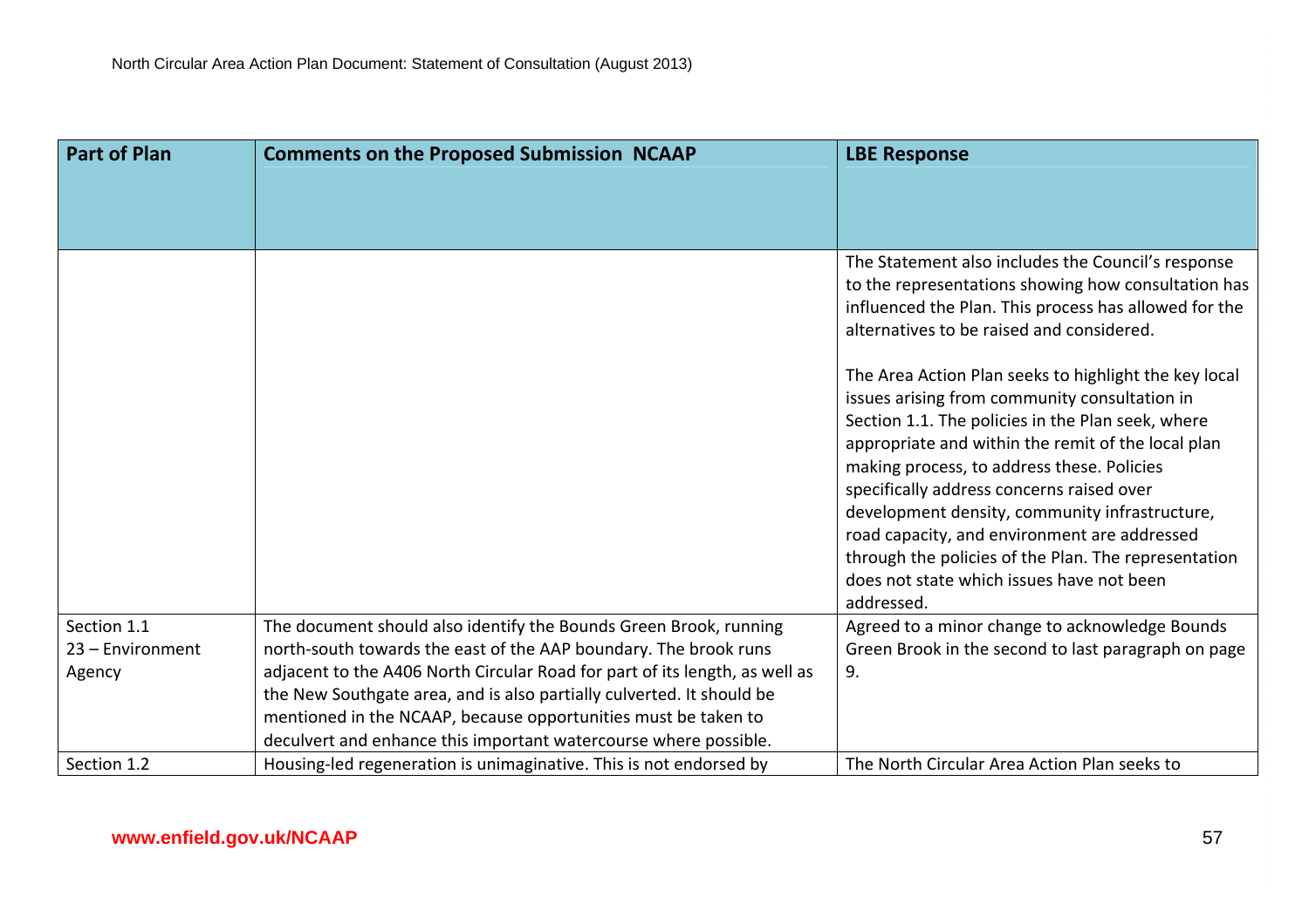| Part of Plan | Comments on the Proposed Submission NCAAP | LBE Response |
|---|---|---|
| | | The Statement also includes the Council's response to the representations showing how consultation has influenced the Plan. This process has allowed for the alternatives to be raised and considered.<br><br>The Area Action Plan seeks to highlight the key local issues arising from community consultation in Section 1.1. The policies in the Plan seek, where appropriate and within the remit of the local plan making process, to address these. Policies specifically address concerns raised over development density, community infrastructure, road capacity, and environment are addressed through the policies of the Plan. The representation does not state which issues have not been addressed. |
| Section 1.1<br>23 – Environment Agency | The document should also identify the Bounds Green Brook, running north-south towards the east of the AAP boundary. The brook runs adjacent to the A406 North Circular Road for part of its length, as well as the New Southgate area, and is also partially culverted. It should be mentioned in the NCAAP, because opportunities must be taken to deculvert and enhance this important watercourse where possible. | Agreed to a minor change to acknowledge Bounds Green Brook in the second to last paragraph on page 9. |
| Section 1.2 | Housing-led regeneration is unimaginative. This is not endorsed by | The North Circular Area Action Plan seeks to |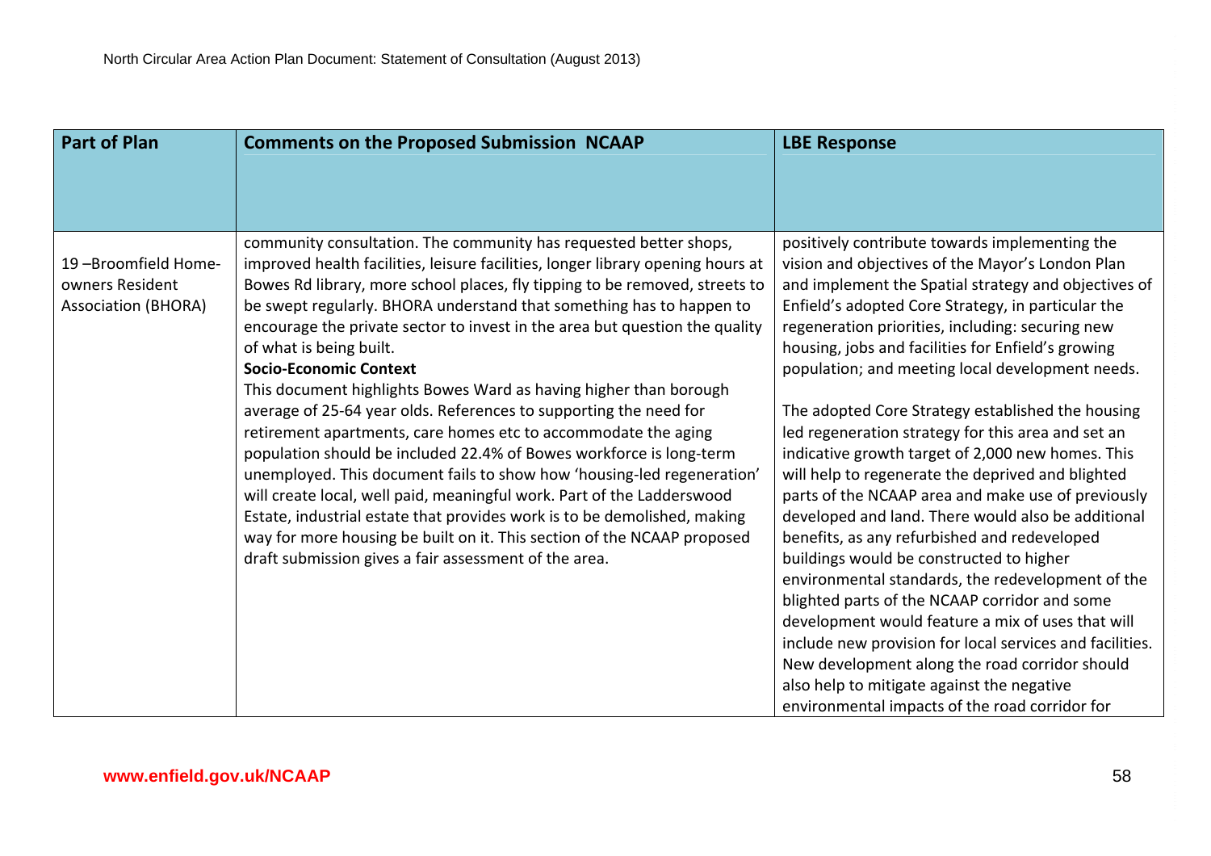| Part of Plan | Comments on the Proposed Submission NCAAP | LBE Response |
|---|---|---|
| 19 –Broomfield Home-owners Resident Association (BHORA) | community consultation. The community has requested better shops, improved health facilities, leisure facilities, longer library opening hours at Bowes Rd library, more school places, fly tipping to be removed, streets to be swept regularly. BHORA understand that something has to happen to encourage the private sector to invest in the area but question the quality of what is being built.<br>**Socio-Economic Context**<br>This document highlights Bowes Ward as having higher than borough average of 25-64 year olds. References to supporting the need for retirement apartments, care homes etc to accommodate the aging population should be included 22.4% of Bowes workforce is long-term unemployed. This document fails to show how 'housing-led regeneration' will create local, well paid, meaningful work. Part of the Ladderswood Estate, industrial estate that provides work is to be demolished, making way for more housing be built on it. This section of the NCAAP proposed draft submission gives a fair assessment of the area. | positively contribute towards implementing the vision and objectives of the Mayor's London Plan and implement the Spatial strategy and objectives of Enfield's adopted Core Strategy, in particular the regeneration priorities, including: securing new housing, jobs and facilities for Enfield's growing population; and meeting local development needs.<br><br>The adopted Core Strategy established the housing led regeneration strategy for this area and set an indicative growth target of 2,000 new homes. This will help to regenerate the deprived and blighted parts of the NCAAP area and make use of previously developed and land. There would also be additional benefits, as any refurbished and redeveloped buildings would be constructed to higher environmental standards, the redevelopment of the blighted parts of the NCAAP corridor and some development would feature a mix of uses that will include new provision for local services and facilities. New development along the road corridor should also help to mitigate against the negative environmental impacts of the road corridor for |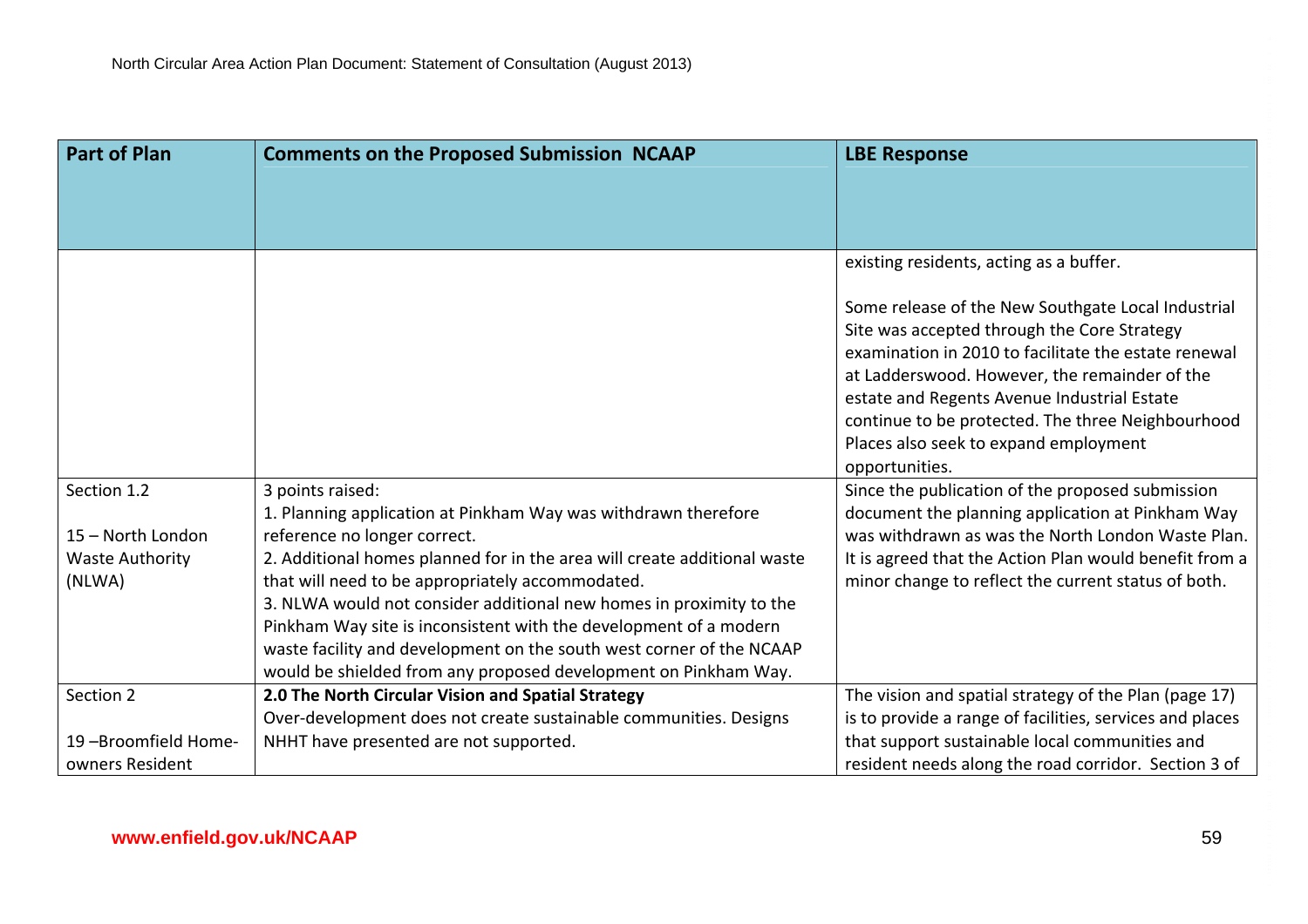| Part of Plan | Comments on the Proposed Submission NCAAP | LBE Response |
| --- | --- | --- |
| | | existing residents, acting as a buffer.<br><br>Some release of the New Southgate Local Industrial Site was accepted through the Core Strategy examination in 2010 to facilitate the estate renewal at Ladderswood. However, the remainder of the estate and Regents Avenue Industrial Estate continue to be protected. The three Neighbourhood Places also seek to expand employment opportunities. |
| Section 1.2<br><br>15 – North London Waste Authority (NLWA) | 3 points raised:<br>1. Planning application at Pinkham Way was withdrawn therefore reference no longer correct.<br>2. Additional homes planned for in the area will create additional waste that will need to be appropriately accommodated.<br>3. NLWA would not consider additional new homes in proximity to the Pinkham Way site is inconsistent with the development of a modern waste facility and development on the south west corner of the NCAAP would be shielded from any proposed development on Pinkham Way. | Since the publication of the proposed submission document the planning application at Pinkham Way was withdrawn as was the North London Waste Plan. It is agreed that the Action Plan would benefit from a minor change to reflect the current status of both. |
| Section 2<br><br>19 –Broomfield Home-owners Resident | **2.0 The North Circular Vision and Spatial Strategy**<br>Over-development does not create sustainable communities. Designs NHHT have presented are not supported. | The vision and spatial strategy of the Plan (page 17) is to provide a range of facilities, services and places that support sustainable local communities and resident needs along the road corridor. Section 3 of |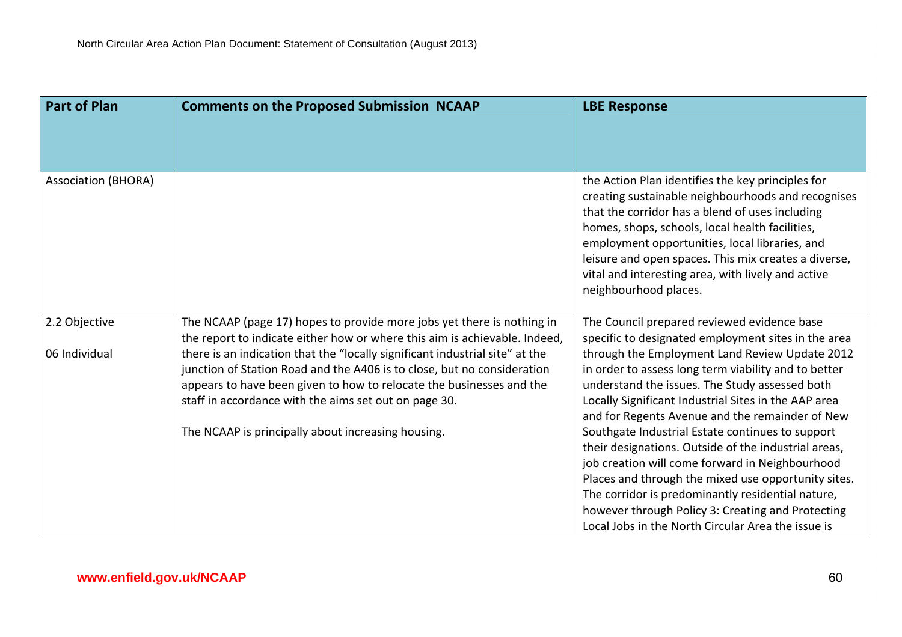| Part of Plan | Comments on the Proposed Submission NCAAP | LBE Response |
|---|---|---|
| Association (BHORA) | | the Action Plan identifies the key principles for creating sustainable neighbourhoods and recognises that the corridor has a blend of uses including homes, shops, schools, local health facilities, employment opportunities, local libraries, and leisure and open spaces. This mix creates a diverse, vital and interesting area, with lively and active neighbourhood places. |
| 2.2 Objective<br><br>06 Individual | The NCAAP (page 17) hopes to provide more jobs yet there is nothing in the report to indicate either how or where this aim is achievable. Indeed, there is an indication that the "locally significant industrial site" at the junction of Station Road and the A406 is to close, but no consideration appears to have been given to how to relocate the businesses and the staff in accordance with the aims set out on page 30.<br><br>The NCAAP is principally about increasing housing. | The Council prepared reviewed evidence base specific to designated employment sites in the area through the Employment Land Review Update 2012 in order to assess long term viability and to better understand the issues. The Study assessed both Locally Significant Industrial Sites in the AAP area and for Regents Avenue and the remainder of New Southgate Industrial Estate continues to support their designations. Outside of the industrial areas, job creation will come forward in Neighbourhood Places and through the mixed use opportunity sites. The corridor is predominantly residential nature, however through Policy 3: Creating and Protecting Local Jobs in the North Circular Area the issue is |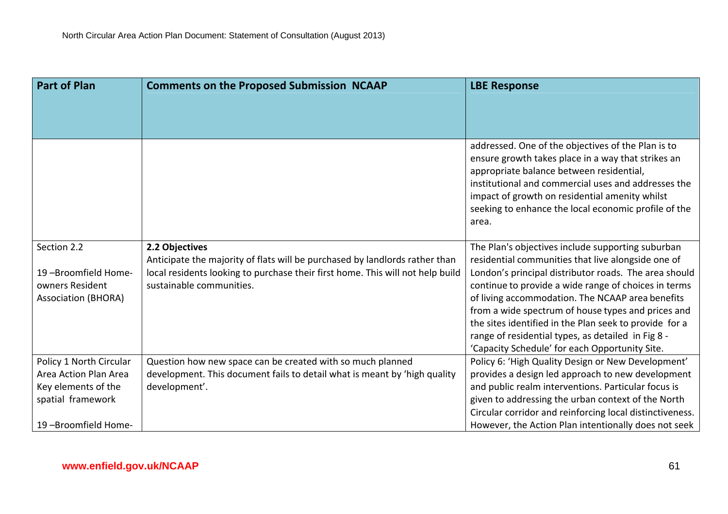| Part of Plan | Comments on the Proposed Submission NCAAP | LBE Response |
|---|---|---|
| | | addressed. One of the objectives of the Plan is to ensure growth takes place in a way that strikes an appropriate balance between residential, institutional and commercial uses and addresses the impact of growth on residential amenity whilst seeking to enhance the local economic profile of the area. |
| Section 2.2<br><br>19 –Broomfield Home-owners Resident Association (BHORA) | **2.2 Objectives**<br>Anticipate the majority of flats will be purchased by landlords rather than local residents looking to purchase their first home. This will not help build sustainable communities. | The Plan's objectives include supporting suburban residential communities that live alongside one of London's principal distributor roads. The area should continue to provide a wide range of choices in terms of living accommodation. The NCAAP area benefits from a wide spectrum of house types and prices and the sites identified in the Plan seek to provide for a range of residential types, as detailed in Fig 8 - 'Capacity Schedule' for each Opportunity Site. |
| Policy 1 North Circular Area Action Plan Area Key elements of the spatial framework<br><br>19 –Broomfield Home- | Question how new space can be created with so much planned development. This document fails to detail what is meant by 'high quality development'. | Policy 6: 'High Quality Design or New Development' provides a design led approach to new development and public realm interventions. Particular focus is given to addressing the urban context of the North Circular corridor and reinforcing local distinctiveness. However, the Action Plan intentionally does not seek |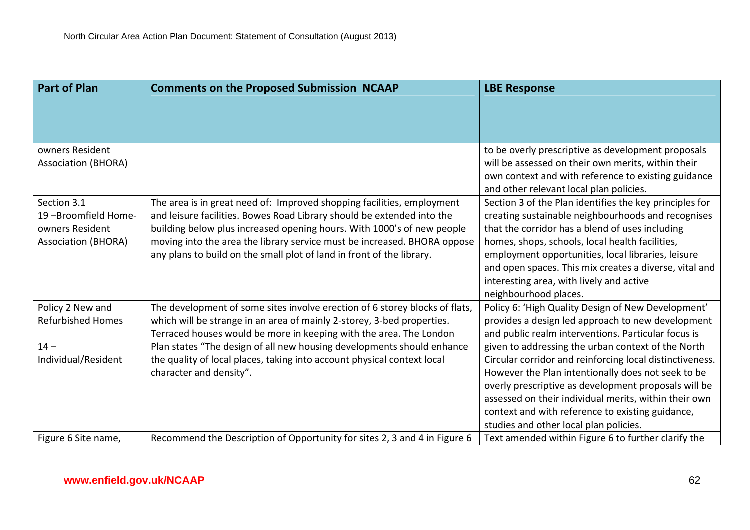| Part of Plan | Comments on the Proposed Submission NCAAP | LBE Response |
|---|---|---|
| owners Resident Association (BHORA) | | to be overly prescriptive as development proposals will be assessed on their own merits, within their own context and with reference to existing guidance and other relevant local plan policies. |
| Section 3.1<br>19 –Broomfield Home-owners Resident Association (BHORA) | The area is in great need of: Improved shopping facilities, employment and leisure facilities. Bowes Road Library should be extended into the building below plus increased opening hours. With 1000's of new people moving into the area the library service must be increased. BHORA oppose any plans to build on the small plot of land in front of the library. | Section 3 of the Plan identifies the key principles for creating sustainable neighbourhoods and recognises that the corridor has a blend of uses including homes, shops, schools, local health facilities, employment opportunities, local libraries, leisure and open spaces. This mix creates a diverse, vital and interesting area, with lively and active neighbourhood places. |
| Policy 2 New and Refurbished Homes<br><br>14 – Individual/Resident | The development of some sites involve erection of 6 storey blocks of flats, which will be strange in an area of mainly 2-storey, 3-bed properties. Terraced houses would be more in keeping with the area. The London Plan states "The design of all new housing developments should enhance the quality of local places, taking into account physical context local character and density". | Policy 6: 'High Quality Design of New Development' provides a design led approach to new development and public realm interventions. Particular focus is given to addressing the urban context of the North Circular corridor and reinforcing local distinctiveness. However the Plan intentionally does not seek to be overly prescriptive as development proposals will be assessed on their individual merits, within their own context and with reference to existing guidance, studies and other local plan policies. |
| Figure 6 Site name, | Recommend the Description of Opportunity for sites 2, 3 and 4 in Figure 6 | Text amended within Figure 6 to further clarify the |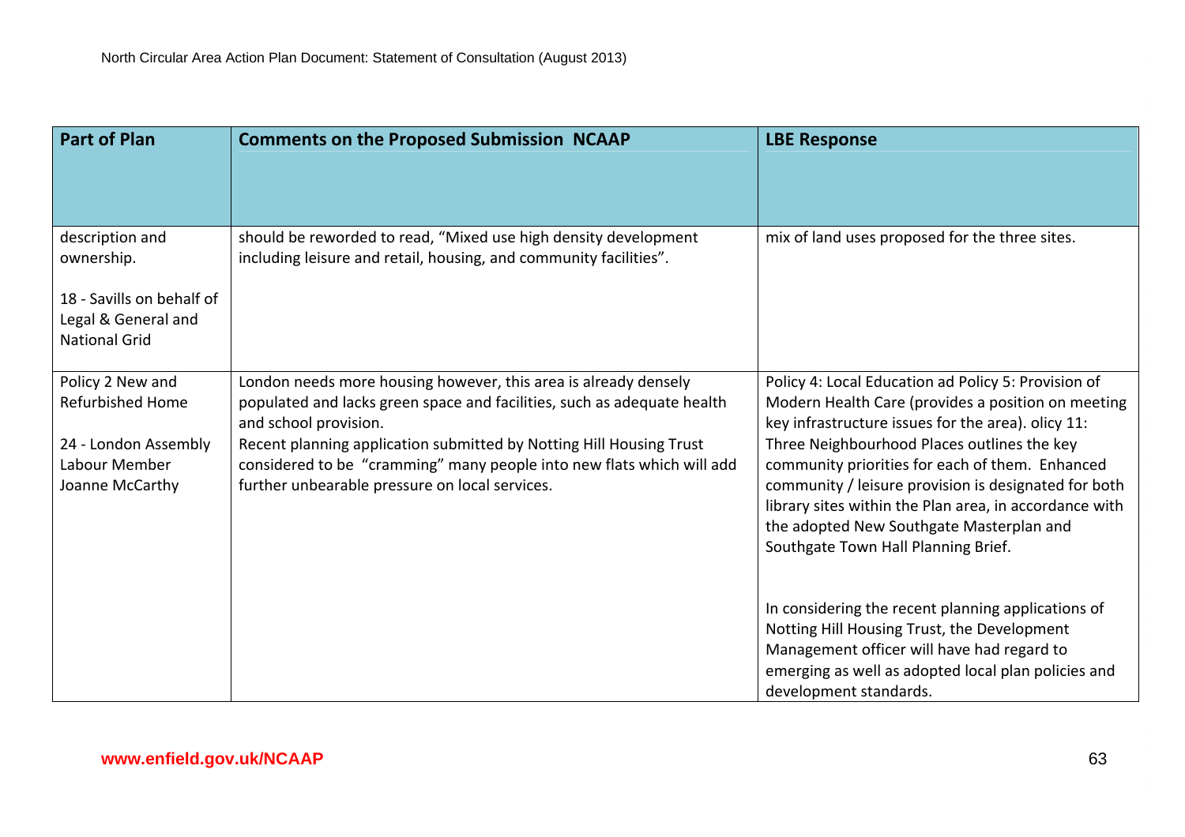| Part of Plan | Comments on the Proposed Submission NCAAP | LBE Response |
|---|---|---|
| description and ownership.<br><br>18 - Savills on behalf of Legal & General and National Grid | should be reworded to read, "Mixed use high density development including leisure and retail, housing, and community facilities". | mix of land uses proposed for the three sites. |
| Policy 2 New and Refurbished Home<br><br>24 - London Assembly Labour Member Joanne McCarthy | London needs more housing however, this area is already densely populated and lacks green space and facilities, such as adequate health and school provision.<br>Recent planning application submitted by Notting Hill Housing Trust considered to be "cramming" many people into new flats which will add further unbearable pressure on local services. | Policy 4: Local Education ad Policy 5: Provision of Modern Health Care (provides a position on meeting key infrastructure issues for the area). olicy 11: Three Neighbourhood Places outlines the key community priorities for each of them. Enhanced community / leisure provision is designated for both library sites within the Plan area, in accordance with the adopted New Southgate Masterplan and Southgate Town Hall Planning Brief.<br><br>In considering the recent planning applications of Notting Hill Housing Trust, the Development Management officer will have had regard to emerging as well as adopted local plan policies and development standards. |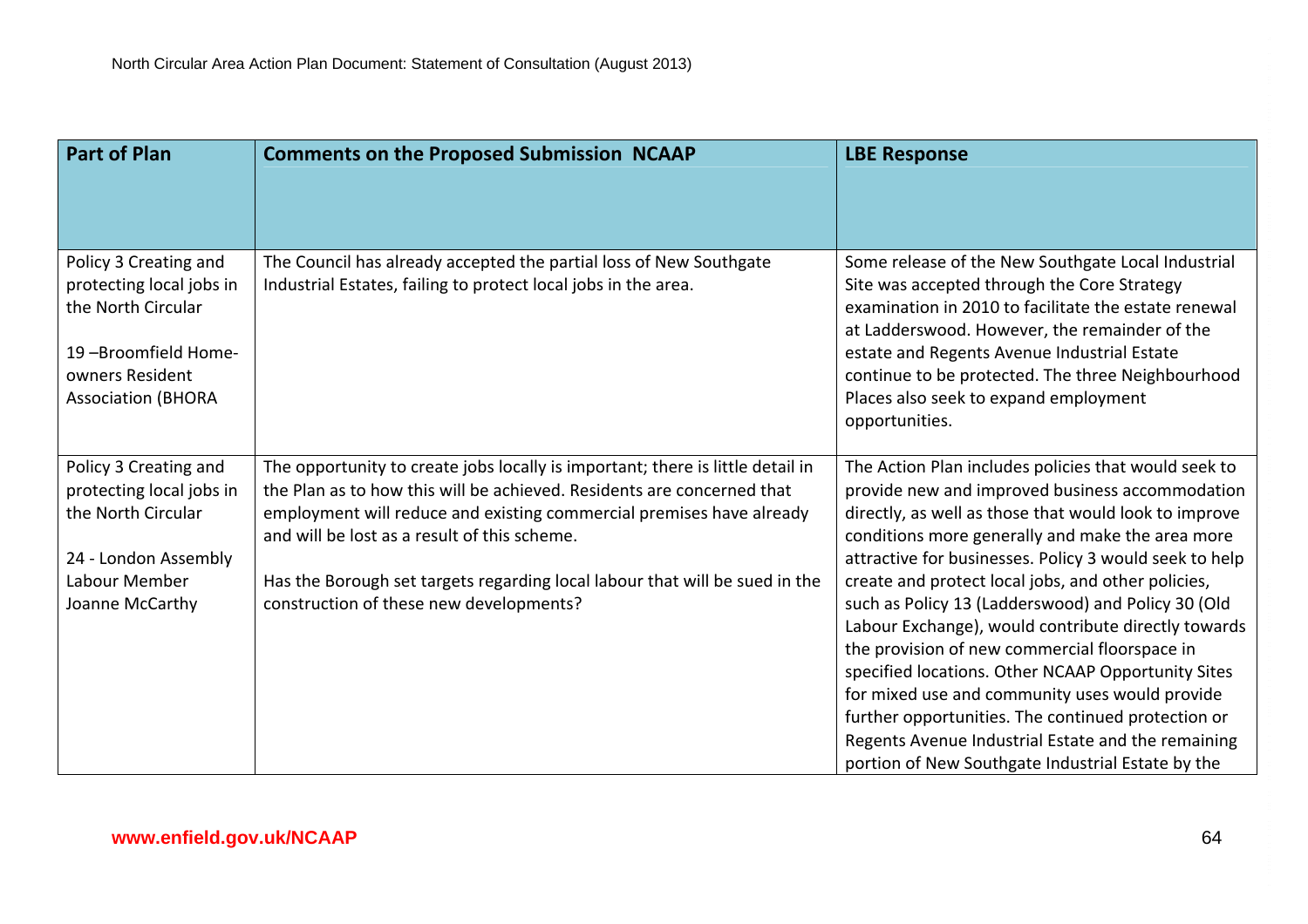| Part of Plan | Comments on the Proposed Submission NCAAP | LBE Response |
|---|---|---|
| Policy 3 Creating and protecting local jobs in the North Circular<br><br>19 –Broomfield Home-owners Resident Association (BHORA | The Council has already accepted the partial loss of New Southgate Industrial Estates, failing to protect local jobs in the area. | Some release of the New Southgate Local Industrial Site was accepted through the Core Strategy examination in 2010 to facilitate the estate renewal at Ladderswood. However, the remainder of the estate and Regents Avenue Industrial Estate continue to be protected. The three Neighbourhood Places also seek to expand employment opportunities. |
| Policy 3 Creating and protecting local jobs in the North Circular<br><br>24 - London Assembly Labour Member Joanne McCarthy | The opportunity to create jobs locally is important; there is little detail in the Plan as to how this will be achieved. Residents are concerned that employment will reduce and existing commercial premises have already and will be lost as a result of this scheme.<br><br>Has the Borough set targets regarding local labour that will be sued in the construction of these new developments? | The Action Plan includes policies that would seek to provide new and improved business accommodation directly, as well as those that would look to improve conditions more generally and make the area more attractive for businesses. Policy 3 would seek to help create and protect local jobs, and other policies, such as Policy 13 (Ladderswood) and Policy 30 (Old Labour Exchange), would contribute directly towards the provision of new commercial floorspace in specified locations. Other NCAAP Opportunity Sites for mixed use and community uses would provide further opportunities. The continued protection or Regents Avenue Industrial Estate and the remaining portion of New Southgate Industrial Estate by the |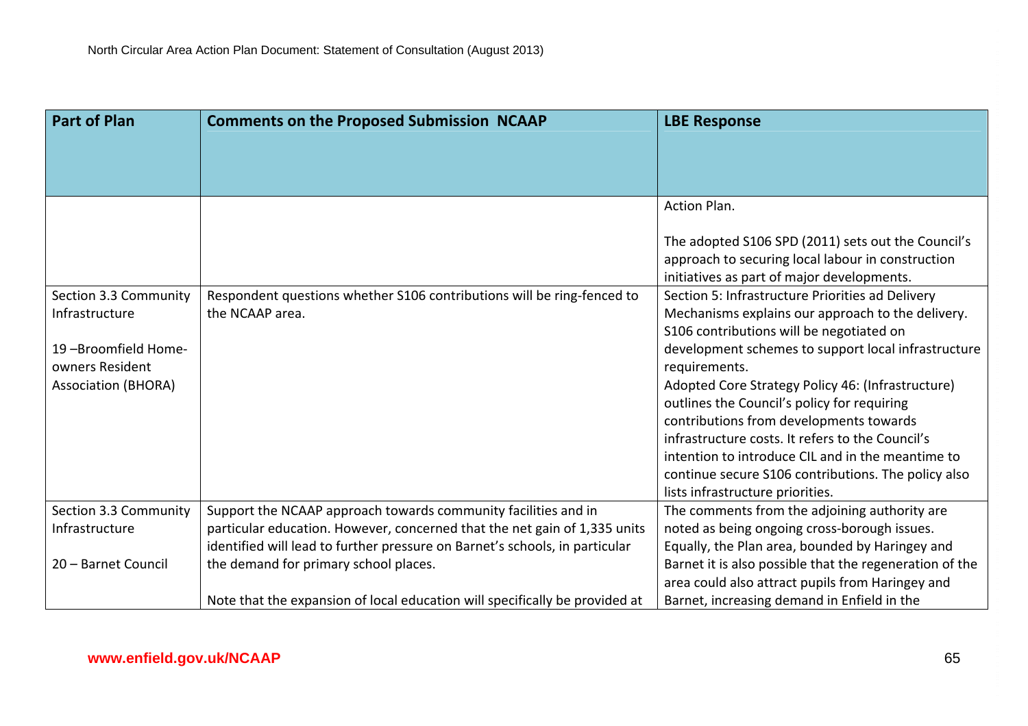| Part of Plan | Comments on the Proposed Submission NCAAP | LBE Response |
|---|---|---|
| | | Action Plan.<br><br>The adopted S106 SPD (2011) sets out the Council's approach to securing local labour in construction initiatives as part of major developments. |
| Section 3.3 Community Infrastructure<br><br>19 –Broomfield Home-owners Resident Association (BHORA) | Respondent questions whether S106 contributions will be ring-fenced to the NCAAP area. | Section 5: Infrastructure Priorities ad Delivery Mechanisms explains our approach to the delivery. S106 contributions will be negotiated on development schemes to support local infrastructure requirements.<br>Adopted Core Strategy Policy 46: (Infrastructure) outlines the Council's policy for requiring contributions from developments towards infrastructure costs. It refers to the Council's intention to introduce CIL and in the meantime to continue secure S106 contributions. The policy also lists infrastructure priorities. |
| Section 3.3 Community Infrastructure<br><br>20 – Barnet Council | Support the NCAAP approach towards community facilities and in particular education. However, concerned that the net gain of 1,335 units identified will lead to further pressure on Barnet's schools, in particular the demand for primary school places.<br><br>Note that the expansion of local education will specifically be provided at | The comments from the adjoining authority are noted as being ongoing cross-borough issues. Equally, the Plan area, bounded by Haringey and Barnet it is also possible that the regeneration of the area could also attract pupils from Haringey and Barnet, increasing demand in Enfield in the |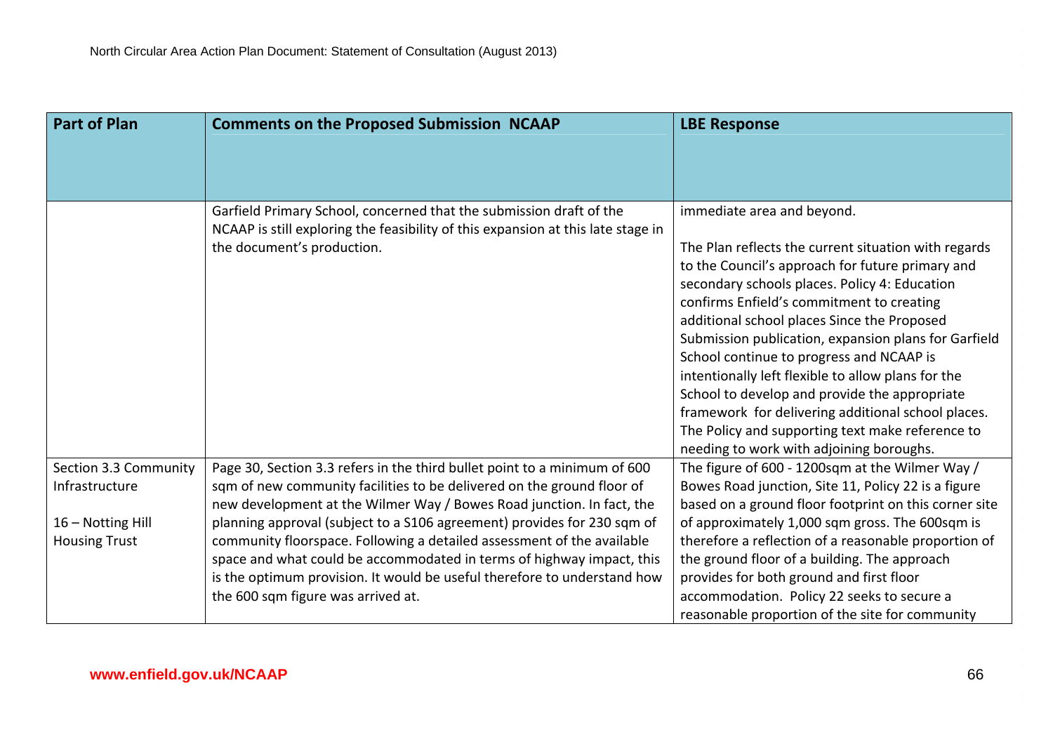| Part of Plan | Comments on the Proposed Submission NCAAP | LBE Response |
|---|---|---|
| | Garfield Primary School, concerned that the submission draft of the NCAAP is still exploring the feasibility of this expansion at this late stage in the document's production. | immediate area and beyond.<br><br>The Plan reflects the current situation with regards to the Council's approach for future primary and secondary schools places. Policy 4: Education confirms Enfield's commitment to creating additional school places Since the Proposed Submission publication, expansion plans for Garfield School continue to progress and NCAAP is intentionally left flexible to allow plans for the School to develop and provide the appropriate framework for delivering additional school places. The Policy and supporting text make reference to needing to work with adjoining boroughs. |
| Section 3.3 Community Infrastructure<br><br>16 – Notting Hill Housing Trust | Page 30, Section 3.3 refers in the third bullet point to a minimum of 600 sqm of new community facilities to be delivered on the ground floor of new development at the Wilmer Way / Bowes Road junction. In fact, the planning approval (subject to a S106 agreement) provides for 230 sqm of community floorspace. Following a detailed assessment of the available space and what could be accommodated in terms of highway impact, this is the optimum provision. It would be useful therefore to understand how the 600 sqm figure was arrived at. | The figure of 600 - 1200sqm at the Wilmer Way / Bowes Road junction, Site 11, Policy 22 is a figure based on a ground floor footprint on this corner site of approximately 1,000 sqm gross. The 600sqm is therefore a reflection of a reasonable proportion of the ground floor of a building. The approach provides for both ground and first floor accommodation. Policy 22 seeks to secure a reasonable proportion of the site for community |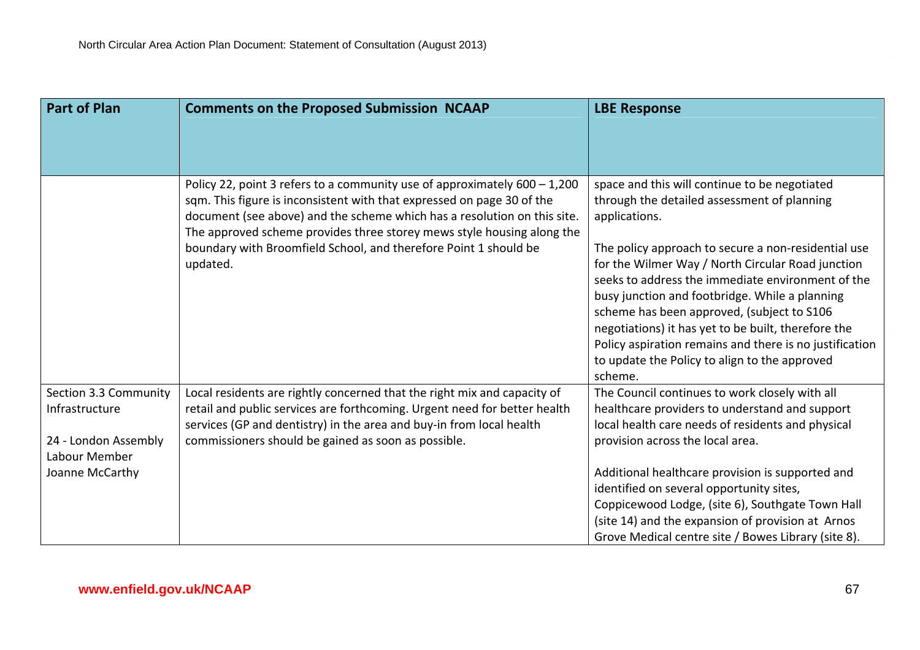| Part of Plan | Comments on the Proposed Submission NCAAP | LBE Response |
|---|---|---|
| | Policy 22, point 3 refers to a community use of approximately 600 – 1,200 sqm. This figure is inconsistent with that expressed on page 30 of the document (see above) and the scheme which has a resolution on this site. The approved scheme provides three storey mews style housing along the boundary with Broomfield School, and therefore Point 1 should be updated. | space and this will continue to be negotiated through the detailed assessment of planning applications.<br><br>The policy approach to secure a non-residential use for the Wilmer Way / North Circular Road junction seeks to address the immediate environment of the busy junction and footbridge. While a planning scheme has been approved, (subject to S106 negotiations) it has yet to be built, therefore the Policy aspiration remains and there is no justification to update the Policy to align to the approved scheme. |
| Section 3.3 Community Infrastructure<br><br>24 - London Assembly Labour Member Joanne McCarthy | Local residents are rightly concerned that the right mix and capacity of retail and public services are forthcoming. Urgent need for better health services (GP and dentistry) in the area and buy-in from local health commissioners should be gained as soon as possible. | The Council continues to work closely with all healthcare providers to understand and support local health care needs of residents and physical provision across the local area.<br><br>Additional healthcare provision is supported and identified on several opportunity sites, Coppicewood Lodge, (site 6), Southgate Town Hall (site 14) and the expansion of provision at Arnos Grove Medical centre site / Bowes Library (site 8). |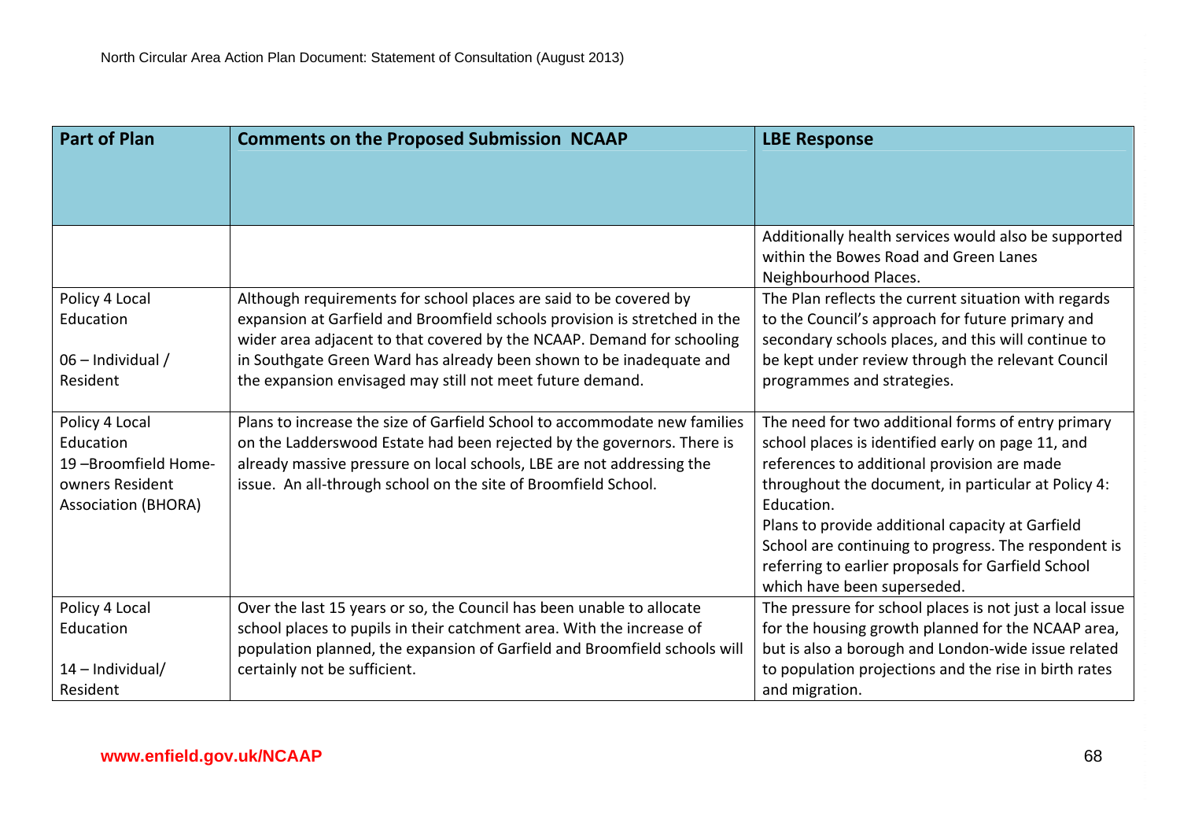| Part of Plan | Comments on the Proposed Submission NCAAP | LBE Response |
|---|---|---|
| | | Additionally health services would also be supported within the Bowes Road and Green Lanes Neighbourhood Places. |
| Policy 4 Local Education<br><br>06 – Individual / Resident | Although requirements for school places are said to be covered by expansion at Garfield and Broomfield schools provision is stretched in the wider area adjacent to that covered by the NCAAP. Demand for schooling in Southgate Green Ward has already been shown to be inadequate and the expansion envisaged may still not meet future demand. | The Plan reflects the current situation with regards to the Council's approach for future primary and secondary schools places, and this will continue to be kept under review through the relevant Council programmes and strategies. |
| Policy 4 Local Education<br>19 –Broomfield Home-owners Resident Association (BHORA) | Plans to increase the size of Garfield School to accommodate new families on the Ladderswood Estate had been rejected by the governors. There is already massive pressure on local schools, LBE are not addressing the issue. An all-through school on the site of Broomfield School. | The need for two additional forms of entry primary school places is identified early on page 11, and references to additional provision are made throughout the document, in particular at Policy 4: Education.<br>Plans to provide additional capacity at Garfield School are continuing to progress. The respondent is referring to earlier proposals for Garfield School which have been superseded. |
| Policy 4 Local Education<br><br>14 – Individual/ Resident | Over the last 15 years or so, the Council has been unable to allocate school places to pupils in their catchment area. With the increase of population planned, the expansion of Garfield and Broomfield schools will certainly not be sufficient. | The pressure for school places is not just a local issue for the housing growth planned for the NCAAP area, but is also a borough and London-wide issue related to population projections and the rise in birth rates and migration. |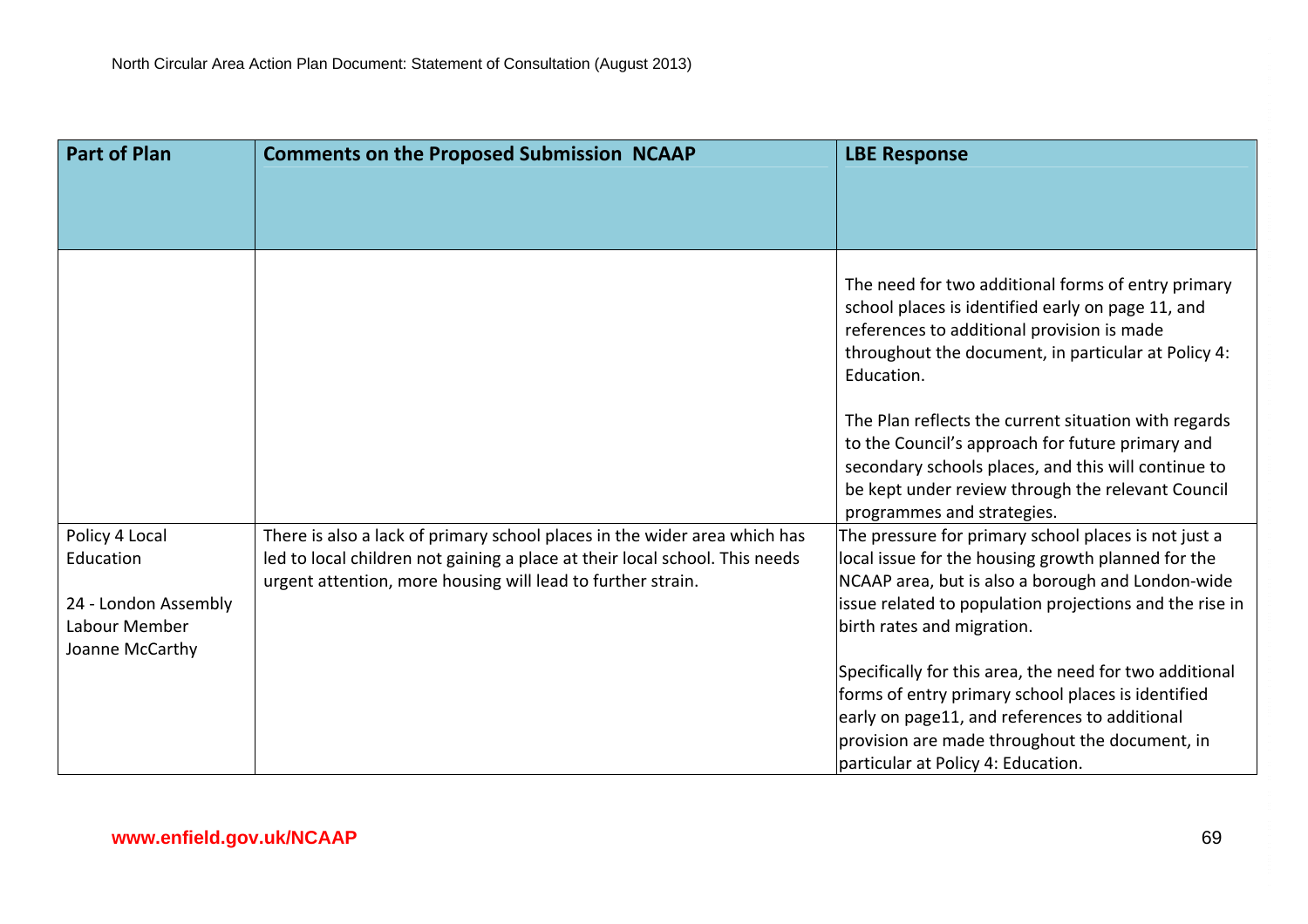| Part of Plan | Comments on the Proposed Submission NCAAP | LBE Response |
|---|---|---|
| | | The need for two additional forms of entry primary school places is identified early on page 11, and references to additional provision is made throughout the document, in particular at Policy 4: Education.<br><br>The Plan reflects the current situation with regards to the Council's approach for future primary and secondary schools places, and this will continue to be kept under review through the relevant Council programmes and strategies. |
| Policy 4 Local Education<br><br>24 - London Assembly Labour Member Joanne McCarthy | There is also a lack of primary school places in the wider area which has led to local children not gaining a place at their local school. This needs urgent attention, more housing will lead to further strain. | The pressure for primary school places is not just a local issue for the housing growth planned for the NCAAP area, but is also a borough and London-wide issue related to population projections and the rise in birth rates and migration.<br><br>Specifically for this area, the need for two additional forms of entry primary school places is identified early on page11, and references to additional provision are made throughout the document, in particular at Policy 4: Education. |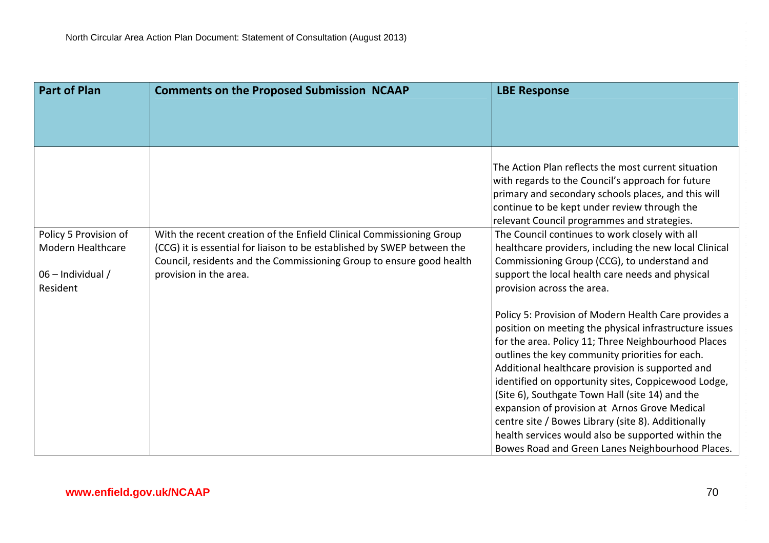| Part of Plan | Comments on the Proposed Submission NCAAP | LBE Response |
| --- | --- | --- |
| | | The Action Plan reflects the most current situation with regards to the Council's approach for future primary and secondary schools places, and this will continue to be kept under review through the relevant Council programmes and strategies. |
| Policy 5 Provision of Modern Healthcare<br><br>06 – Individual / Resident | With the recent creation of the Enfield Clinical Commissioning Group (CCG) it is essential for liaison to be established by SWEP between the Council, residents and the Commissioning Group to ensure good health provision in the area. | The Council continues to work closely with all healthcare providers, including the new local Clinical Commissioning Group (CCG), to understand and support the local health care needs and physical provision across the area.<br><br>Policy 5: Provision of Modern Health Care provides a position on meeting the physical infrastructure issues for the area. Policy 11; Three Neighbourhood Places outlines the key community priorities for each. Additional healthcare provision is supported and identified on opportunity sites, Coppicewood Lodge, (Site 6), Southgate Town Hall (site 14) and the expansion of provision at Arnos Grove Medical centre site / Bowes Library (site 8). Additionally health services would also be supported within the Bowes Road and Green Lanes Neighbourhood Places. |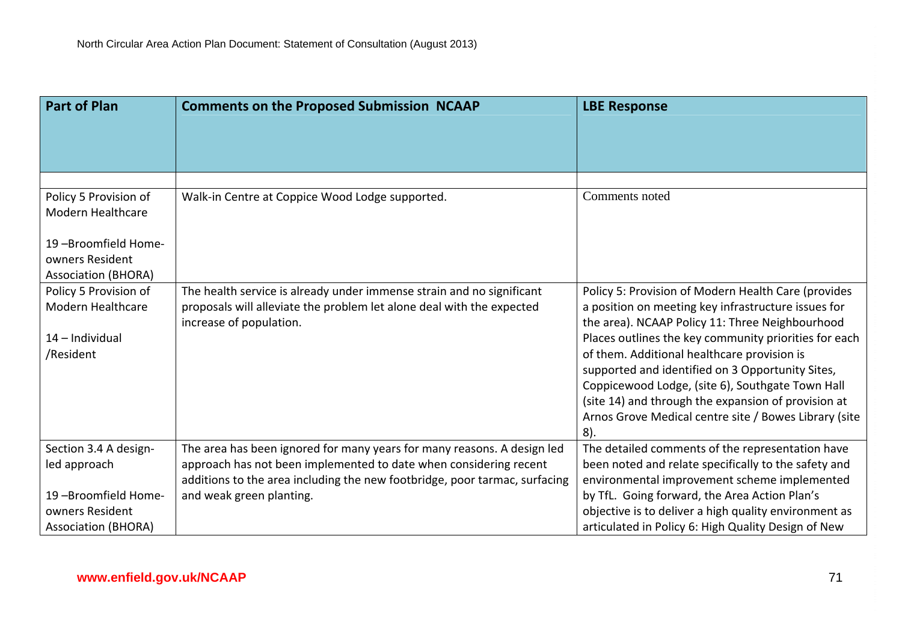| Part of Plan | Comments on the Proposed Submission NCAAP | LBE Response |
|---|---|---|
| | | |
| Policy 5 Provision of Modern Healthcare<br><br>19 –Broomfield Home-owners Resident Association (BHORA) | Walk-in Centre at Coppice Wood Lodge supported. | Comments noted |
| Policy 5 Provision of Modern Healthcare<br><br>14 – Individual /Resident | The health service is already under immense strain and no significant proposals will alleviate the problem let alone deal with the expected increase of population. | Policy 5: Provision of Modern Health Care (provides a position on meeting key infrastructure issues for the area). NCAAP Policy 11: Three Neighbourhood Places outlines the key community priorities for each of them. Additional healthcare provision is supported and identified on 3 Opportunity Sites, Coppicewood Lodge, (site 6), Southgate Town Hall (site 14) and through the expansion of provision at Arnos Grove Medical centre site / Bowes Library (site 8). |
| Section 3.4 A design-led approach<br><br>19 –Broomfield Home-owners Resident Association (BHORA) | The area has been ignored for many years for many reasons. A design led approach has not been implemented to date when considering recent additions to the area including the new footbridge, poor tarmac, surfacing and weak green planting. | The detailed comments of the representation have been noted and relate specifically to the safety and environmental improvement scheme implemented by TfL. Going forward, the Area Action Plan's objective is to deliver a high quality environment as articulated in Policy 6: High Quality Design of New |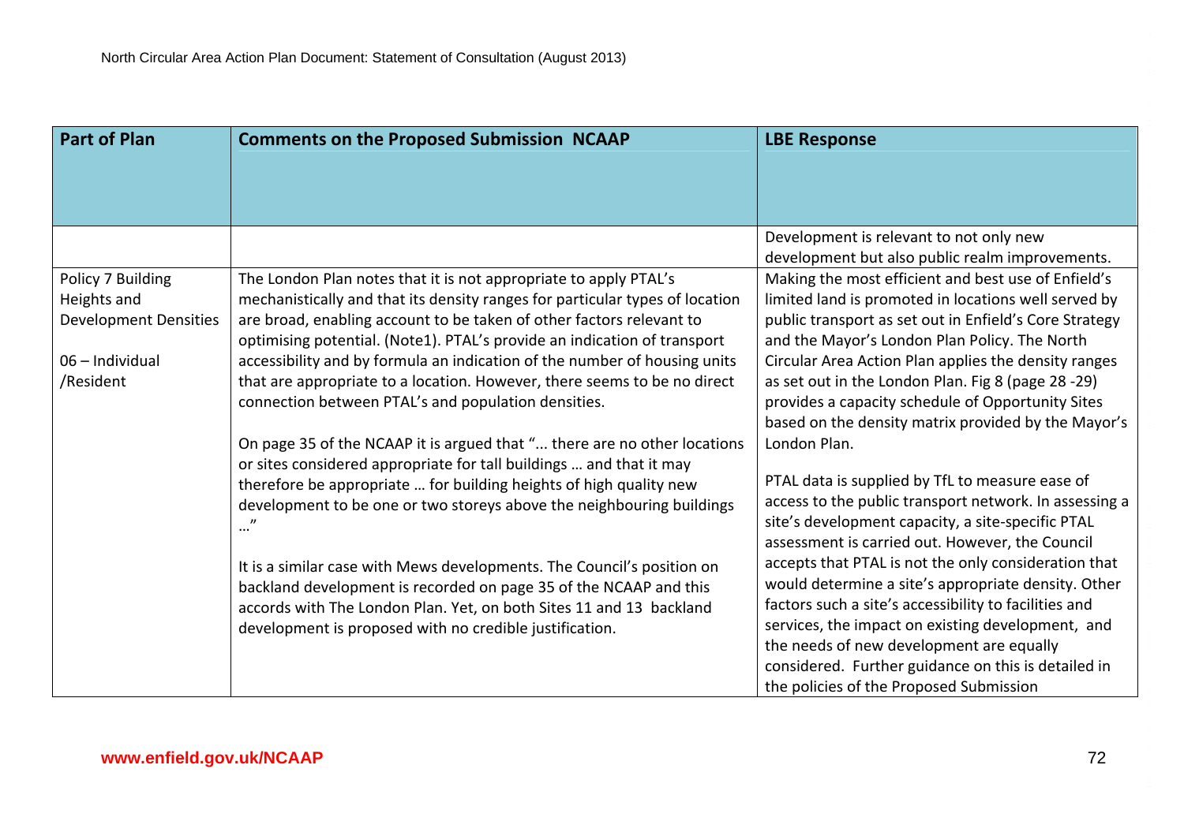| Part of Plan | Comments on the Proposed Submission NCAAP | LBE Response |
|---|---|---|
| | | Development is relevant to not only new development but also public realm improvements. |
| Policy 7 Building Heights and Development Densities<br><br>06 – Individual /Resident | The London Plan notes that it is not appropriate to apply PTAL's mechanistically and that its density ranges for particular types of location are broad, enabling account to be taken of other factors relevant to optimising potential. (Note1). PTAL's provide an indication of transport accessibility and by formula an indication of the number of housing units that are appropriate to a location. However, there seems to be no direct connection between PTAL's and population densities.<br><br>On page 35 of the NCAAP it is argued that "... there are no other locations or sites considered appropriate for tall buildings … and that it may therefore be appropriate … for building heights of high quality new development to be one or two storeys above the neighbouring buildings …"<br><br>It is a similar case with Mews developments. The Council's position on backland development is recorded on page 35 of the NCAAP and this accords with The London Plan. Yet, on both Sites 11 and 13 backland development is proposed with no credible justification. | Making the most efficient and best use of Enfield's limited land is promoted in locations well served by public transport as set out in Enfield's Core Strategy and the Mayor's London Plan Policy. The North Circular Area Action Plan applies the density ranges as set out in the London Plan. Fig 8 (page 28 -29) provides a capacity schedule of Opportunity Sites based on the density matrix provided by the Mayor's London Plan.<br><br>PTAL data is supplied by TfL to measure ease of access to the public transport network. In assessing a site's development capacity, a site-specific PTAL assessment is carried out. However, the Council accepts that PTAL is not the only consideration that would determine a site's appropriate density. Other factors such a site's accessibility to facilities and services, the impact on existing development, and the needs of new development are equally considered. Further guidance on this is detailed in the policies of the Proposed Submission |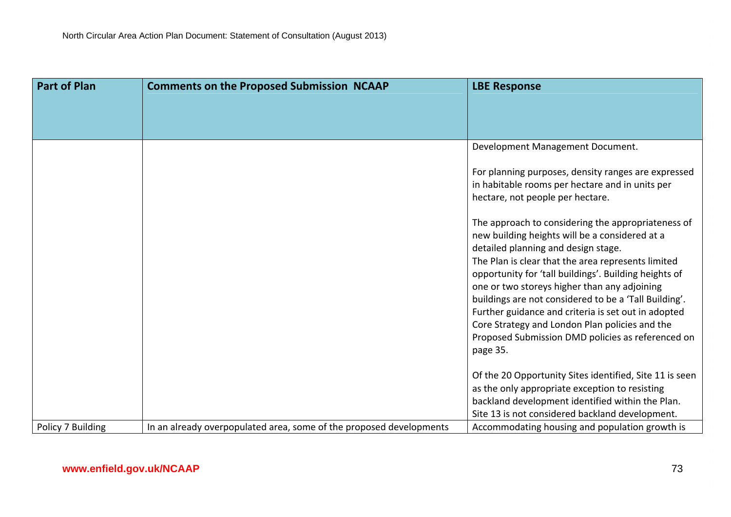| Part of Plan | Comments on the Proposed Submission NCAAP | LBE Response |
|---|---|---|
| | | Development Management Document.<br><br>For planning purposes, density ranges are expressed in habitable rooms per hectare and in units per hectare, not people per hectare.<br><br>The approach to considering the appropriateness of new building heights will be a considered at a detailed planning and design stage.<br>The Plan is clear that the area represents limited opportunity for 'tall buildings'. Building heights of one or two storeys higher than any adjoining buildings are not considered to be a 'Tall Building'. Further guidance and criteria is set out in adopted Core Strategy and London Plan policies and the Proposed Submission DMD policies as referenced on page 35.<br><br>Of the 20 Opportunity Sites identified, Site 11 is seen as the only appropriate exception to resisting backland development identified within the Plan. Site 13 is not considered backland development. |
| Policy 7 Building | In an already overpopulated area, some of the proposed developments | Accommodating housing and population growth is |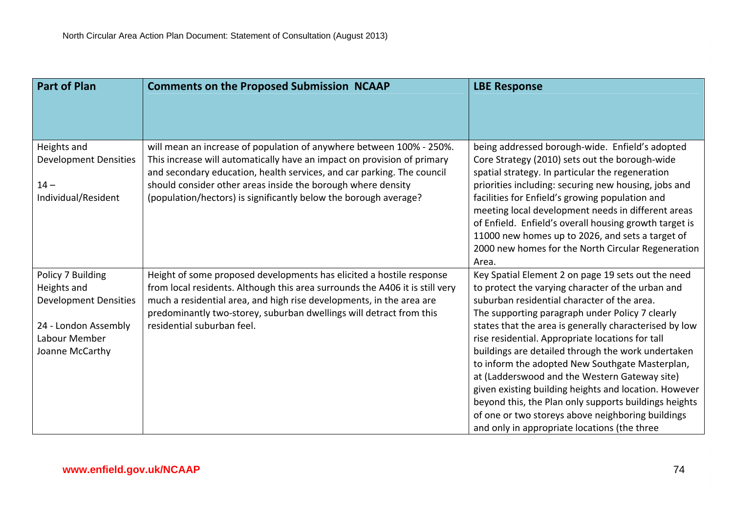| Part of Plan | Comments on the Proposed Submission NCAAP | LBE Response |
|---|---|---|
| Heights and Development Densities<br><br>14 – Individual/Resident | will mean an increase of population of anywhere between 100% - 250%. This increase will automatically have an impact on provision of primary and secondary education, health services, and car parking. The council should consider other areas inside the borough where density (population/hectors) is significantly below the borough average? | being addressed borough-wide. Enfield's adopted Core Strategy (2010) sets out the borough-wide spatial strategy. In particular the regeneration priorities including: securing new housing, jobs and facilities for Enfield's growing population and meeting local development needs in different areas of Enfield. Enfield's overall housing growth target is 11000 new homes up to 2026, and sets a target of 2000 new homes for the North Circular Regeneration Area. |
| Policy 7 Building Heights and Development Densities<br><br>24 - London Assembly Labour Member Joanne McCarthy | Height of some proposed developments has elicited a hostile response from local residents. Although this area surrounds the A406 it is still very much a residential area, and high rise developments, in the area are predominantly two-storey, suburban dwellings will detract from this residential suburban feel. | Key Spatial Element 2 on page 19 sets out the need to protect the varying character of the urban and suburban residential character of the area.<br>The supporting paragraph under Policy 7 clearly states that the area is generally characterised by low rise residential. Appropriate locations for tall buildings are detailed through the work undertaken to inform the adopted New Southgate Masterplan, at (Ladderswood and the Western Gateway site) given existing building heights and location. However beyond this, the Plan only supports buildings heights of one or two storeys above neighboring buildings and only in appropriate locations (the three |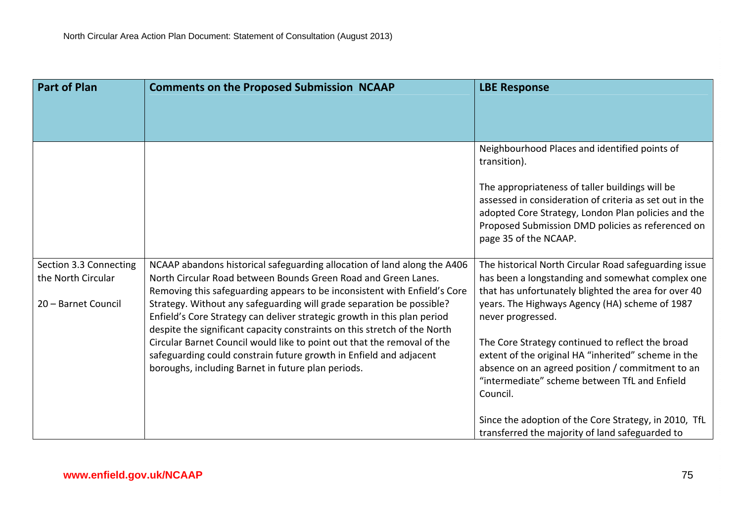| Part of Plan | Comments on the Proposed Submission NCAAP | LBE Response |
|---|---|---|
| | | Neighbourhood Places and identified points of transition).<br><br>The appropriateness of taller buildings will be assessed in consideration of criteria as set out in the adopted Core Strategy, London Plan policies and the Proposed Submission DMD policies as referenced on page 35 of the NCAAP. |
| Section 3.3 Connecting the North Circular<br><br>20 – Barnet Council | NCAAP abandons historical safeguarding allocation of land along the A406 North Circular Road between Bounds Green Road and Green Lanes. Removing this safeguarding appears to be inconsistent with Enfield's Core Strategy. Without any safeguarding will grade separation be possible? Enfield's Core Strategy can deliver strategic growth in this plan period despite the significant capacity constraints on this stretch of the North Circular Barnet Council would like to point out that the removal of the safeguarding could constrain future growth in Enfield and adjacent boroughs, including Barnet in future plan periods. | The historical North Circular Road safeguarding issue has been a longstanding and somewhat complex one that has unfortunately blighted the area for over 40 years. The Highways Agency (HA) scheme of 1987 never progressed.<br><br>The Core Strategy continued to reflect the broad extent of the original HA "inherited" scheme in the absence on an agreed position / commitment to an "intermediate" scheme between TfL and Enfield Council.<br><br>Since the adoption of the Core Strategy, in 2010, TfL transferred the majority of land safeguarded to |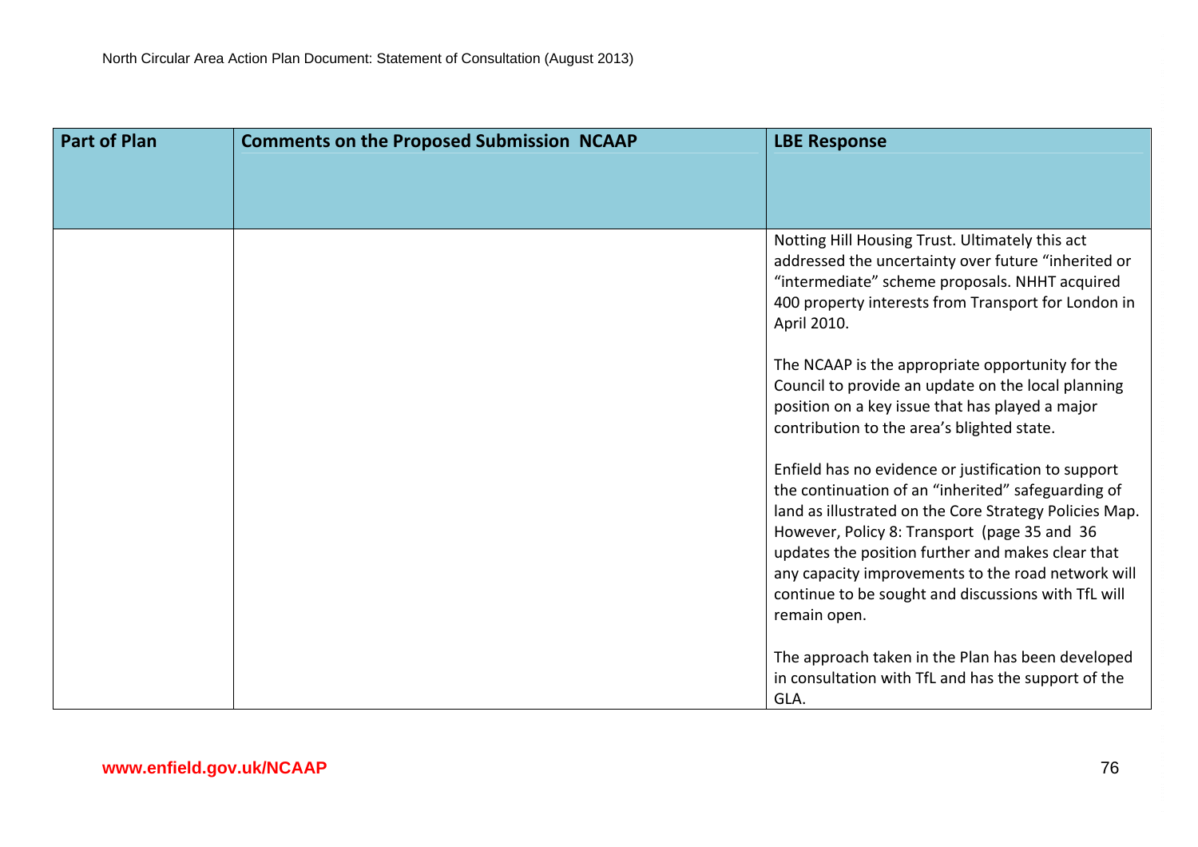| Part of Plan | Comments on the Proposed Submission NCAAP | LBE Response |
|---|---|---|
| | | Notting Hill Housing Trust. Ultimately this act addressed the uncertainty over future "inherited or "intermediate" scheme proposals. NHHT acquired 400 property interests from Transport for London in April 2010.<br><br>The NCAAP is the appropriate opportunity for the Council to provide an update on the local planning position on a key issue that has played a major contribution to the area's blighted state.<br><br>Enfield has no evidence or justification to support the continuation of an "inherited" safeguarding of land as illustrated on the Core Strategy Policies Map. However, Policy 8: Transport (page 35 and 36 updates the position further and makes clear that any capacity improvements to the road network will continue to be sought and discussions with TfL will remain open.<br><br>The approach taken in the Plan has been developed in consultation with TfL and has the support of the GLA. |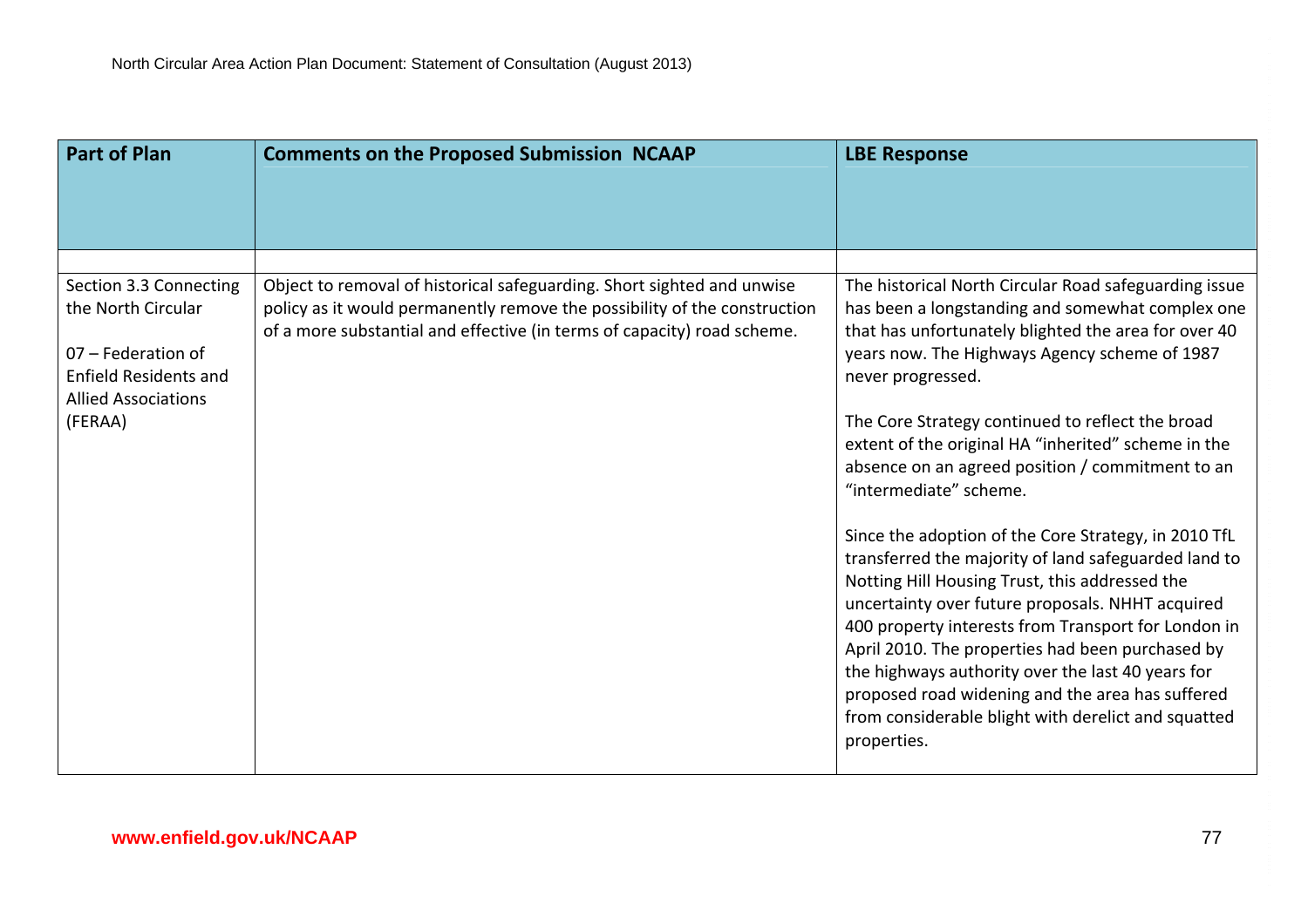| Part of Plan | Comments on the Proposed Submission NCAAP | LBE Response |
|---|---|---|
| | | |
| Section 3.3 Connecting the North Circular<br><br>07 – Federation of Enfield Residents and Allied Associations (FERAA) | Object to removal of historical safeguarding. Short sighted and unwise policy as it would permanently remove the possibility of the construction of a more substantial and effective (in terms of capacity) road scheme. | The historical North Circular Road safeguarding issue has been a longstanding and somewhat complex one that has unfortunately blighted the area for over 40 years now. The Highways Agency scheme of 1987 never progressed.<br><br>The Core Strategy continued to reflect the broad extent of the original HA "inherited" scheme in the absence on an agreed position / commitment to an "intermediate" scheme.<br><br>Since the adoption of the Core Strategy, in 2010 TfL transferred the majority of land safeguarded land to Notting Hill Housing Trust, this addressed the uncertainty over future proposals. NHHT acquired 400 property interests from Transport for London in April 2010. The properties had been purchased by the highways authority over the last 40 years for proposed road widening and the area has suffered from considerable blight with derelict and squatted properties. |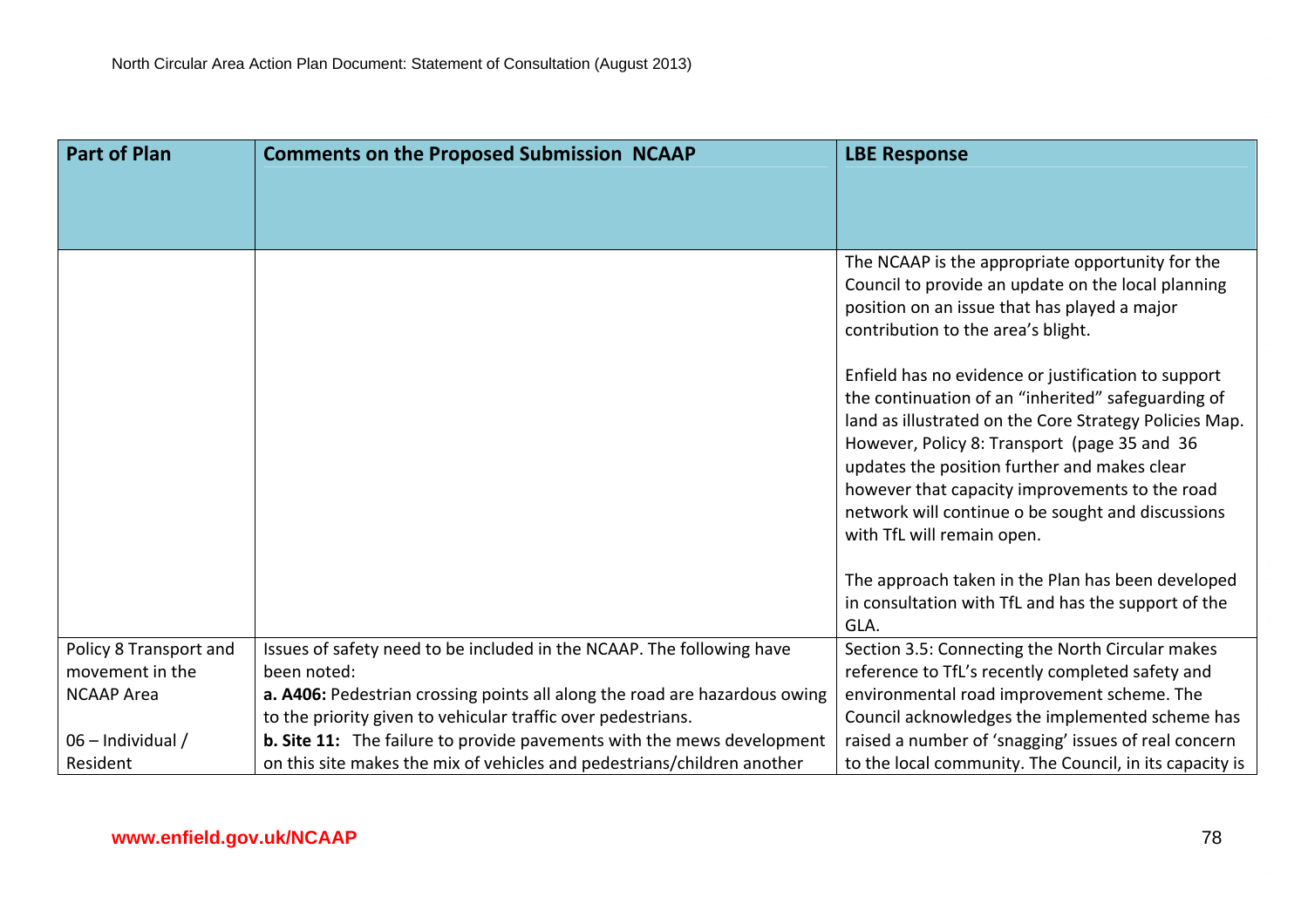| Part of Plan | Comments on the Proposed Submission NCAAP | LBE Response |
|---|---|---|
| | | The NCAAP is the appropriate opportunity for the Council to provide an update on the local planning position on an issue that has played a major contribution to the area's blight.<br><br>Enfield has no evidence or justification to support the continuation of an "inherited" safeguarding of land as illustrated on the Core Strategy Policies Map. However, Policy 8: Transport (page 35 and 36 updates the position further and makes clear however that capacity improvements to the road network will continue o be sought and discussions with TfL will remain open.<br><br>The approach taken in the Plan has been developed in consultation with TfL and has the support of the GLA. |
| Policy 8 Transport and movement in the NCAAP Area<br><br>06 – Individual / Resident | Issues of safety need to be included in the NCAAP. The following have been noted:<br>**a. A406:** Pedestrian crossing points all along the road are hazardous owing to the priority given to vehicular traffic over pedestrians.<br>**b. Site 11:** The failure to provide pavements with the mews development on this site makes the mix of vehicles and pedestrians/children another | Section 3.5: Connecting the North Circular makes reference to TfL's recently completed safety and environmental road improvement scheme. The Council acknowledges the implemented scheme has raised a number of 'snagging' issues of real concern to the local community. The Council, in its capacity is |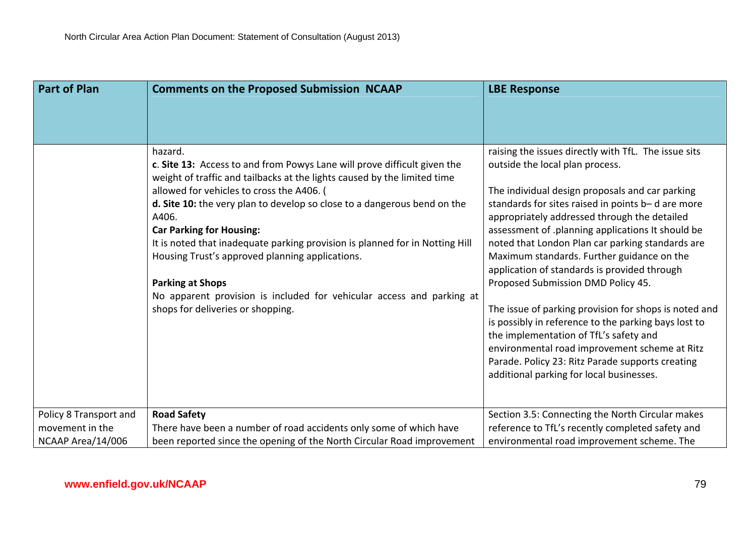| Part of Plan | Comments on the Proposed Submission NCAAP | LBE Response |
|---|---|---|
| | hazard.<br>**c**. **Site 13:** Access to and from Powys Lane will prove difficult given the weight of traffic and tailbacks at the lights caused by the limited time allowed for vehicles to cross the A406. (<br>**d. Site 10:** the very plan to develop so close to a dangerous bend on the A406.<br>**Car Parking for Housing:**<br>It is noted that inadequate parking provision is planned for in Notting Hill Housing Trust's approved planning applications.<br><br>**Parking at Shops**<br>No apparent provision is included for vehicular access and parking at shops for deliveries or shopping. | raising the issues directly with TfL. The issue sits outside the local plan process.<br><br>The individual design proposals and car parking standards for sites raised in points b– d are more appropriately addressed through the detailed assessment of .planning applications It should be noted that London Plan car parking standards are Maximum standards. Further guidance on the application of standards is provided through Proposed Submission DMD Policy 45.<br><br>The issue of parking provision for shops is noted and is possibly in reference to the parking bays lost to the implementation of TfL's safety and environmental road improvement scheme at Ritz Parade. Policy 23: Ritz Parade supports creating additional parking for local businesses. |
| Policy 8 Transport and movement in the NCAAP Area/14/006 | **Road Safety**<br>There have been a number of road accidents only some of which have been reported since the opening of the North Circular Road improvement | Section 3.5: Connecting the North Circular makes reference to TfL's recently completed safety and environmental road improvement scheme. The |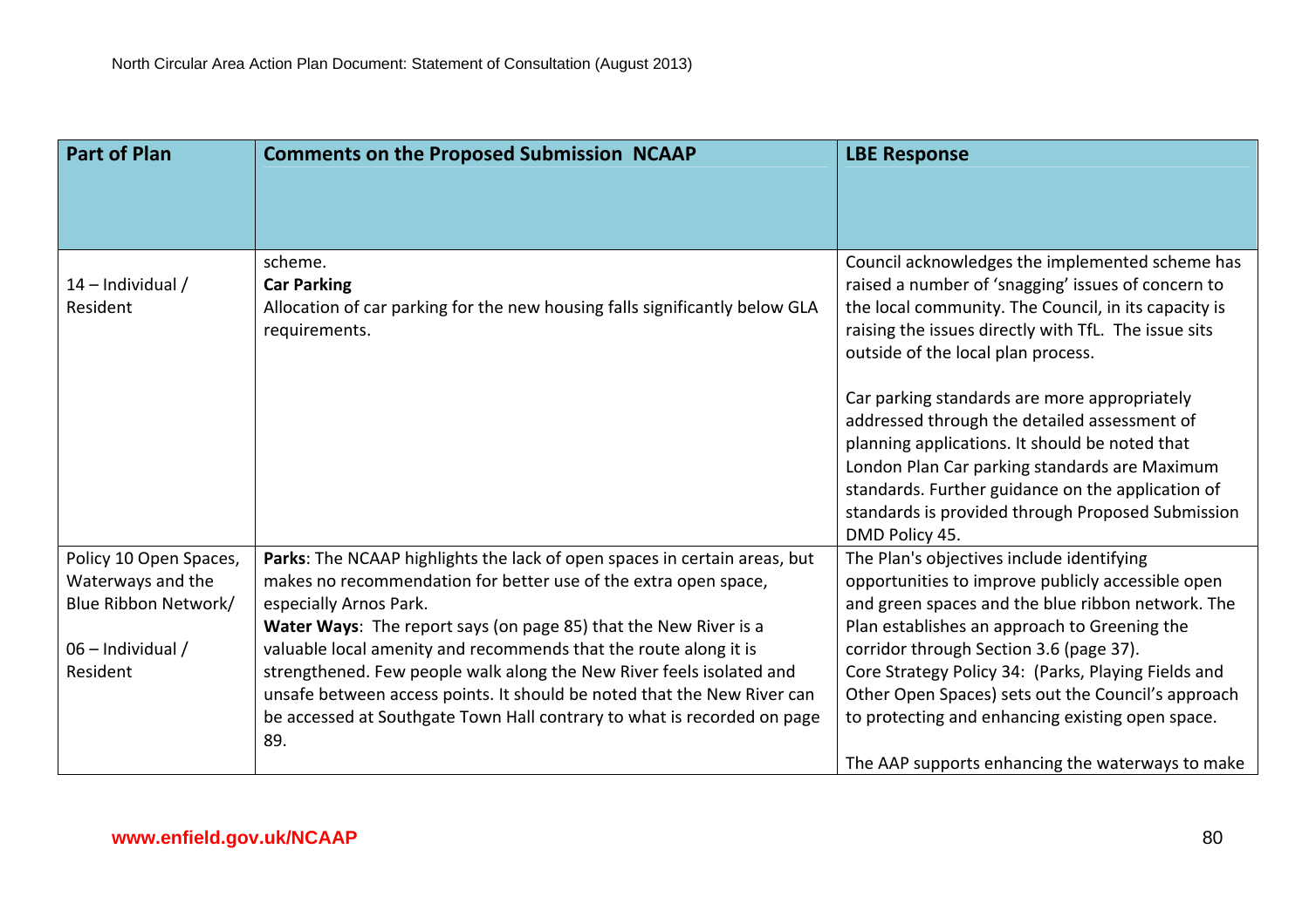| Part of Plan | Comments on the Proposed Submission NCAAP | LBE Response |
|---|---|---|
| 14 – Individual / Resident | scheme.<br>**Car Parking**<br>Allocation of car parking for the new housing falls significantly below GLA requirements. | Council acknowledges the implemented scheme has raised a number of 'snagging' issues of concern to the local community. The Council, in its capacity is raising the issues directly with TfL. The issue sits outside of the local plan process.<br><br>Car parking standards are more appropriately addressed through the detailed assessment of planning applications. It should be noted that London Plan Car parking standards are Maximum standards. Further guidance on the application of standards is provided through Proposed Submission DMD Policy 45. |
| Policy 10 Open Spaces, Waterways and the Blue Ribbon Network/<br><br>06 – Individual / Resident | **Parks**: The NCAAP highlights the lack of open spaces in certain areas, but makes no recommendation for better use of the extra open space, especially Arnos Park.<br>**Water Ways**: The report says (on page 85) that the New River is a valuable local amenity and recommends that the route along it is strengthened. Few people walk along the New River feels isolated and unsafe between access points. It should be noted that the New River can be accessed at Southgate Town Hall contrary to what is recorded on page 89. | The Plan's objectives include identifying opportunities to improve publicly accessible open and green spaces and the blue ribbon network. The Plan establishes an approach to Greening the corridor through Section 3.6 (page 37).<br>Core Strategy Policy 34: (Parks, Playing Fields and Other Open Spaces) sets out the Council's approach to protecting and enhancing existing open space.<br><br>The AAP supports enhancing the waterways to make |

www.enfield.gov.uk/NCAAP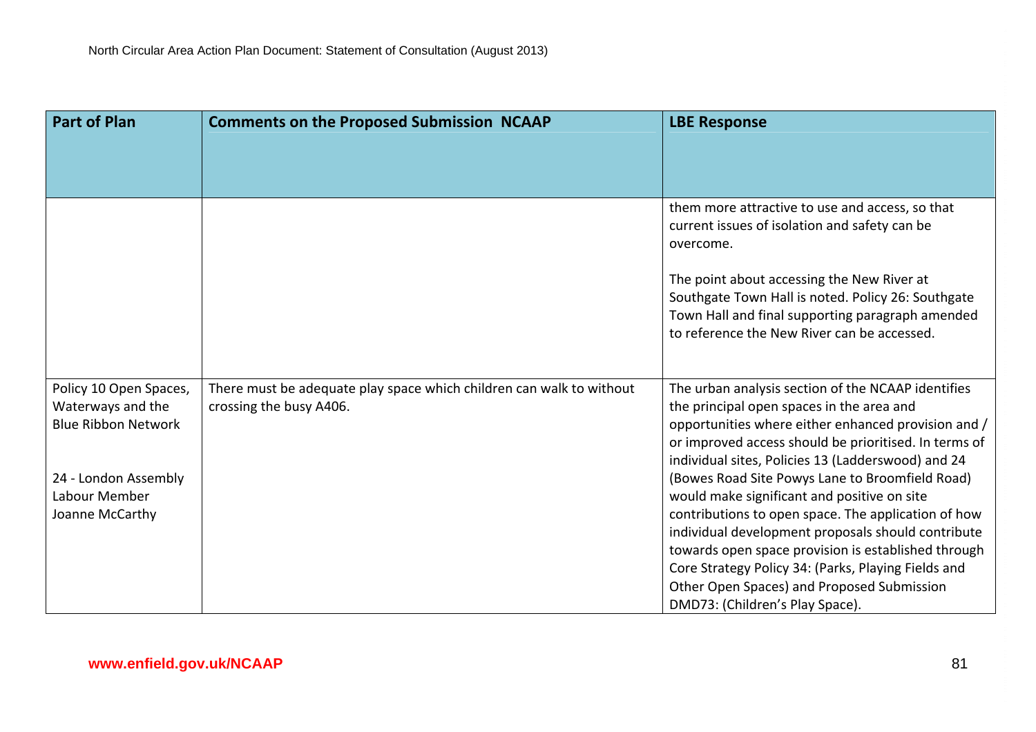| Part of Plan | Comments on the Proposed Submission NCAAP | LBE Response |
| --- | --- | --- |
| | | them more attractive to use and access, so that current issues of isolation and safety can be overcome.<br><br>The point about accessing the New River at Southgate Town Hall is noted. Policy 26: Southgate Town Hall and final supporting paragraph amended to reference the New River can be accessed. |
| Policy 10 Open Spaces, Waterways and the Blue Ribbon Network<br><br>24 - London Assembly Labour Member Joanne McCarthy | There must be adequate play space which children can walk to without crossing the busy A406. | The urban analysis section of the NCAAP identifies the principal open spaces in the area and opportunities where either enhanced provision and / or improved access should be prioritised. In terms of individual sites, Policies 13 (Ladderswood) and 24 (Bowes Road Site Powys Lane to Broomfield Road) would make significant and positive on site contributions to open space. The application of how individual development proposals should contribute towards open space provision is established through Core Strategy Policy 34: (Parks, Playing Fields and Other Open Spaces) and Proposed Submission DMD73: (Children's Play Space). |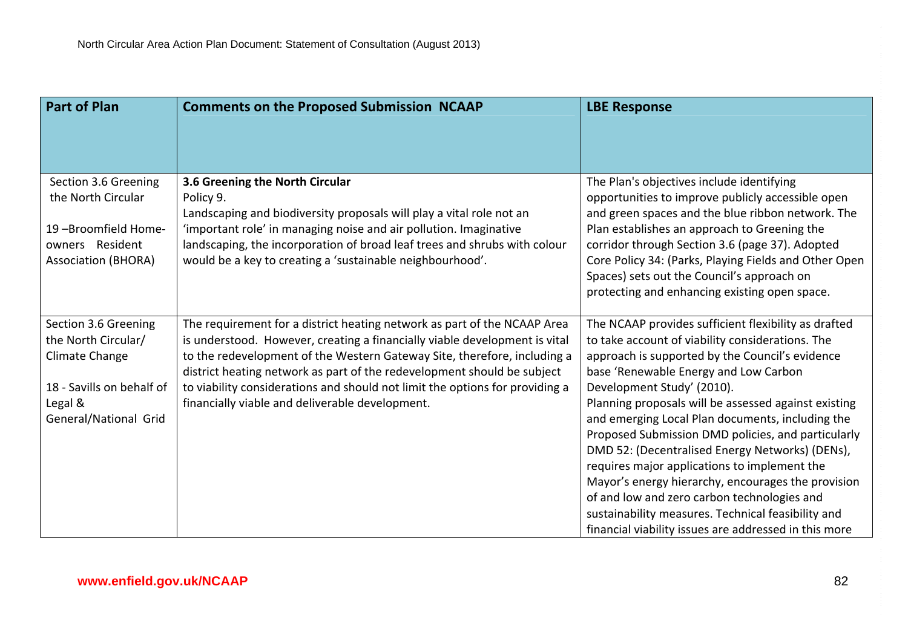| Part of Plan | Comments on the Proposed Submission NCAAP | LBE Response |
|---|---|---|
| Section 3.6 Greening the North Circular<br><br>19 –Broomfield Home-owners Resident Association (BHORA) | **3.6 Greening the North Circular**<br>Policy 9.<br>Landscaping and biodiversity proposals will play a vital role not an 'important role' in managing noise and air pollution. Imaginative landscaping, the incorporation of broad leaf trees and shrubs with colour would be a key to creating a 'sustainable neighbourhood'. | The Plan's objectives include identifying opportunities to improve publicly accessible open and green spaces and the blue ribbon network. The Plan establishes an approach to Greening the corridor through Section 3.6 (page 37). Adopted Core Policy 34: (Parks, Playing Fields and Other Open Spaces) sets out the Council's approach on protecting and enhancing existing open space. |
| Section 3.6 Greening the North Circular/ Climate Change<br><br>18 - Savills on behalf of Legal & General/National Grid | The requirement for a district heating network as part of the NCAAP Area is understood. However, creating a financially viable development is vital to the redevelopment of the Western Gateway Site, therefore, including a district heating network as part of the redevelopment should be subject to viability considerations and should not limit the options for providing a financially viable and deliverable development. | The NCAAP provides sufficient flexibility as drafted to take account of viability considerations. The approach is supported by the Council's evidence base 'Renewable Energy and Low Carbon Development Study' (2010).<br>Planning proposals will be assessed against existing and emerging Local Plan documents, including the Proposed Submission DMD policies, and particularly DMD 52: (Decentralised Energy Networks) (DENs), requires major applications to implement the Mayor's energy hierarchy, encourages the provision of and low and zero carbon technologies and sustainability measures. Technical feasibility and financial viability issues are addressed in this more |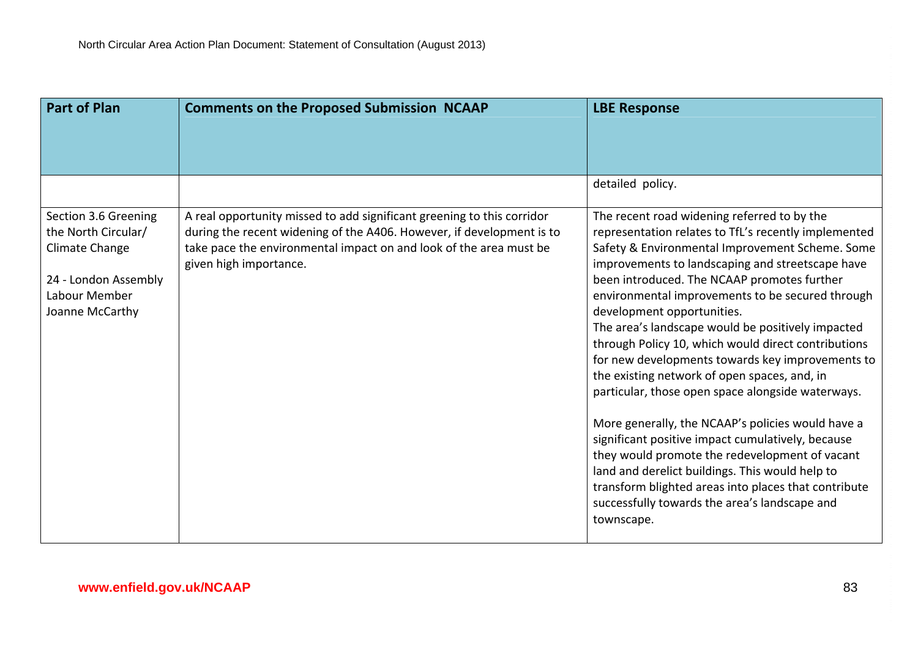| Part of Plan | Comments on the Proposed Submission NCAAP | LBE Response |
|---|---|---|
| | | detailed policy. |
| Section 3.6 Greening the North Circular/ Climate Change<br><br>24 - London Assembly Labour Member Joanne McCarthy | A real opportunity missed to add significant greening to this corridor during the recent widening of the A406. However, if development is to take pace the environmental impact on and look of the area must be given high importance. | The recent road widening referred to by the representation relates to TfL's recently implemented Safety & Environmental Improvement Scheme. Some improvements to landscaping and streetscape have been introduced. The NCAAP promotes further environmental improvements to be secured through development opportunities.<br>The area's landscape would be positively impacted through Policy 10, which would direct contributions for new developments towards key improvements to the existing network of open spaces, and, in particular, those open space alongside waterways.<br><br>More generally, the NCAAP's policies would have a significant positive impact cumulatively, because they would promote the redevelopment of vacant land and derelict buildings. This would help to transform blighted areas into places that contribute successfully towards the area's landscape and townscape. |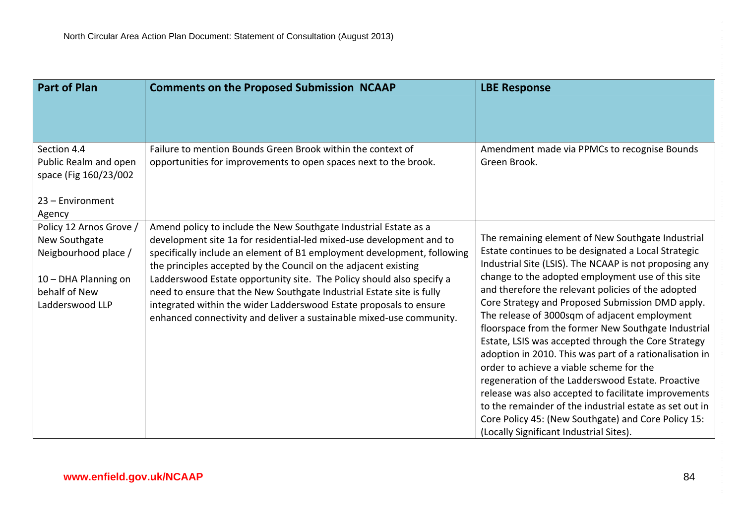| Part of Plan | Comments on the Proposed Submission NCAAP | LBE Response |
|---|---|---|
| Section 4.4 Public Realm and open space (Fig 160/23/002<br><br>23 – Environment Agency | Failure to mention Bounds Green Brook within the context of opportunities for improvements to open spaces next to the brook. | Amendment made via PPMCs to recognise Bounds Green Brook. |
| Policy 12 Arnos Grove / New Southgate Neigbourhood place /<br><br>10 – DHA Planning on behalf of New Ladderswood LLP | Amend policy to include the New Southgate Industrial Estate as a development site 1a for residential-led mixed-use development and to specifically include an element of B1 employment development, following the principles accepted by the Council on the adjacent existing Ladderswood Estate opportunity site. The Policy should also specify a need to ensure that the New Southgate Industrial Estate site is fully integrated within the wider Ladderswood Estate proposals to ensure enhanced connectivity and deliver a sustainable mixed-use community. | The remaining element of New Southgate Industrial Estate continues to be designated a Local Strategic Industrial Site (LSIS). The NCAAP is not proposing any change to the adopted employment use of this site and therefore the relevant policies of the adopted Core Strategy and Proposed Submission DMD apply. The release of 3000sqm of adjacent employment floorspace from the former New Southgate Industrial Estate, LSIS was accepted through the Core Strategy adoption in 2010. This was part of a rationalisation in order to achieve a viable scheme for the regeneration of the Ladderswood Estate. Proactive release was also accepted to facilitate improvements to the remainder of the industrial estate as set out in Core Policy 45: (New Southgate) and Core Policy 15: (Locally Significant Industrial Sites). |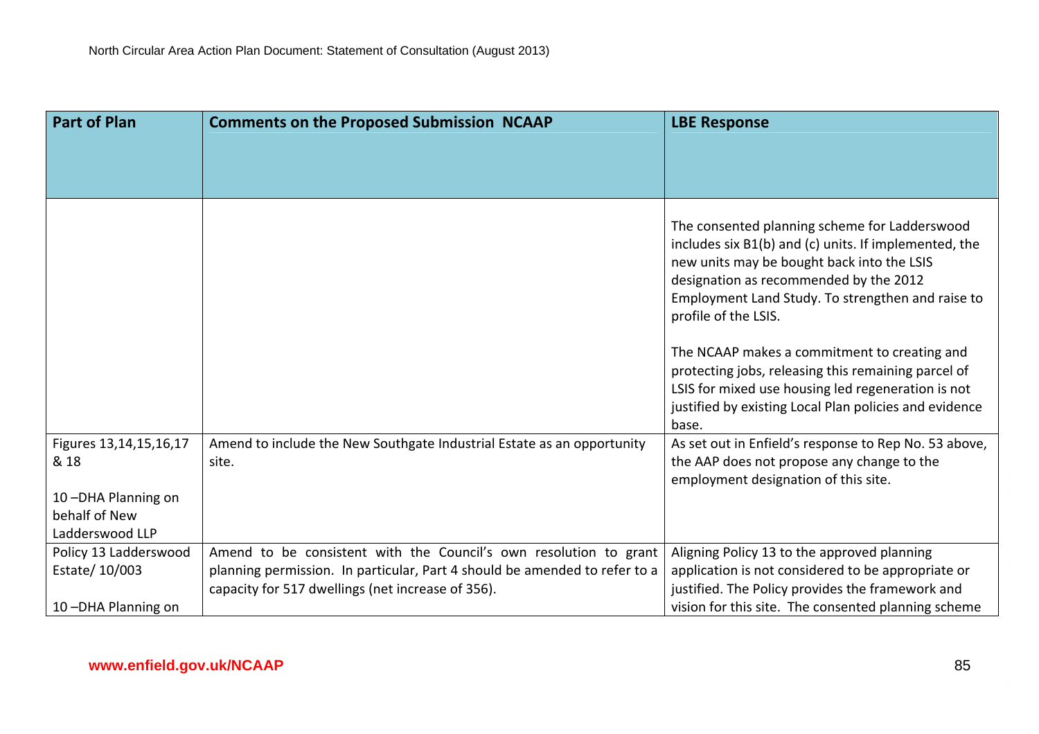| Part of Plan | Comments on the Proposed Submission NCAAP | LBE Response |
| --- | --- | --- |
| | | The consented planning scheme for Ladderswood includes six B1(b) and (c) units. If implemented, the new units may be bought back into the LSIS designation as recommended by the 2012 Employment Land Study. To strengthen and raise to profile of the LSIS.<br><br>The NCAAP makes a commitment to creating and protecting jobs, releasing this remaining parcel of LSIS for mixed use housing led regeneration is not justified by existing Local Plan policies and evidence base. |
| Figures 13,14,15,16,17 & 18<br><br>10 –DHA Planning on behalf of New Ladderswood LLP | Amend to include the New Southgate Industrial Estate as an opportunity site. | As set out in Enfield's response to Rep No. 53 above, the AAP does not propose any change to the employment designation of this site. |
| Policy 13 Ladderswood Estate/ 10/003<br><br>10 –DHA Planning on | Amend to be consistent with the Council's own resolution to grant planning permission. In particular, Part 4 should be amended to refer to a capacity for 517 dwellings (net increase of 356). | Aligning Policy 13 to the approved planning application is not considered to be appropriate or justified. The Policy provides the framework and vision for this site. The consented planning scheme |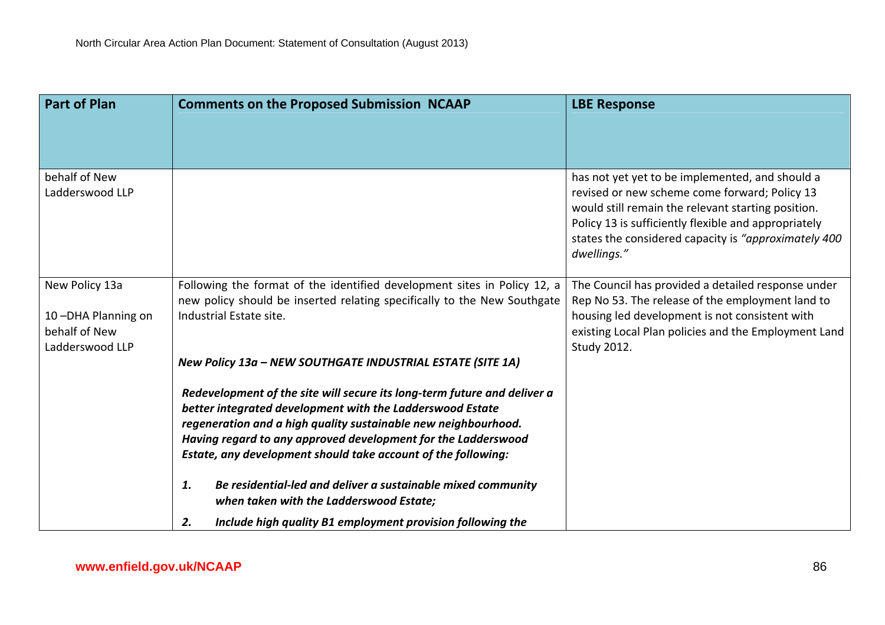| Part of Plan | Comments on the Proposed Submission NCAAP | LBE Response |
|---|---|---|
| behalf of New Ladderswood LLP | | has not yet yet to be implemented, and should a revised or new scheme come forward; Policy 13 would still remain the relevant starting position. Policy 13 is sufficiently flexible and appropriately states the considered capacity is *"approximately 400 dwellings."* |
| New Policy 13a<br><br>10 –DHA Planning on behalf of New Ladderswood LLP | Following the format of the identified development sites in Policy 12, a new policy should be inserted relating specifically to the New Southgate Industrial Estate site.<br><br>***New Policy 13a – NEW SOUTHGATE INDUSTRIAL ESTATE (SITE 1A)***<br><br>***Redevelopment of the site will secure its long-term future and deliver a better integrated development with the Ladderswood Estate regeneration and a high quality sustainable new neighbourhood. Having regard to any approved development for the Ladderswood Estate, any development should take account of the following:***<br><br>***1. Be residential-led and deliver a sustainable mixed community when taken with the Ladderswood Estate;***<br><br>***2. Include high quality B1 employment provision following the*** | The Council has provided a detailed response under Rep No 53. The release of the employment land to housing led development is not consistent with existing Local Plan policies and the Employment Land Study 2012. |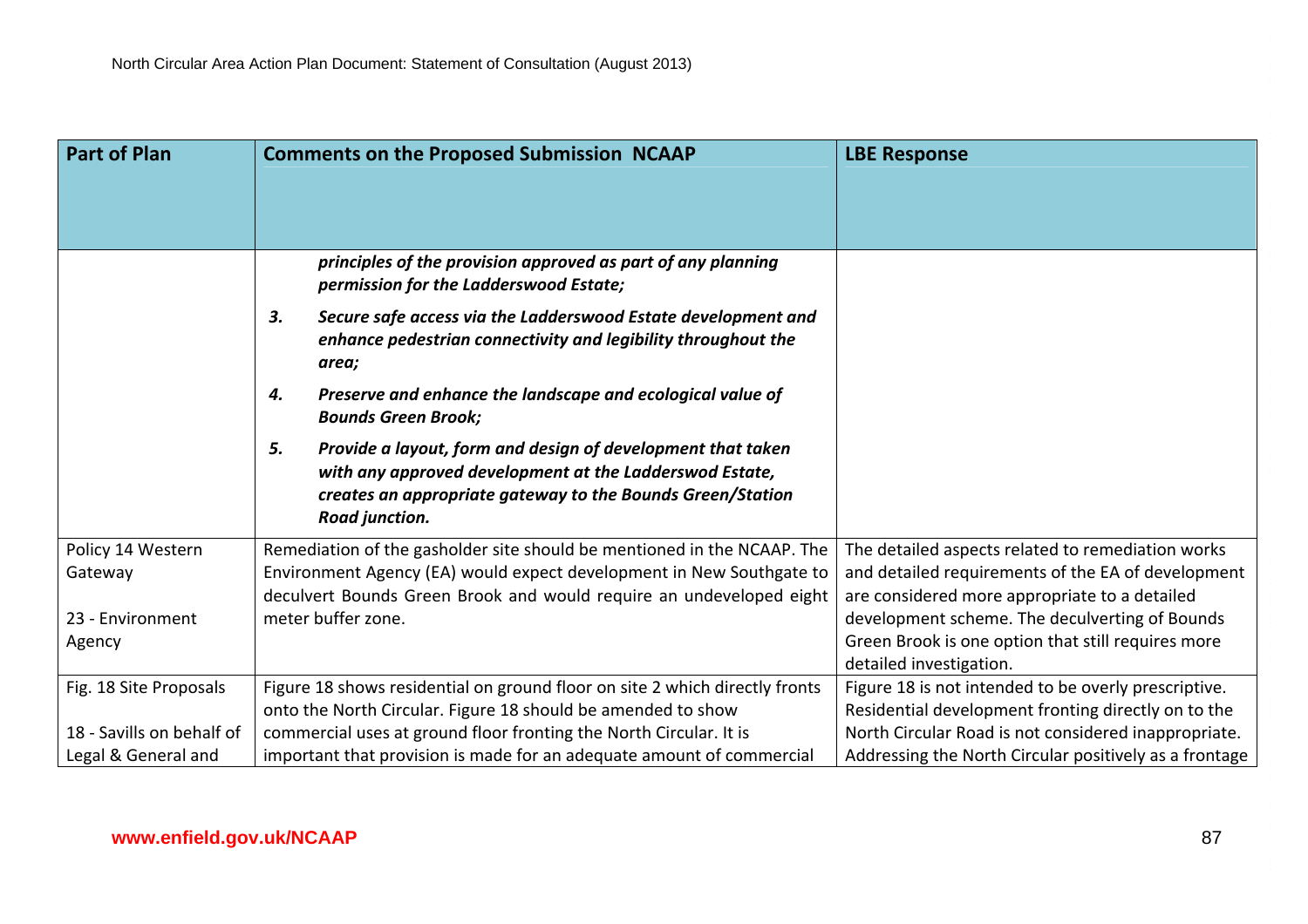| Part of Plan | Comments on the Proposed Submission NCAAP | LBE Response |
|---|---|---|
| | ***principles of the provision approved as part of any planning permission for the Ladderswood Estate;***<br>***3. Secure safe access via the Ladderswood Estate development and enhance pedestrian connectivity and legibility throughout the area;***<br>***4. Preserve and enhance the landscape and ecological value of Bounds Green Brook;***<br>***5. Provide a layout, form and design of development that taken with any approved development at the Ladderswod Estate, creates an appropriate gateway to the Bounds Green/Station Road junction.*** | |
| Policy 14 Western Gateway<br><br>23 - Environment Agency | Remediation of the gasholder site should be mentioned in the NCAAP. The Environment Agency (EA) would expect development in New Southgate to deculvert Bounds Green Brook and would require an undeveloped eight meter buffer zone. | The detailed aspects related to remediation works and detailed requirements of the EA of development are considered more appropriate to a detailed development scheme. The deculverting of Bounds Green Brook is one option that still requires more detailed investigation. |
| Fig. 18 Site Proposals<br><br>18 - Savills on behalf of Legal & General and | Figure 18 shows residential on ground floor on site 2 which directly fronts onto the North Circular. Figure 18 should be amended to show commercial uses at ground floor fronting the North Circular. It is important that provision is made for an adequate amount of commercial | Figure 18 is not intended to be overly prescriptive. Residential development fronting directly on to the North Circular Road is not considered inappropriate. Addressing the North Circular positively as a frontage |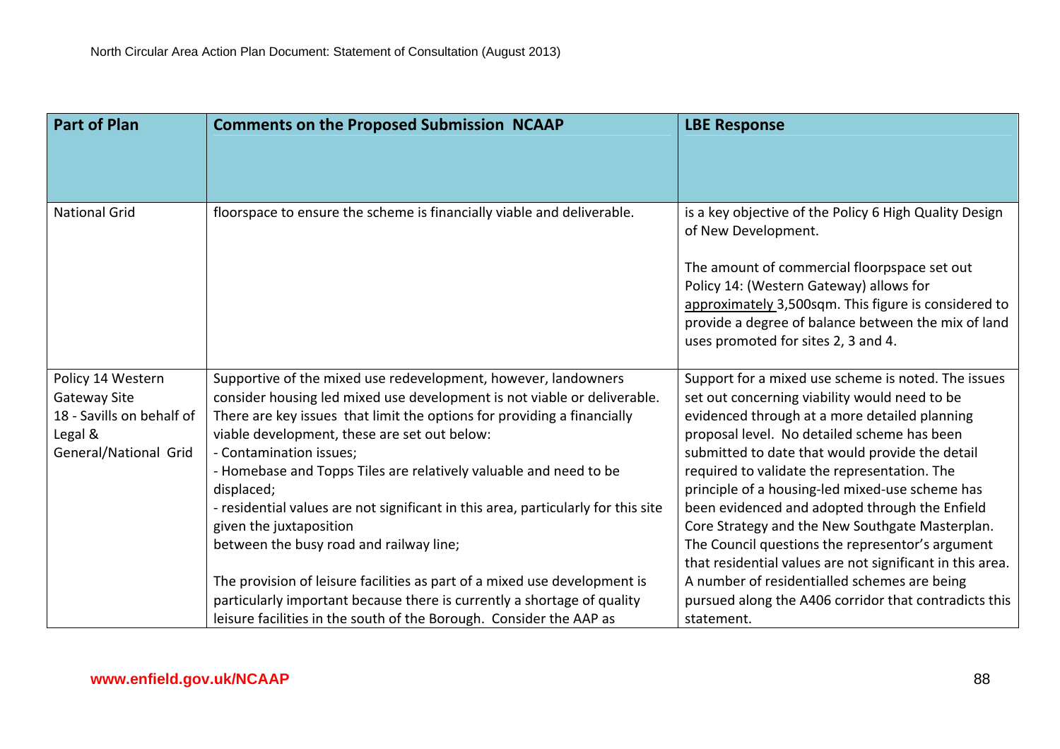| Part of Plan | Comments on the Proposed Submission NCAAP | LBE Response |
|---|---|---|
| National Grid | floorspace to ensure the scheme is financially viable and deliverable. | is a key objective of the Policy 6 High Quality Design of New Development.<br><br>The amount of commercial floorpspace set out Policy 14: (Western Gateway) allows for approximately 3,500sqm. This figure is considered to provide a degree of balance between the mix of land uses promoted for sites 2, 3 and 4. |
| Policy 14 Western Gateway Site<br>18 - Savills on behalf of Legal & General/National Grid | Supportive of the mixed use redevelopment, however, landowners consider housing led mixed use development is not viable or deliverable. There are key issues that limit the options for providing a financially viable development, these are set out below:<br>- Contamination issues;<br>- Homebase and Topps Tiles are relatively valuable and need to be displaced;<br>- residential values are not significant in this area, particularly for this site given the juxtaposition between the busy road and railway line;<br><br>The provision of leisure facilities as part of a mixed use development is particularly important because there is currently a shortage of quality leisure facilities in the south of the Borough. Consider the AAP as | Support for a mixed use scheme is noted. The issues set out concerning viability would need to be evidenced through at a more detailed planning proposal level. No detailed scheme has been submitted to date that would provide the detail required to validate the representation. The principle of a housing-led mixed-use scheme has been evidenced and adopted through the Enfield Core Strategy and the New Southgate Masterplan. The Council questions the representor's argument that residential values are not significant in this area. A number of residentialled schemes are being pursued along the A406 corridor that contradicts this statement. |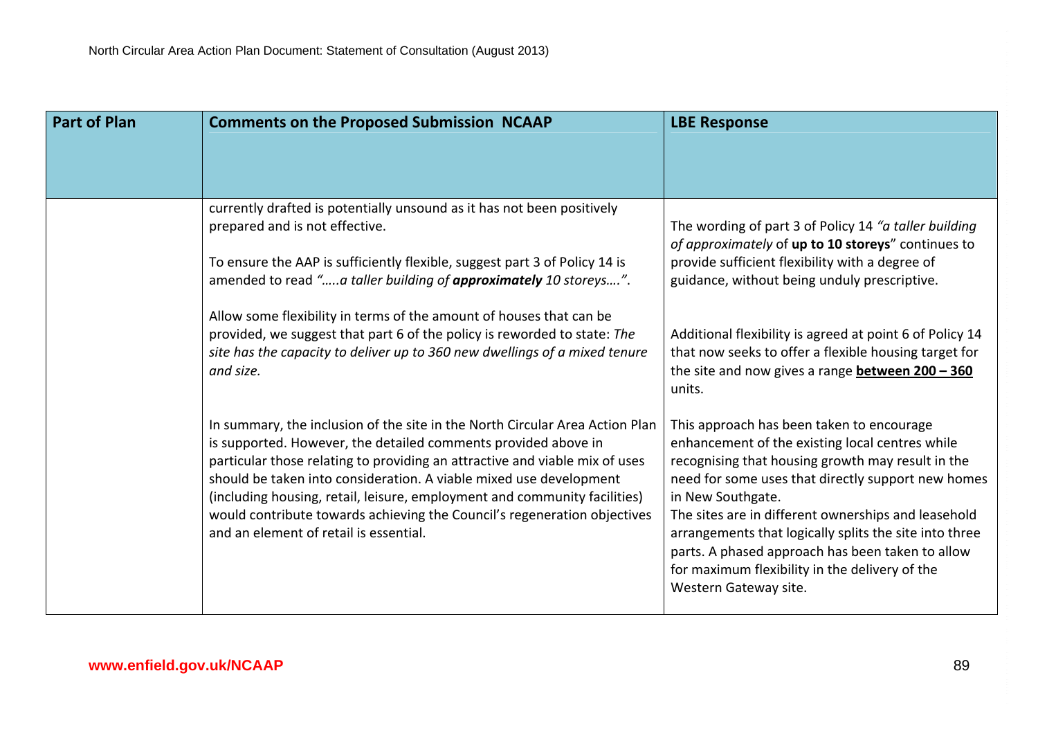| Part of Plan | Comments on the Proposed Submission NCAAP | LBE Response |
|---|---|---|
| | currently drafted is potentially unsound as it has not been positively prepared and is not effective.<br><br>To ensure the AAP is sufficiently flexible, suggest part 3 of Policy 14 is amended to read *"…..a taller building of **approximately** 10 storeys….".* | The wording of part 3 of Policy 14 *"a taller building of approximately* of **up to 10 storeys**" continues to provide sufficient flexibility with a degree of guidance, without being unduly prescriptive. |
| | Allow some flexibility in terms of the amount of houses that can be provided, we suggest that part 6 of the policy is reworded to state: *The site has the capacity to deliver up to 360 new dwellings of a mixed tenure and size.* | Additional flexibility is agreed at point 6 of Policy 14 that now seeks to offer a flexible housing target for the site and now gives a range **<u>between 200 – 360</u>** units. |
| | In summary, the inclusion of the site in the North Circular Area Action Plan is supported. However, the detailed comments provided above in particular those relating to providing an attractive and viable mix of uses should be taken into consideration. A viable mixed use development (including housing, retail, leisure, employment and community facilities) would contribute towards achieving the Council's regeneration objectives and an element of retail is essential. | This approach has been taken to encourage enhancement of the existing local centres while recognising that housing growth may result in the need for some uses that directly support new homes in New Southgate.<br>The sites are in different ownerships and leasehold arrangements that logically splits the site into three parts. A phased approach has been taken to allow for maximum flexibility in the delivery of the Western Gateway site. |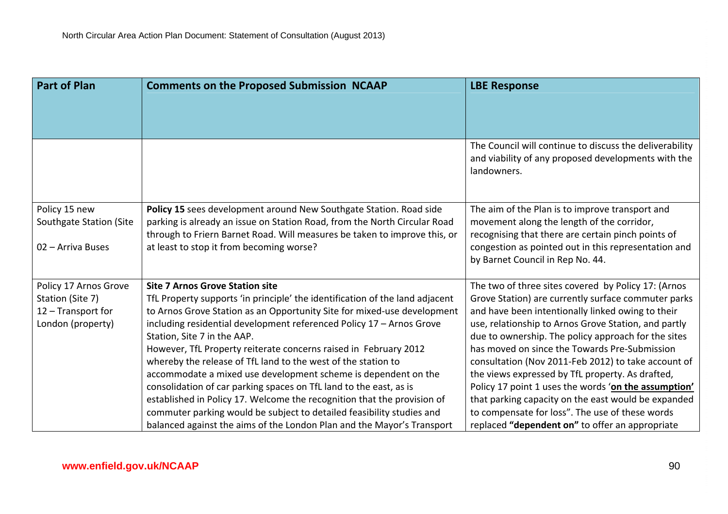| Part of Plan | Comments on the Proposed Submission NCAAP | LBE Response |
|---|---|---|
| | | The Council will continue to discuss the deliverability and viability of any proposed developments with the landowners. |
| Policy 15 new Southgate Station (Site<br><br>02 – Arriva Buses | **Policy 15** sees development around New Southgate Station. Road side parking is already an issue on Station Road, from the North Circular Road through to Friern Barnet Road. Will measures be taken to improve this, or at least to stop it from becoming worse? | The aim of the Plan is to improve transport and movement along the length of the corridor, recognising that there are certain pinch points of congestion as pointed out in this representation and by Barnet Council in Rep No. 44. |
| Policy 17 Arnos Grove Station (Site 7)<br>12 – Transport for London (property) | **Site 7 Arnos Grove Station site**<br>TfL Property supports 'in principle' the identification of the land adjacent to Arnos Grove Station as an Opportunity Site for mixed-use development including residential development referenced Policy 17 – Arnos Grove Station, Site 7 in the AAP.<br>However, TfL Property reiterate concerns raised in February 2012 whereby the release of TfL land to the west of the station to accommodate a mixed use development scheme is dependent on the consolidation of car parking spaces on TfL land to the east, as is established in Policy 17. Welcome the recognition that the provision of commuter parking would be subject to detailed feasibility studies and balanced against the aims of the London Plan and the Mayor's Transport | The two of three sites covered by Policy 17: (Arnos Grove Station) are currently surface commuter parks and have been intentionally linked owing to their use, relationship to Arnos Grove Station, and partly due to ownership. The policy approach for the sites has moved on since the Towards Pre-Submission consultation (Nov 2011-Feb 2012) to take account of the views expressed by TfL property. As drafted, Policy 17 point 1 uses the words '**on the assumption'** that parking capacity on the east would be expanded to compensate for loss". The use of these words replaced **"dependent on"** to offer an appropriate |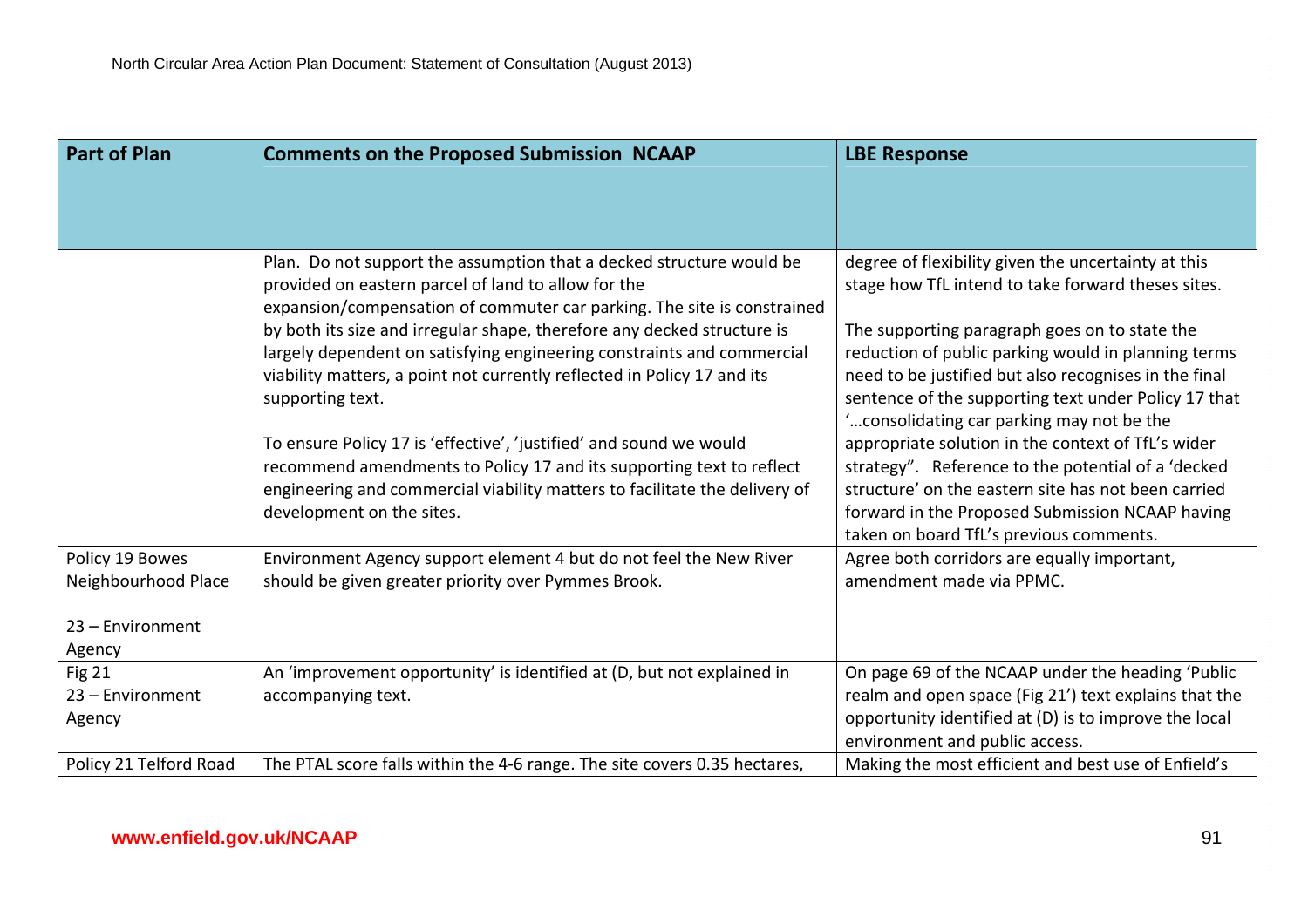| Part of Plan | Comments on the Proposed Submission NCAAP | LBE Response |
|---|---|---|
| | Plan. Do not support the assumption that a decked structure would be provided on eastern parcel of land to allow for the expansion/compensation of commuter car parking. The site is constrained by both its size and irregular shape, therefore any decked structure is largely dependent on satisfying engineering constraints and commercial viability matters, a point not currently reflected in Policy 17 and its supporting text.<br><br>To ensure Policy 17 is 'effective', 'justified' and sound we would recommend amendments to Policy 17 and its supporting text to reflect engineering and commercial viability matters to facilitate the delivery of development on the sites. | degree of flexibility given the uncertainty at this stage how TfL intend to take forward theses sites.<br><br>The supporting paragraph goes on to state the reduction of public parking would in planning terms need to be justified but also recognises in the final sentence of the supporting text under Policy 17 that '…consolidating car parking may not be the appropriate solution in the context of TfL's wider strategy". Reference to the potential of a 'decked structure' on the eastern site has not been carried forward in the Proposed Submission NCAAP having taken on board TfL's previous comments. |
| Policy 19 Bowes Neighbourhood Place<br><br>23 – Environment Agency | Environment Agency support element 4 but do not feel the New River should be given greater priority over Pymmes Brook. | Agree both corridors are equally important, amendment made via PPMC. |
| Fig 21<br>23 – Environment Agency | An 'improvement opportunity' is identified at (D, but not explained in accompanying text. | On page 69 of the NCAAP under the heading 'Public realm and open space (Fig 21') text explains that the opportunity identified at (D) is to improve the local environment and public access. |
| Policy 21 Telford Road | The PTAL score falls within the 4-6 range. The site covers 0.35 hectares, | Making the most efficient and best use of Enfield's |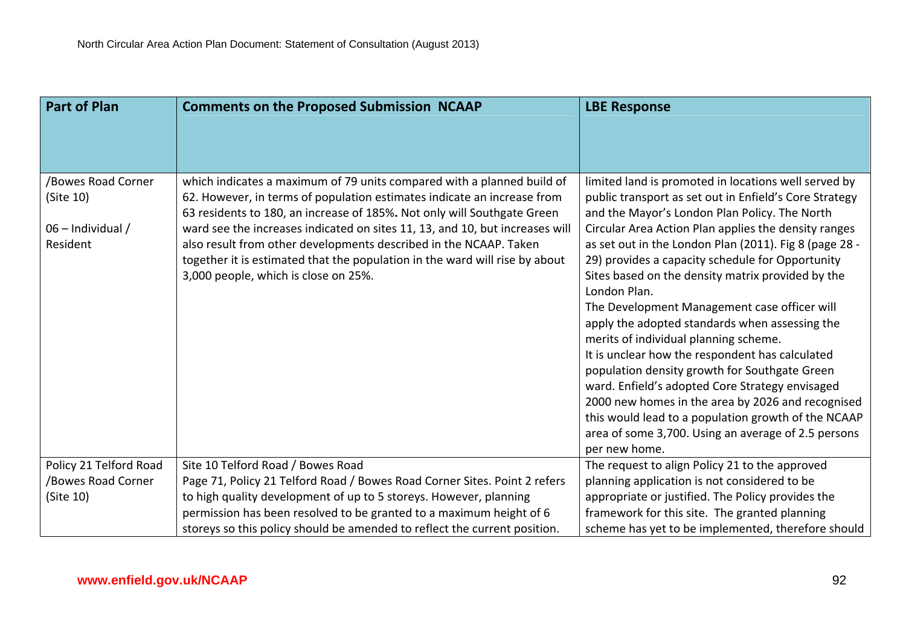| Part of Plan | Comments on the Proposed Submission NCAAP | LBE Response |
| --- | --- | --- |
| /Bowes Road Corner (Site 10)<br><br>06 – Individual / Resident | which indicates a maximum of 79 units compared with a planned build of 62. However, in terms of population estimates indicate an increase from 63 residents to 180, an increase of 185%**.** Not only will Southgate Green ward see the increases indicated on sites 11, 13, and 10, but increases will also result from other developments described in the NCAAP. Taken together it is estimated that the population in the ward will rise by about 3,000 people, which is close on 25%. | limited land is promoted in locations well served by public transport as set out in Enfield's Core Strategy and the Mayor's London Plan Policy. The North Circular Area Action Plan applies the density ranges as set out in the London Plan (2011). Fig 8 (page 28 - 29) provides a capacity schedule for Opportunity Sites based on the density matrix provided by the London Plan.<br>The Development Management case officer will apply the adopted standards when assessing the merits of individual planning scheme.<br>It is unclear how the respondent has calculated population density growth for Southgate Green ward. Enfield's adopted Core Strategy envisaged 2000 new homes in the area by 2026 and recognised this would lead to a population growth of the NCAAP area of some 3,700. Using an average of 2.5 persons per new home. |
| Policy 21 Telford Road /Bowes Road Corner (Site 10) | Site 10 Telford Road / Bowes Road<br>Page 71, Policy 21 Telford Road / Bowes Road Corner Sites. Point 2 refers to high quality development of up to 5 storeys. However, planning permission has been resolved to be granted to a maximum height of 6 storeys so this policy should be amended to reflect the current position. | The request to align Policy 21 to the approved planning application is not considered to be appropriate or justified. The Policy provides the framework for this site. The granted planning scheme has yet to be implemented, therefore should |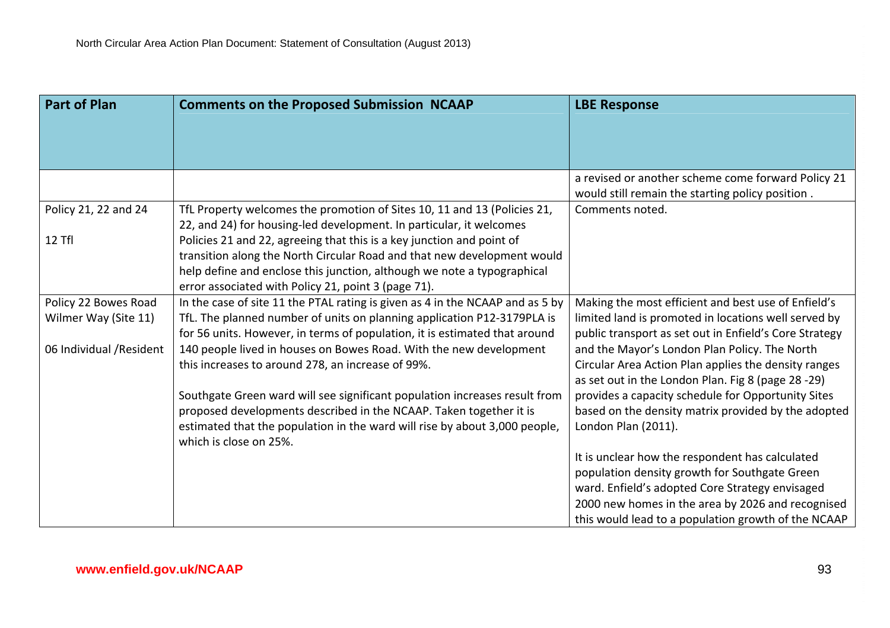| Part of Plan | Comments on the Proposed Submission NCAAP | LBE Response |
|---|---|---|
| | | a revised or another scheme come forward Policy 21 would still remain the starting policy position . |
| Policy 21, 22 and 24<br><br>12 Tfl | TfL Property welcomes the promotion of Sites 10, 11 and 13 (Policies 21, 22, and 24) for housing-led development. In particular, it welcomes Policies 21 and 22, agreeing that this is a key junction and point of transition along the North Circular Road and that new development would help define and enclose this junction, although we note a typographical error associated with Policy 21, point 3 (page 71). | Comments noted. |
| Policy 22 Bowes Road Wilmer Way (Site 11)<br><br>06 Individual /Resident | In the case of site 11 the PTAL rating is given as 4 in the NCAAP and as 5 by TfL. The planned number of units on planning application P12-3179PLA is for 56 units. However, in terms of population, it is estimated that around 140 people lived in houses on Bowes Road. With the new development this increases to around 278, an increase of 99%.<br><br>Southgate Green ward will see significant population increases result from proposed developments described in the NCAAP. Taken together it is estimated that the population in the ward will rise by about 3,000 people, which is close on 25%. | Making the most efficient and best use of Enfield's limited land is promoted in locations well served by public transport as set out in Enfield's Core Strategy and the Mayor's London Plan Policy. The North Circular Area Action Plan applies the density ranges as set out in the London Plan. Fig 8 (page 28 -29) provides a capacity schedule for Opportunity Sites based on the density matrix provided by the adopted London Plan (2011).<br><br>It is unclear how the respondent has calculated population density growth for Southgate Green ward. Enfield's adopted Core Strategy envisaged 2000 new homes in the area by 2026 and recognised this would lead to a population growth of the NCAAP |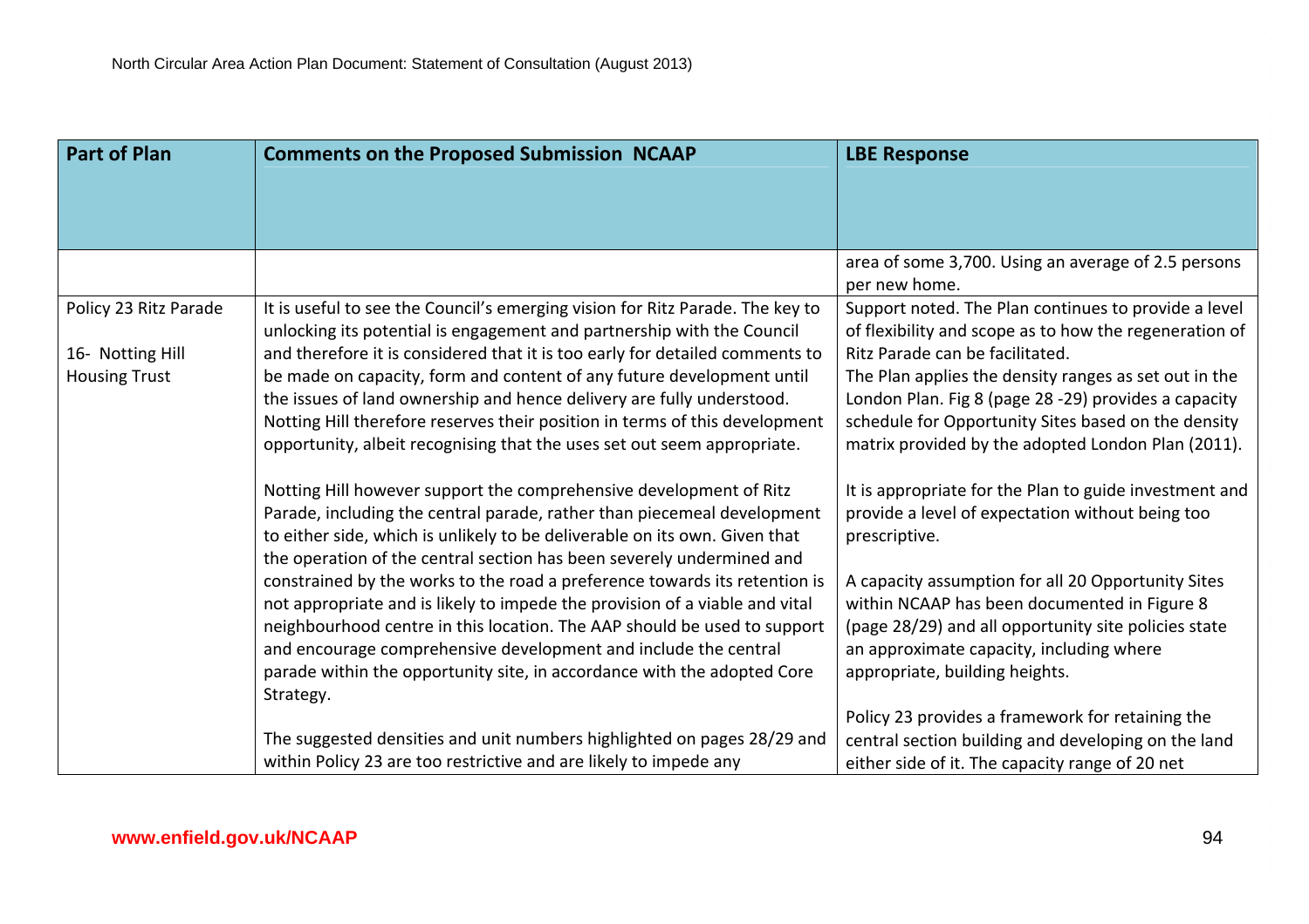| Part of Plan | Comments on the Proposed Submission NCAAP | LBE Response |
|---|---|---|
| | | area of some 3,700. Using an average of 2.5 persons per new home. |
| Policy 23 Ritz Parade<br><br>16- Notting Hill Housing Trust | It is useful to see the Council's emerging vision for Ritz Parade. The key to unlocking its potential is engagement and partnership with the Council and therefore it is considered that it is too early for detailed comments to be made on capacity, form and content of any future development until the issues of land ownership and hence delivery are fully understood. Notting Hill therefore reserves their position in terms of this development opportunity, albeit recognising that the uses set out seem appropriate.<br><br>Notting Hill however support the comprehensive development of Ritz Parade, including the central parade, rather than piecemeal development to either side, which is unlikely to be deliverable on its own. Given that the operation of the central section has been severely undermined and constrained by the works to the road a preference towards its retention is not appropriate and is likely to impede the provision of a viable and vital neighbourhood centre in this location. The AAP should be used to support and encourage comprehensive development and include the central parade within the opportunity site, in accordance with the adopted Core Strategy.<br><br>The suggested densities and unit numbers highlighted on pages 28/29 and within Policy 23 are too restrictive and are likely to impede any | Support noted. The Plan continues to provide a level of flexibility and scope as to how the regeneration of Ritz Parade can be facilitated.<br>The Plan applies the density ranges as set out in the London Plan. Fig 8 (page 28 -29) provides a capacity schedule for Opportunity Sites based on the density matrix provided by the adopted London Plan (2011).<br><br>It is appropriate for the Plan to guide investment and provide a level of expectation without being too prescriptive.<br><br>A capacity assumption for all 20 Opportunity Sites within NCAAP has been documented in Figure 8 (page 28/29) and all opportunity site policies state an approximate capacity, including where appropriate, building heights.<br><br>Policy 23 provides a framework for retaining the central section building and developing on the land either side of it. The capacity range of 20 net |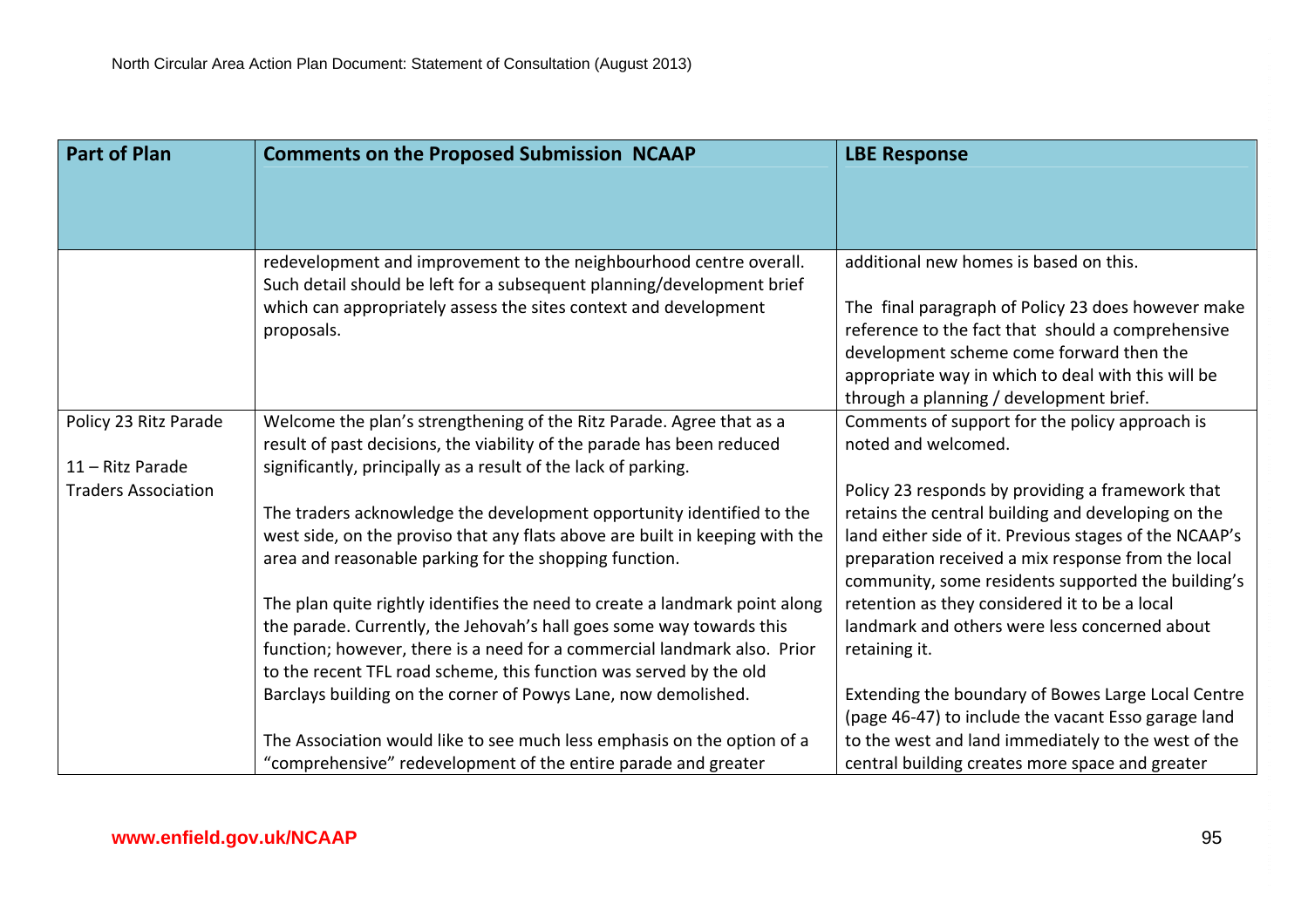| Part of Plan | Comments on the Proposed Submission NCAAP | LBE Response |
|---|---|---|
| | redevelopment and improvement to the neighbourhood centre overall. Such detail should be left for a subsequent planning/development brief which can appropriately assess the sites context and development proposals. | additional new homes is based on this.<br><br>The final paragraph of Policy 23 does however make reference to the fact that should a comprehensive development scheme come forward then the appropriate way in which to deal with this will be through a planning / development brief. |
| Policy 23 Ritz Parade<br><br>11 – Ritz Parade Traders Association | Welcome the plan's strengthening of the Ritz Parade. Agree that as a result of past decisions, the viability of the parade has been reduced significantly, principally as a result of the lack of parking.<br><br>The traders acknowledge the development opportunity identified to the west side, on the proviso that any flats above are built in keeping with the area and reasonable parking for the shopping function.<br><br>The plan quite rightly identifies the need to create a landmark point along the parade. Currently, the Jehovah's hall goes some way towards this function; however, there is a need for a commercial landmark also. Prior to the recent TFL road scheme, this function was served by the old Barclays building on the corner of Powys Lane, now demolished.<br><br>The Association would like to see much less emphasis on the option of a "comprehensive" redevelopment of the entire parade and greater | Comments of support for the policy approach is noted and welcomed.<br><br>Policy 23 responds by providing a framework that retains the central building and developing on the land either side of it. Previous stages of the NCAAP's preparation received a mix response from the local community, some residents supported the building's retention as they considered it to be a local landmark and others were less concerned about retaining it.<br><br>Extending the boundary of Bowes Large Local Centre (page 46-47) to include the vacant Esso garage land to the west and land immediately to the west of the central building creates more space and greater |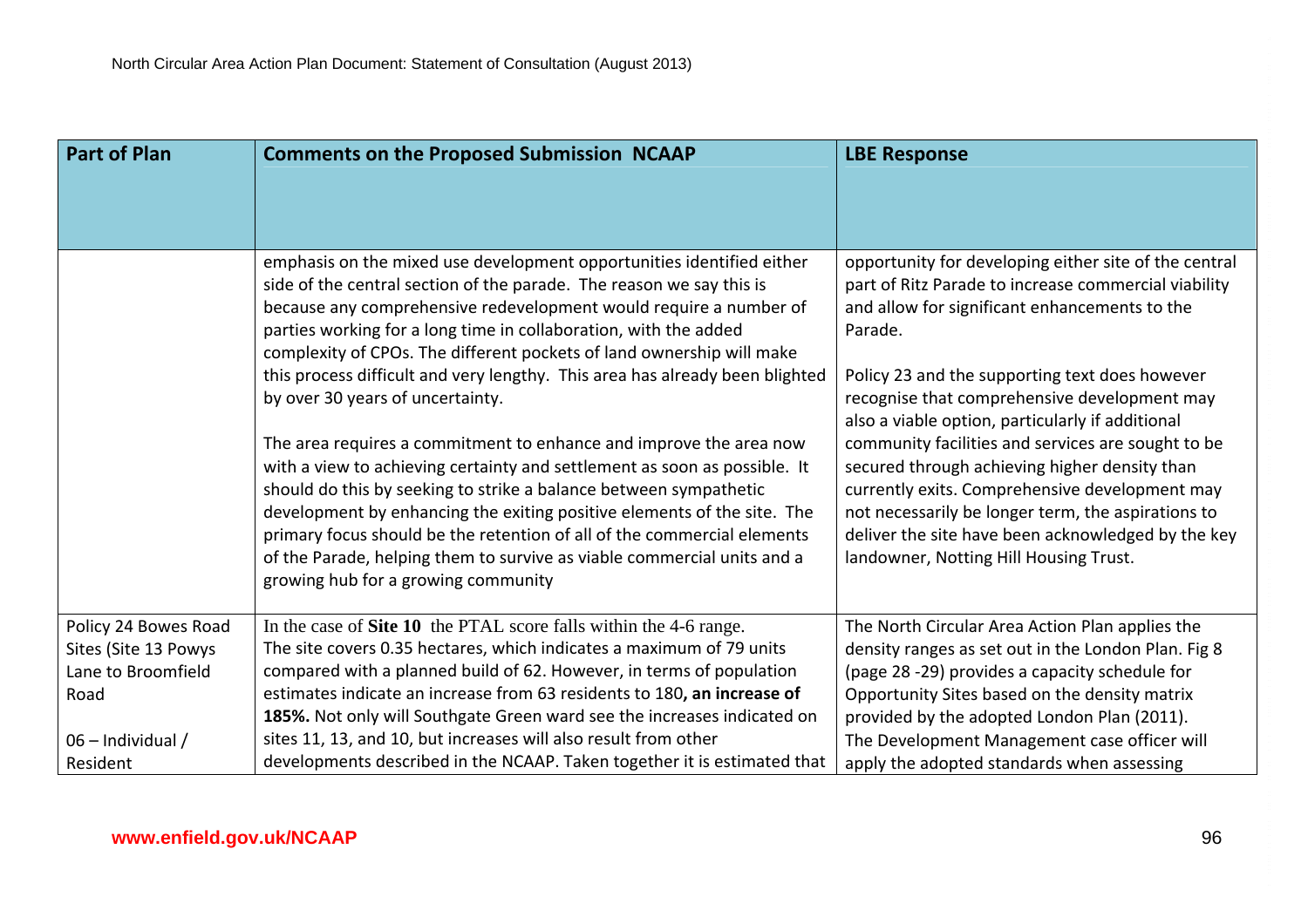| Part of Plan | Comments on the Proposed Submission NCAAP | LBE Response |
|---|---|---|
| | emphasis on the mixed use development opportunities identified either side of the central section of the parade. The reason we say this is because any comprehensive redevelopment would require a number of parties working for a long time in collaboration, with the added complexity of CPOs. The different pockets of land ownership will make this process difficult and very lengthy. This area has already been blighted by over 30 years of uncertainty.<br><br>The area requires a commitment to enhance and improve the area now with a view to achieving certainty and settlement as soon as possible. It should do this by seeking to strike a balance between sympathetic development by enhancing the exiting positive elements of the site. The primary focus should be the retention of all of the commercial elements of the Parade, helping them to survive as viable commercial units and a growing hub for a growing community | opportunity for developing either site of the central part of Ritz Parade to increase commercial viability and allow for significant enhancements to the Parade.<br><br>Policy 23 and the supporting text does however recognise that comprehensive development may also a viable option, particularly if additional community facilities and services are sought to be secured through achieving higher density than currently exits. Comprehensive development may not necessarily be longer term, the aspirations to deliver the site have been acknowledged by the key landowner, Notting Hill Housing Trust. |
| Policy 24 Bowes Road Sites (Site 13 Powys Lane to Broomfield Road<br><br>06 – Individual / Resident | In the case of **Site 10** the PTAL score falls within the 4-6 range. The site covers 0.35 hectares, which indicates a maximum of 79 units compared with a planned build of 62. However, in terms of population estimates indicate an increase from 63 residents to 180**, an increase of 185%.** Not only will Southgate Green ward see the increases indicated on sites 11, 13, and 10, but increases will also result from other developments described in the NCAAP. Taken together it is estimated that | The North Circular Area Action Plan applies the density ranges as set out in the London Plan. Fig 8 (page 28 -29) provides a capacity schedule for Opportunity Sites based on the density matrix provided by the adopted London Plan (2011). The Development Management case officer will apply the adopted standards when assessing |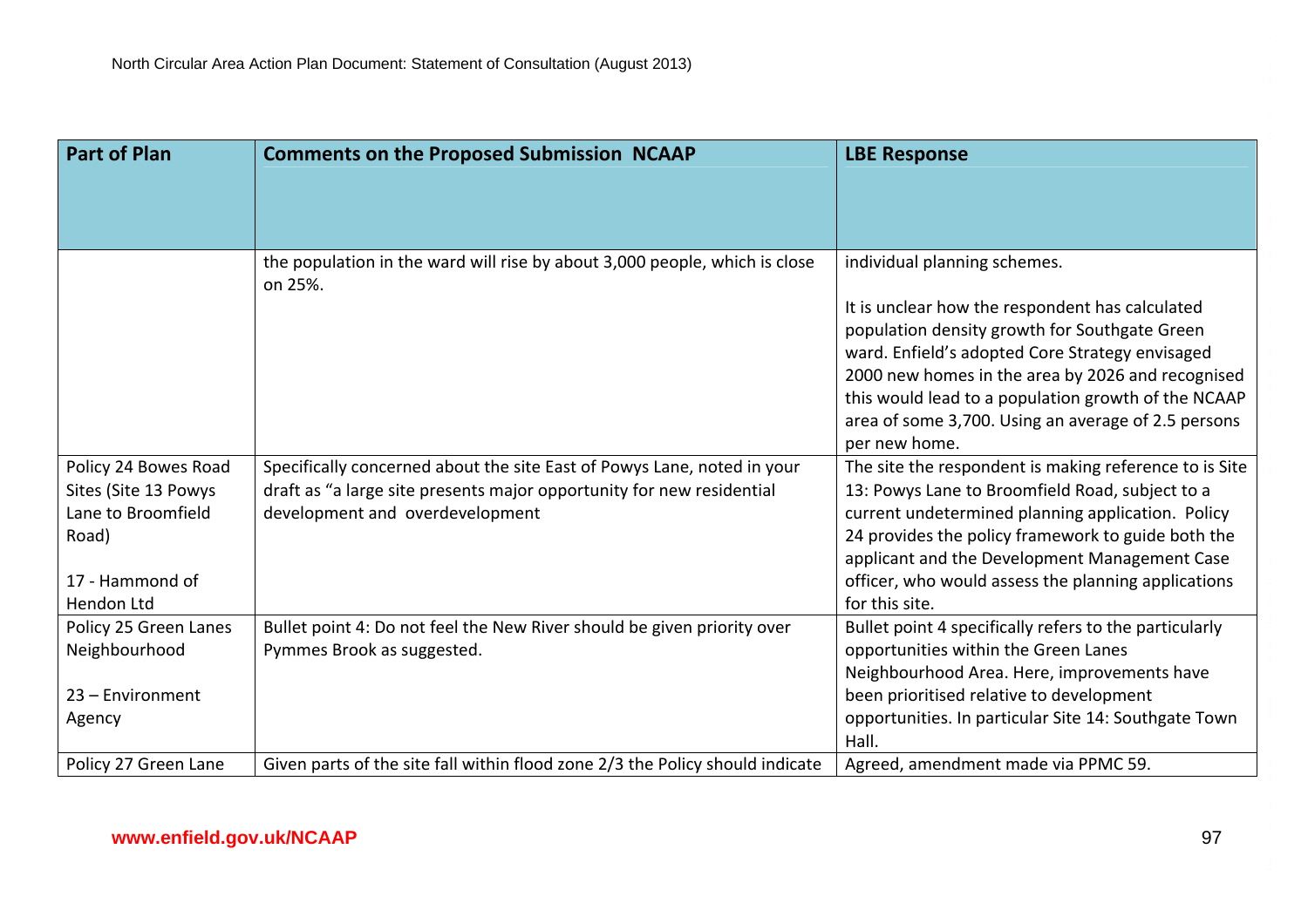| Part of Plan | Comments on the Proposed Submission NCAAP | LBE Response |
|---|---|---|
| | the population in the ward will rise by about 3,000 people, which is close on 25%. | individual planning schemes.<br><br>It is unclear how the respondent has calculated population density growth for Southgate Green ward. Enfield's adopted Core Strategy envisaged 2000 new homes in the area by 2026 and recognised this would lead to a population growth of the NCAAP area of some 3,700. Using an average of 2.5 persons per new home. |
| Policy 24 Bowes Road Sites (Site 13 Powys Lane to Broomfield Road)<br><br>17 - Hammond of Hendon Ltd | Specifically concerned about the site East of Powys Lane, noted in your draft as "a large site presents major opportunity for new residential development and overdevelopment | The site the respondent is making reference to is Site 13: Powys Lane to Broomfield Road, subject to a current undetermined planning application. Policy 24 provides the policy framework to guide both the applicant and the Development Management Case officer, who would assess the planning applications for this site. |
| Policy 25 Green Lanes Neighbourhood<br><br>23 – Environment Agency | Bullet point 4: Do not feel the New River should be given priority over Pymmes Brook as suggested. | Bullet point 4 specifically refers to the particularly opportunities within the Green Lanes Neighbourhood Area. Here, improvements have been prioritised relative to development opportunities. In particular Site 14: Southgate Town Hall. |
| Policy 27 Green Lane | Given parts of the site fall within flood zone 2/3 the Policy should indicate | Agreed, amendment made via PPMC 59. |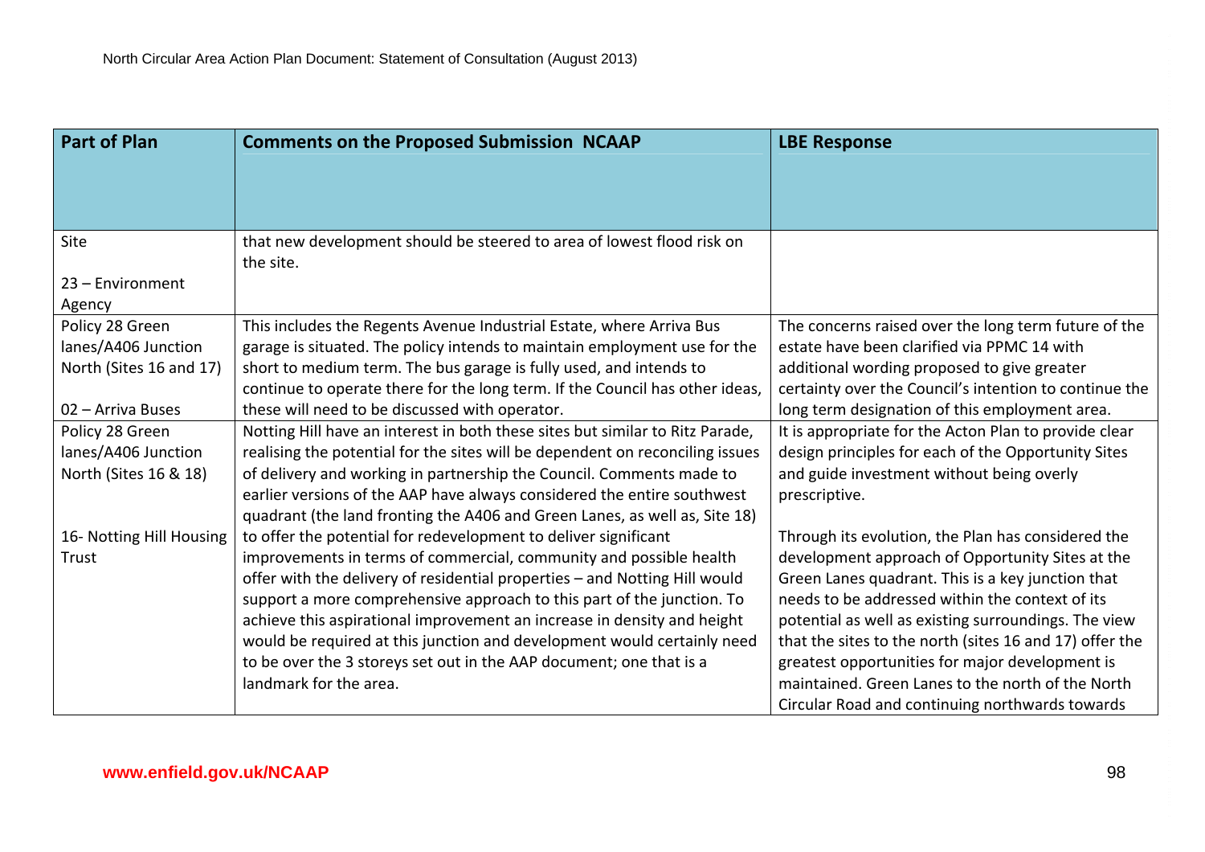| Part of Plan | Comments on the Proposed Submission NCAAP | LBE Response |
|---|---|---|
| Site<br><br>23 – Environment Agency | that new development should be steered to area of lowest flood risk on the site. | |
| Policy 28 Green lanes/A406 Junction North (Sites 16 and 17)<br><br>02 – Arriva Buses | This includes the Regents Avenue Industrial Estate, where Arriva Bus garage is situated. The policy intends to maintain employment use for the short to medium term. The bus garage is fully used, and intends to continue to operate there for the long term. If the Council has other ideas, these will need to be discussed with operator. | The concerns raised over the long term future of the estate have been clarified via PPMC 14 with additional wording proposed to give greater certainty over the Council's intention to continue the long term designation of this employment area. |
| Policy 28 Green lanes/A406 Junction North (Sites 16 & 18)<br><br>16- Notting Hill Housing Trust | Notting Hill have an interest in both these sites but similar to Ritz Parade, realising the potential for the sites will be dependent on reconciling issues of delivery and working in partnership the Council. Comments made to earlier versions of the AAP have always considered the entire southwest quadrant (the land fronting the A406 and Green Lanes, as well as, Site 18) to offer the potential for redevelopment to deliver significant improvements in terms of commercial, community and possible health offer with the delivery of residential properties – and Notting Hill would support a more comprehensive approach to this part of the junction. To achieve this aspirational improvement an increase in density and height would be required at this junction and development would certainly need to be over the 3 storeys set out in the AAP document; one that is a landmark for the area. | It is appropriate for the Acton Plan to provide clear design principles for each of the Opportunity Sites and guide investment without being overly prescriptive.<br><br>Through its evolution, the Plan has considered the development approach of Opportunity Sites at the Green Lanes quadrant. This is a key junction that needs to be addressed within the context of its potential as well as existing surroundings. The view that the sites to the north (sites 16 and 17) offer the greatest opportunities for major development is maintained. Green Lanes to the north of the North Circular Road and continuing northwards towards |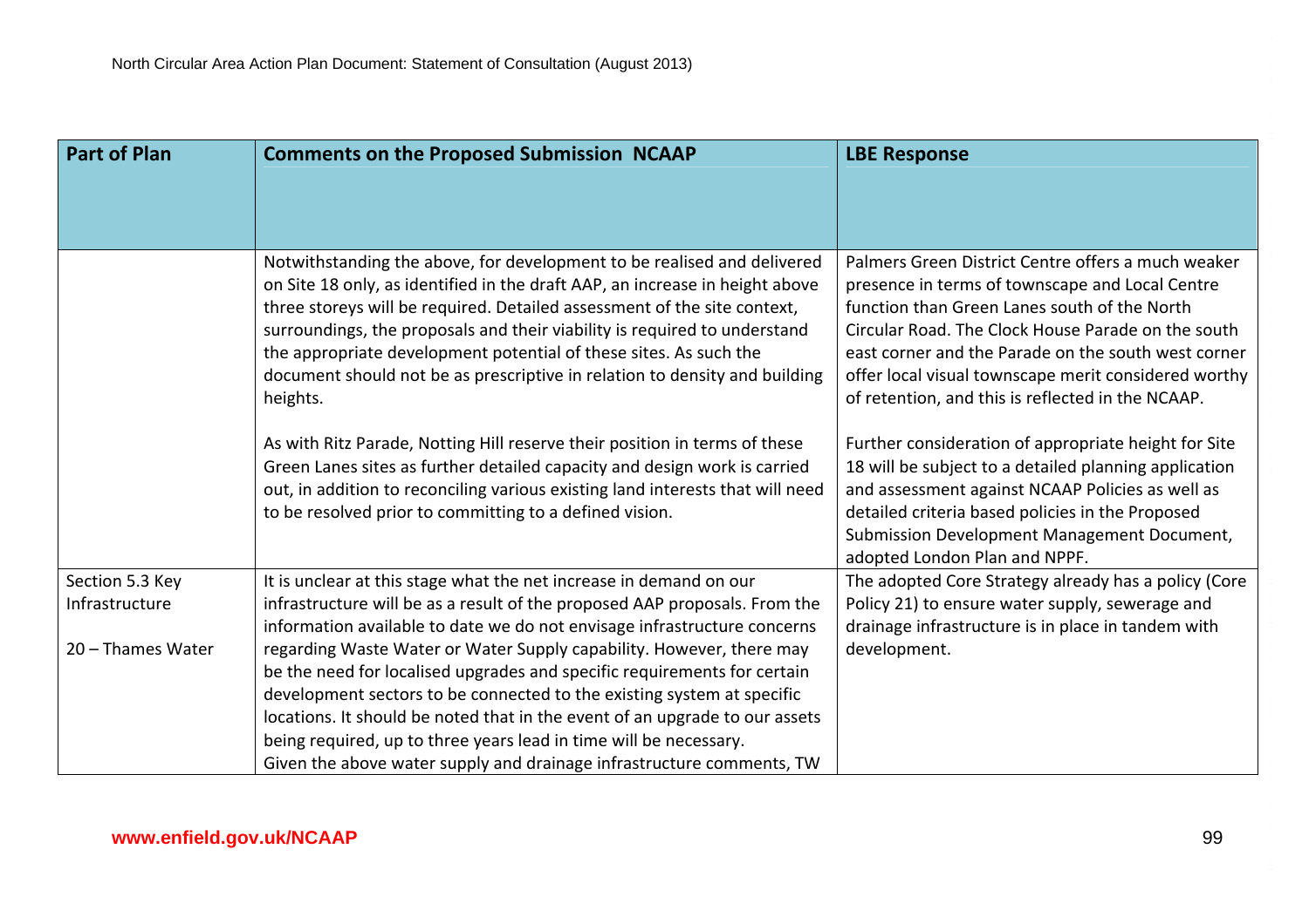| Part of Plan | Comments on the Proposed Submission NCAAP | LBE Response |
|---|---|---|
| | Notwithstanding the above, for development to be realised and delivered on Site 18 only, as identified in the draft AAP, an increase in height above three storeys will be required. Detailed assessment of the site context, surroundings, the proposals and their viability is required to understand the appropriate development potential of these sites. As such the document should not be as prescriptive in relation to density and building heights.<br><br>As with Ritz Parade, Notting Hill reserve their position in terms of these Green Lanes sites as further detailed capacity and design work is carried out, in addition to reconciling various existing land interests that will need to be resolved prior to committing to a defined vision. | Palmers Green District Centre offers a much weaker presence in terms of townscape and Local Centre function than Green Lanes south of the North Circular Road. The Clock House Parade on the south east corner and the Parade on the south west corner offer local visual townscape merit considered worthy of retention, and this is reflected in the NCAAP.<br><br>Further consideration of appropriate height for Site 18 will be subject to a detailed planning application and assessment against NCAAP Policies as well as detailed criteria based policies in the Proposed Submission Development Management Document, adopted London Plan and NPPF. |
| Section 5.3 Key Infrastructure<br><br>20 – Thames Water | It is unclear at this stage what the net increase in demand on our infrastructure will be as a result of the proposed AAP proposals. From the information available to date we do not envisage infrastructure concerns regarding Waste Water or Water Supply capability. However, there may be the need for localised upgrades and specific requirements for certain development sectors to be connected to the existing system at specific locations. It should be noted that in the event of an upgrade to our assets being required, up to three years lead in time will be necessary.<br>Given the above water supply and drainage infrastructure comments, TW | The adopted Core Strategy already has a policy (Core Policy 21) to ensure water supply, sewerage and drainage infrastructure is in place in tandem with development. |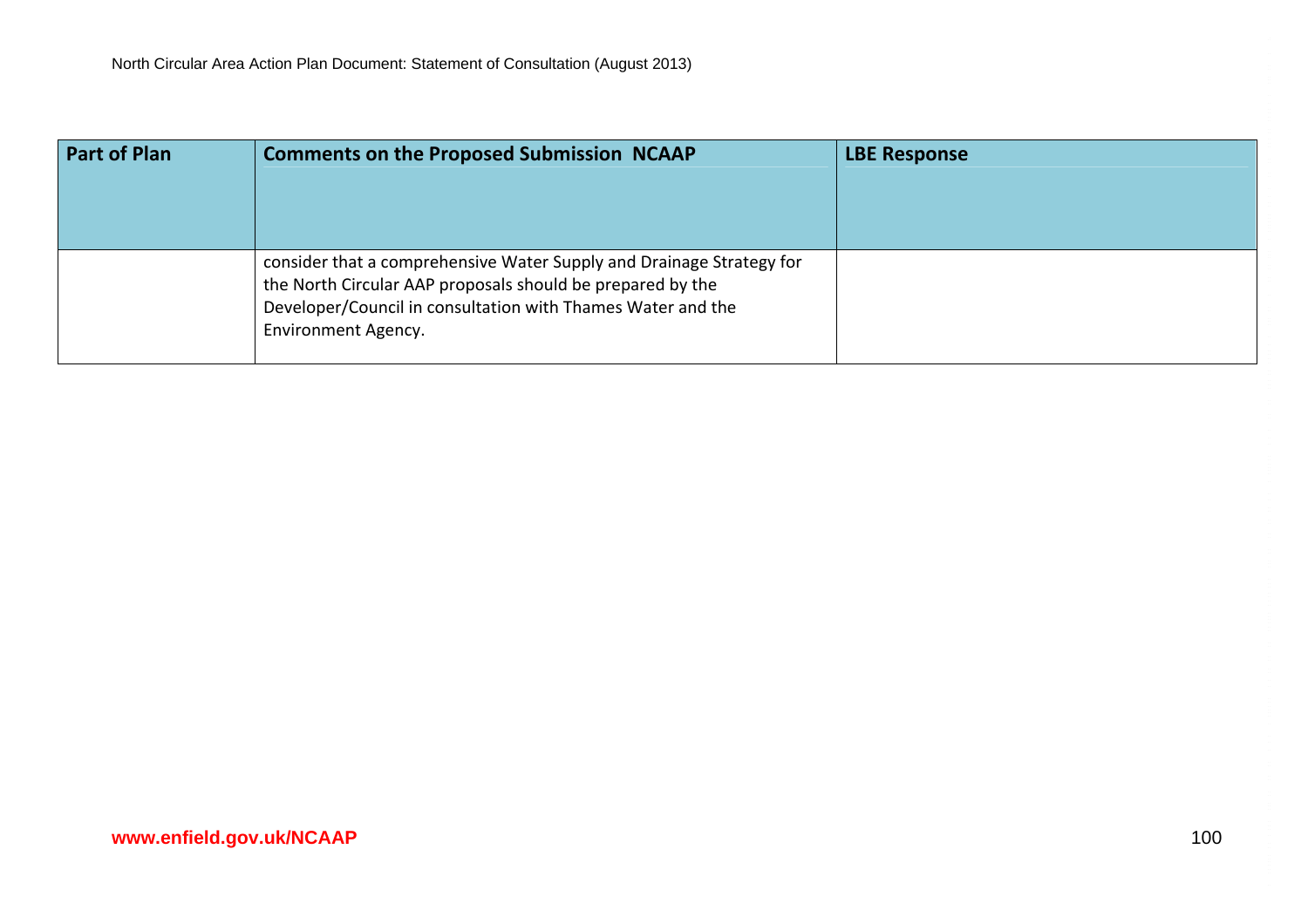| Part of Plan | Comments on the Proposed Submission NCAAP | LBE Response |
| --- | --- | --- |
| | consider that a comprehensive Water Supply and Drainage Strategy for the North Circular AAP proposals should be prepared by the Developer/Council in consultation with Thames Water and the Environment Agency. | |